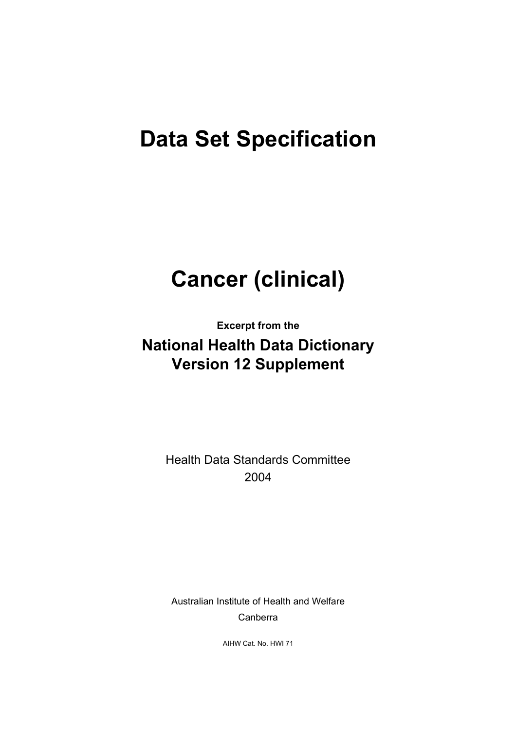# Data Set Specification

# Cancer (clinical)

**Excerpt from the**

## National Health Data Dictionary Version 12 Supplement

Health Data Standards Committee
2004

Australian Institute of Health and Welfare
Canberra

AIHW Cat. No. HWI 71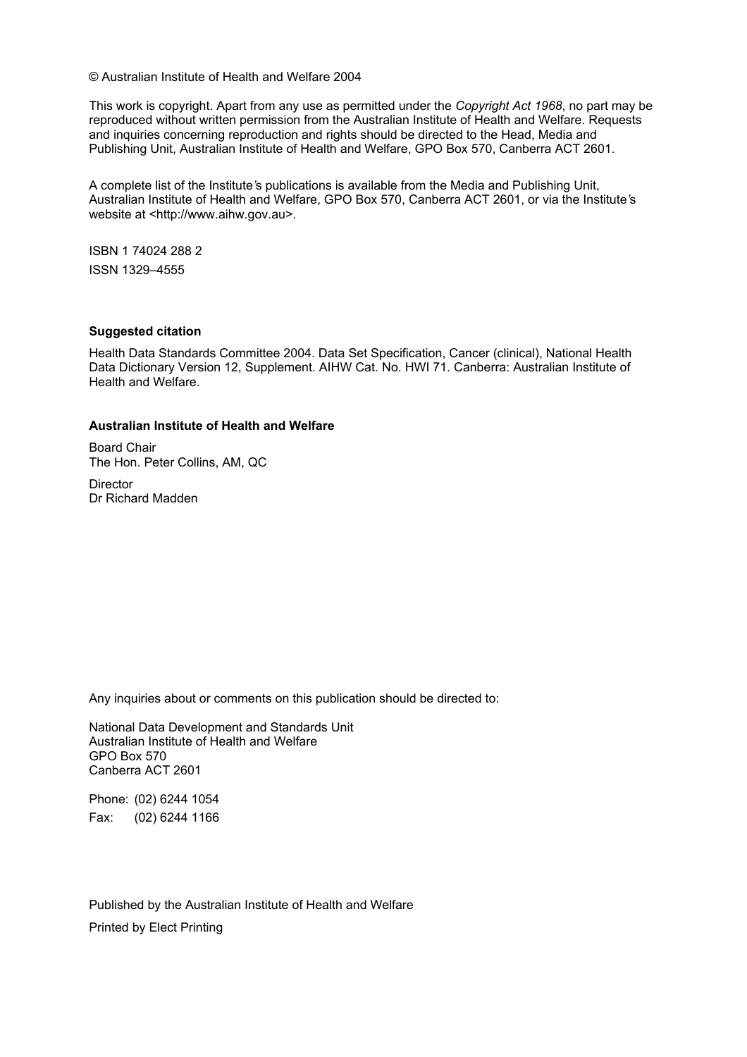© Australian Institute of Health and Welfare 2004

This work is copyright. Apart from any use as permitted under the *Copyright Act 1968*, no part may be reproduced without written permission from the Australian Institute of Health and Welfare. Requests and inquiries concerning reproduction and rights should be directed to the Head, Media and Publishing Unit, Australian Institute of Health and Welfare, GPO Box 570, Canberra ACT 2601.

A complete list of the Institute's publications is available from the Media and Publishing Unit, Australian Institute of Health and Welfare, GPO Box 570, Canberra ACT 2601, or via the Institute's website at <http://www.aihw.gov.au>.

ISBN 1 74024 288 2

ISSN 1329–4555

**Suggested citation**

Health Data Standards Committee 2004. Data Set Specification, Cancer (clinical), National Health Data Dictionary Version 12, Supplement. AIHW Cat. No. HWI 71. Canberra: Australian Institute of Health and Welfare.

**Australian Institute of Health and Welfare**

Board Chair
The Hon. Peter Collins, AM, QC

Director
Dr Richard Madden

Any inquiries about or comments on this publication should be directed to:

National Data Development and Standards Unit
Australian Institute of Health and Welfare
GPO Box 570
Canberra ACT 2601

Phone: (02) 6244 1054
Fax: (02) 6244 1166

Published by the Australian Institute of Health and Welfare

Printed by Elect Printing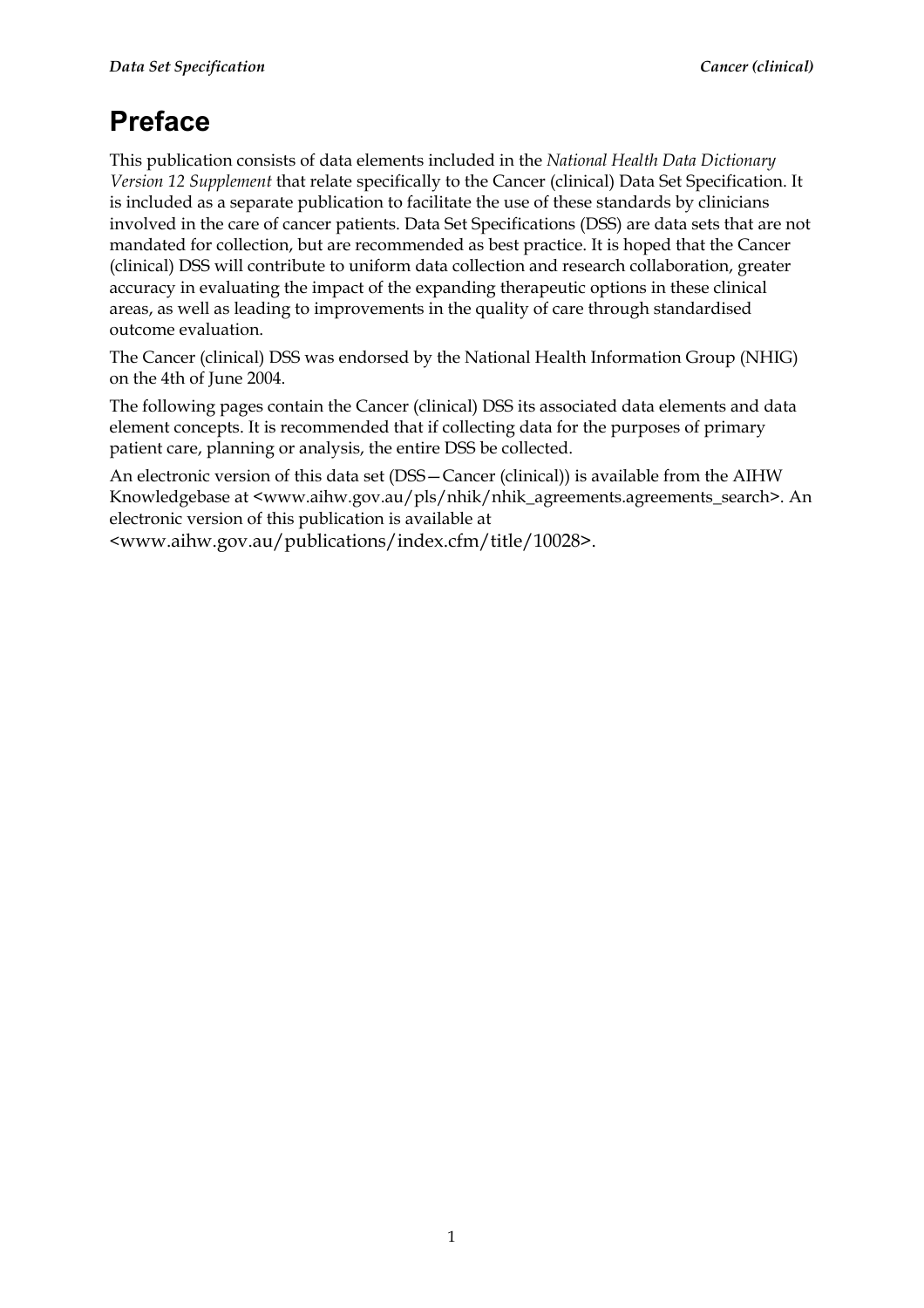# Preface

This publication consists of data elements included in the *National Health Data Dictionary Version 12 Supplement* that relate specifically to the Cancer (clinical) Data Set Specification. It is included as a separate publication to facilitate the use of these standards by clinicians involved in the care of cancer patients. Data Set Specifications (DSS) are data sets that are not mandated for collection, but are recommended as best practice. It is hoped that the Cancer (clinical) DSS will contribute to uniform data collection and research collaboration, greater accuracy in evaluating the impact of the expanding therapeutic options in these clinical areas, as well as leading to improvements in the quality of care through standardised outcome evaluation.

The Cancer (clinical) DSS was endorsed by the National Health Information Group (NHIG) on the 4th of June 2004.

The following pages contain the Cancer (clinical) DSS its associated data elements and data element concepts. It is recommended that if collecting data for the purposes of primary patient care, planning or analysis, the entire DSS be collected.

An electronic version of this data set (DSS—Cancer (clinical)) is available from the AIHW Knowledgebase at <www.aihw.gov.au/pls/nhik/nhik_agreements.agreements_search>. An electronic version of this publication is available at <www.aihw.gov.au/publications/index.cfm/title/10028>.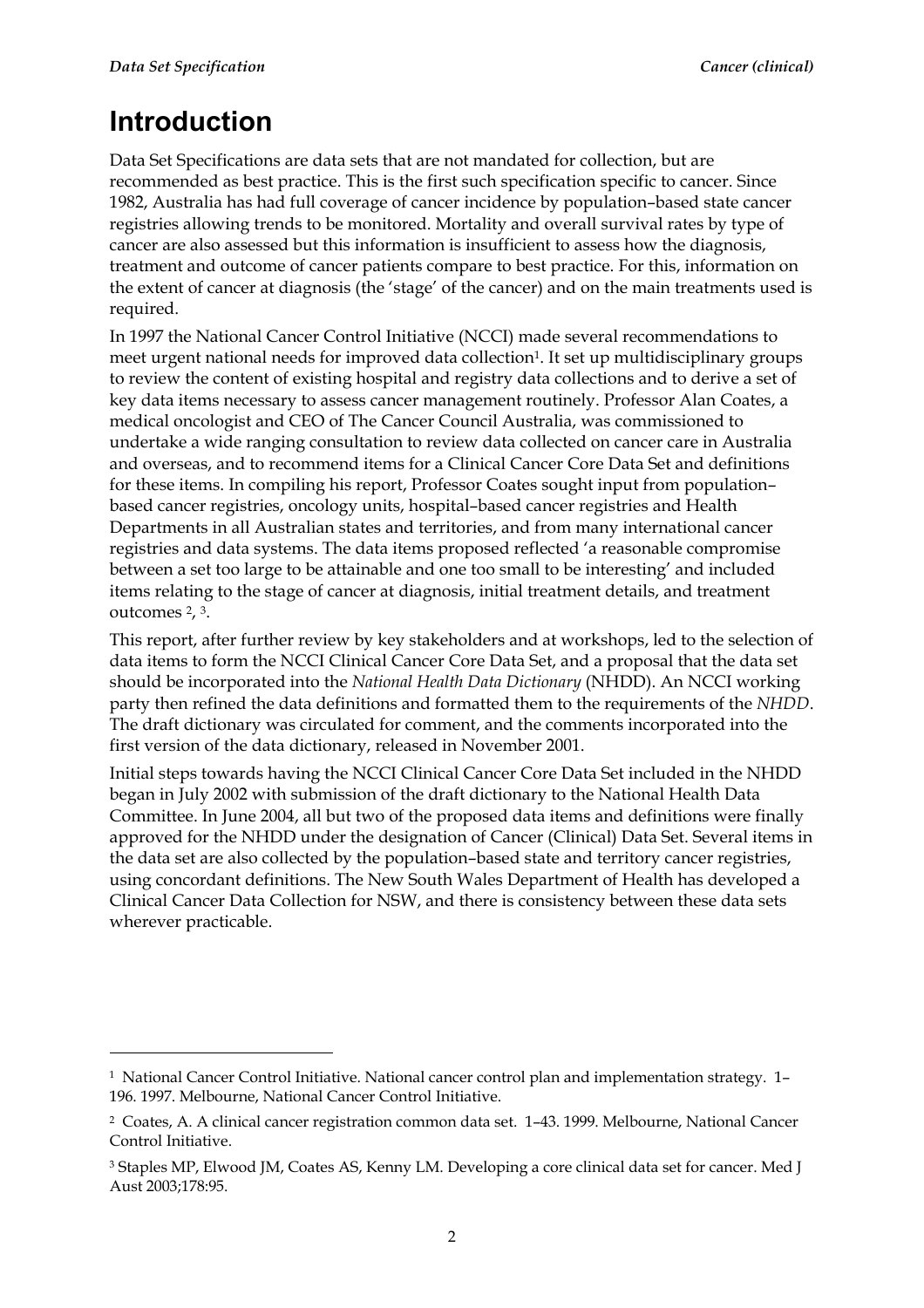# Introduction

Data Set Specifications are data sets that are not mandated for collection, but are recommended as best practice. This is the first such specification specific to cancer. Since 1982, Australia has had full coverage of cancer incidence by population–based state cancer registries allowing trends to be monitored. Mortality and overall survival rates by type of cancer are also assessed but this information is insufficient to assess how the diagnosis, treatment and outcome of cancer patients compare to best practice. For this, information on the extent of cancer at diagnosis (the 'stage' of the cancer) and on the main treatments used is required.

In 1997 the National Cancer Control Initiative (NCCI) made several recommendations to meet urgent national needs for improved data collection[1]. It set up multidisciplinary groups to review the content of existing hospital and registry data collections and to derive a set of key data items necessary to assess cancer management routinely. Professor Alan Coates, a medical oncologist and CEO of The Cancer Council Australia, was commissioned to undertake a wide ranging consultation to review data collected on cancer care in Australia and overseas, and to recommend items for a Clinical Cancer Core Data Set and definitions for these items. In compiling his report, Professor Coates sought input from population–based cancer registries, oncology units, hospital–based cancer registries and Health Departments in all Australian states and territories, and from many international cancer registries and data systems. The data items proposed reflected 'a reasonable compromise between a set too large to be attainable and one too small to be interesting' and included items relating to the stage of cancer at diagnosis, initial treatment details, and treatment outcomes [2], [3].

This report, after further review by key stakeholders and at workshops, led to the selection of data items to form the NCCI Clinical Cancer Core Data Set, and a proposal that the data set should be incorporated into the *National Health Data Dictionary* (NHDD). An NCCI working party then refined the data definitions and formatted them to the requirements of the *NHDD*. The draft dictionary was circulated for comment, and the comments incorporated into the first version of the data dictionary, released in November 2001.

Initial steps towards having the NCCI Clinical Cancer Core Data Set included in the NHDD began in July 2002 with submission of the draft dictionary to the National Health Data Committee. In June 2004, all but two of the proposed data items and definitions were finally approved for the NHDD under the designation of Cancer (Clinical) Data Set. Several items in the data set are also collected by the population–based state and territory cancer registries, using concordant definitions. The New South Wales Department of Health has developed a Clinical Cancer Data Collection for NSW, and there is consistency between these data sets wherever practicable.

---

[1] National Cancer Control Initiative. National cancer control plan and implementation strategy. 1–196. 1997. Melbourne, National Cancer Control Initiative.

[2] Coates, A. A clinical cancer registration common data set. 1–43. 1999. Melbourne, National Cancer Control Initiative.

[3] Staples MP, Elwood JM, Coates AS, Kenny LM. Developing a core clinical data set for cancer. Med J Aust 2003;178:95.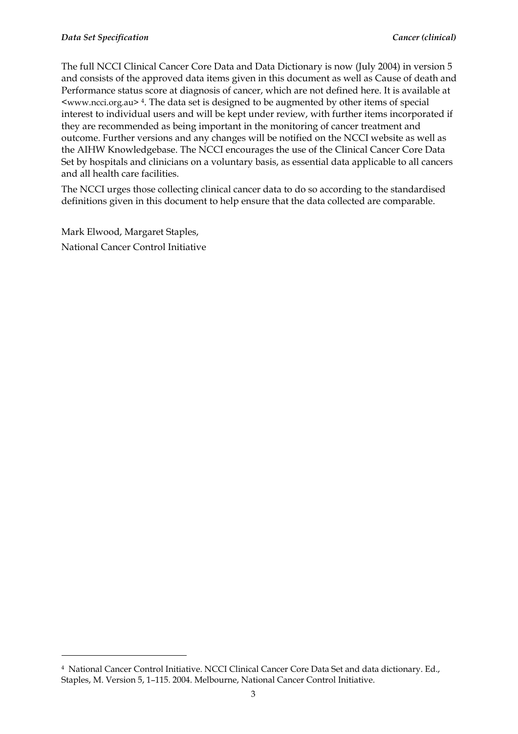The full NCCI Clinical Cancer Core Data and Data Dictionary is now (July 2004) in version 5 and consists of the approved data items given in this document as well as Cause of death and Performance status score at diagnosis of cancer, which are not defined here. It is available at <www.ncci.org.au> [4]. The data set is designed to be augmented by other items of special interest to individual users and will be kept under review, with further items incorporated if they are recommended as being important in the monitoring of cancer treatment and outcome. Further versions and any changes will be notified on the NCCI website as well as the AIHW Knowledgebase. The NCCI encourages the use of the Clinical Cancer Core Data Set by hospitals and clinicians on a voluntary basis, as essential data applicable to all cancers and all health care facilities.

The NCCI urges those collecting clinical cancer data to do so according to the standardised definitions given in this document to help ensure that the data collected are comparable.

Mark Elwood, Margaret Staples,
National Cancer Control Initiative

---

[4] National Cancer Control Initiative. NCCI Clinical Cancer Core Data Set and data dictionary. Ed., Staples, M. Version 5, 1–115. 2004. Melbourne, National Cancer Control Initiative.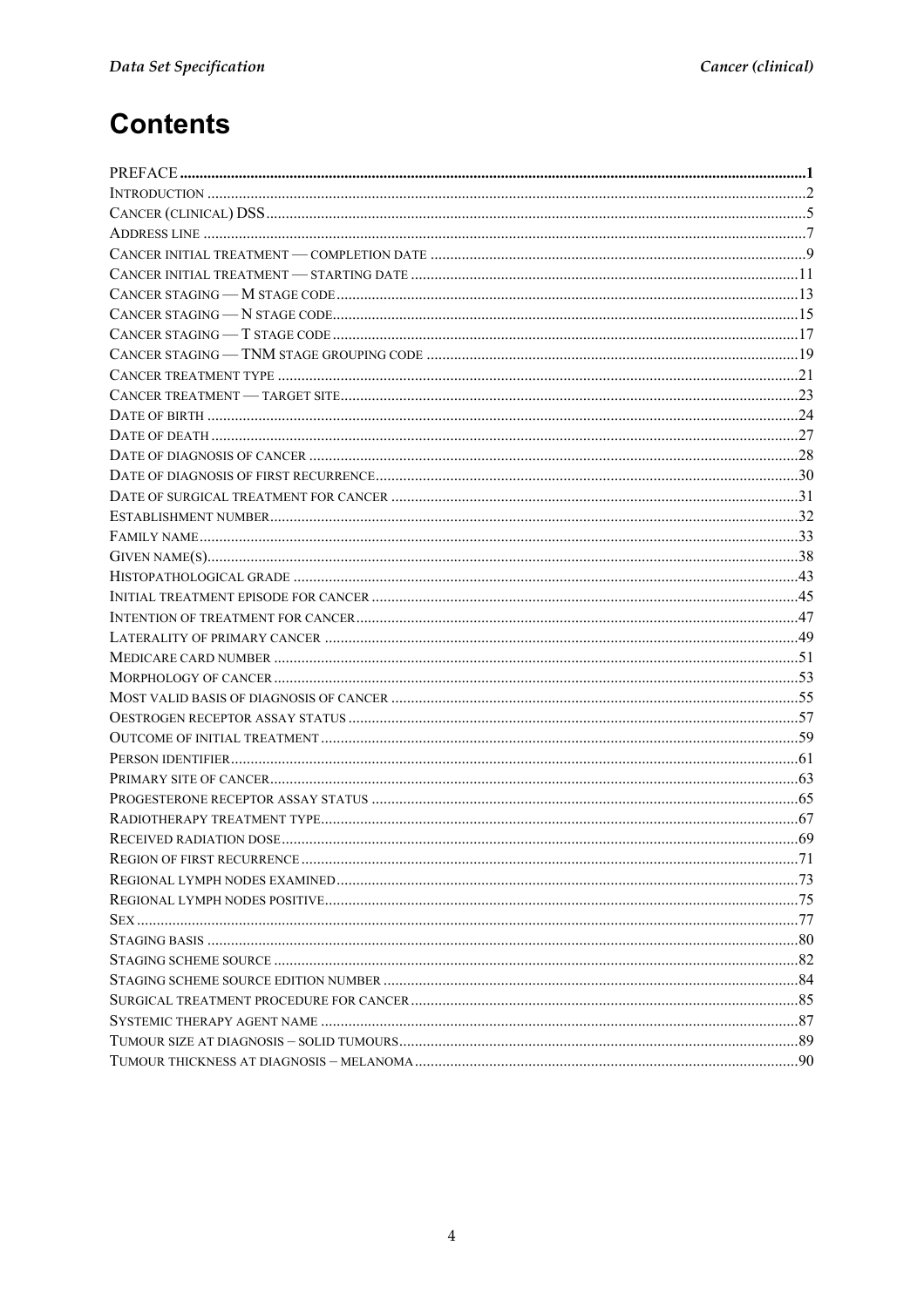# Contents

PREFACE ..... 1
INTRODUCTION ..... 2
CANCER (CLINICAL) DSS ..... 5
ADDRESS LINE ..... 7
CANCER INITIAL TREATMENT — COMPLETION DATE ..... 9
CANCER INITIAL TREATMENT — STARTING DATE ..... 11
CANCER STAGING — M STAGE CODE ..... 13
CANCER STAGING — N STAGE CODE ..... 15
CANCER STAGING — T STAGE CODE ..... 17
CANCER STAGING — TNM STAGE GROUPING CODE ..... 19
CANCER TREATMENT TYPE ..... 21
CANCER TREATMENT — TARGET SITE ..... 23
DATE OF BIRTH ..... 24
DATE OF DEATH ..... 27
DATE OF DIAGNOSIS OF CANCER ..... 28
DATE OF DIAGNOSIS OF FIRST RECURRENCE ..... 30
DATE OF SURGICAL TREATMENT FOR CANCER ..... 31
ESTABLISHMENT NUMBER ..... 32
FAMILY NAME ..... 33
GIVEN NAME(S) ..... 38
HISTOPATHOLOGICAL GRADE ..... 43
INITIAL TREATMENT EPISODE FOR CANCER ..... 45
INTENTION OF TREATMENT FOR CANCER ..... 47
LATERALITY OF PRIMARY CANCER ..... 49
MEDICARE CARD NUMBER ..... 51
MORPHOLOGY OF CANCER ..... 53
MOST VALID BASIS OF DIAGNOSIS OF CANCER ..... 55
OESTROGEN RECEPTOR ASSAY STATUS ..... 57
OUTCOME OF INITIAL TREATMENT ..... 59
PERSON IDENTIFIER ..... 61
PRIMARY SITE OF CANCER ..... 63
PROGESTERONE RECEPTOR ASSAY STATUS ..... 65
RADIOTHERAPY TREATMENT TYPE ..... 67
RECEIVED RADIATION DOSE ..... 69
REGION OF FIRST RECURRENCE ..... 71
REGIONAL LYMPH NODES EXAMINED ..... 73
REGIONAL LYMPH NODES POSITIVE ..... 75
SEX ..... 77
STAGING BASIS ..... 80
STAGING SCHEME SOURCE ..... 82
STAGING SCHEME SOURCE EDITION NUMBER ..... 84
SURGICAL TREATMENT PROCEDURE FOR CANCER ..... 85
SYSTEMIC THERAPY AGENT NAME ..... 87
TUMOUR SIZE AT DIAGNOSIS – SOLID TUMOURS ..... 89
TUMOUR THICKNESS AT DIAGNOSIS – MELANOMA ..... 90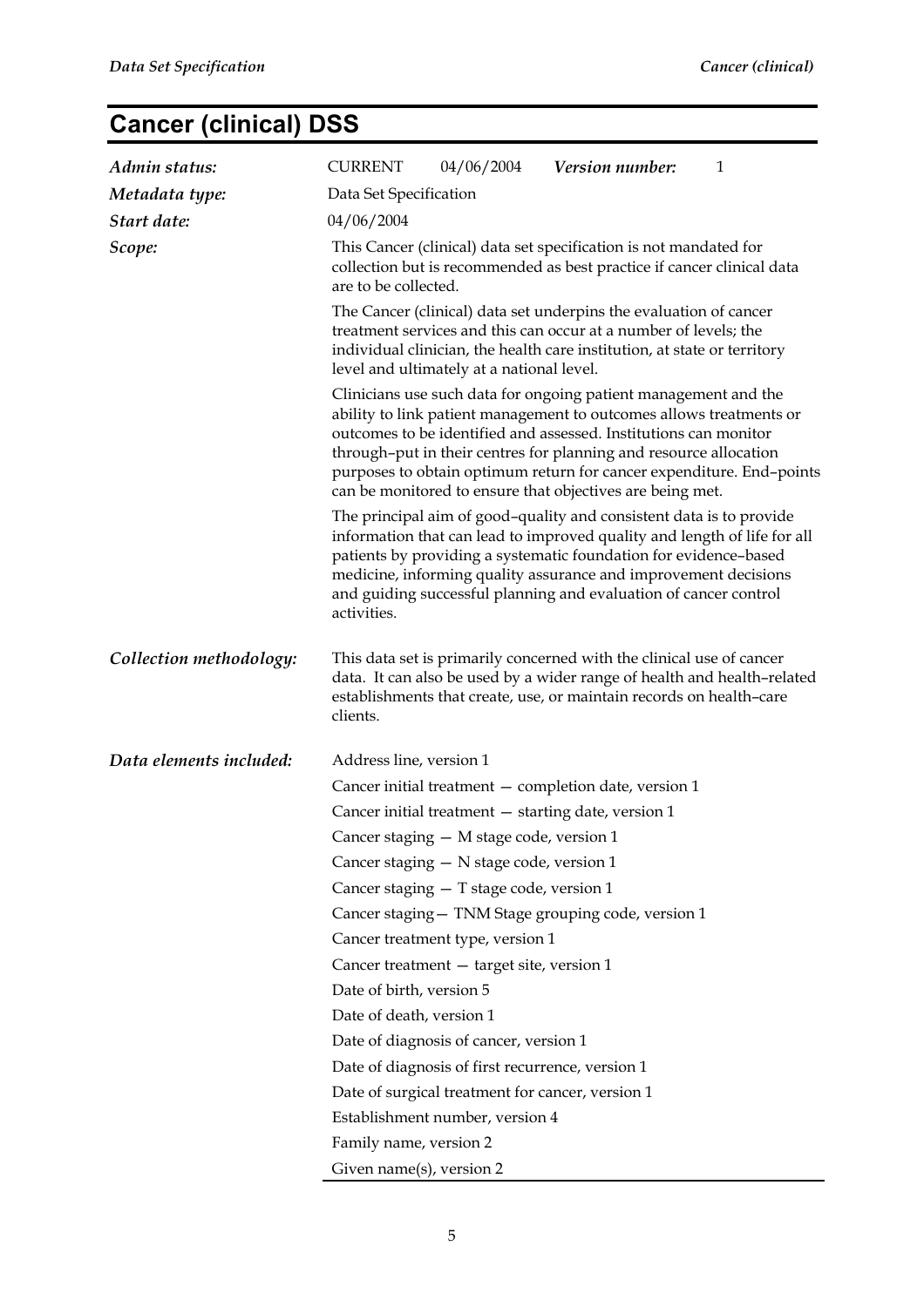# Cancer (clinical) DSS

| | |
|---|---|
| ***Admin status:*** | CURRENT 04/06/2004 ***Version number:*** 1 |
| ***Metadata type:*** | Data Set Specification |
| ***Start date:*** | 04/06/2004 |
| ***Scope:*** | This Cancer (clinical) data set specification is not mandated for collection but is recommended as best practice if cancer clinical data are to be collected.<br><br>The Cancer (clinical) data set underpins the evaluation of cancer treatment services and this can occur at a number of levels; the individual clinician, the health care institution, at state or territory level and ultimately at a national level.<br><br>Clinicians use such data for ongoing patient management and the ability to link patient management to outcomes allows treatments or outcomes to be identified and assessed. Institutions can monitor through–put in their centres for planning and resource allocation purposes to obtain optimum return for cancer expenditure. End–points can be monitored to ensure that objectives are being met.<br><br>The principal aim of good–quality and consistent data is to provide information that can lead to improved quality and length of life for all patients by providing a systematic foundation for evidence–based medicine, informing quality assurance and improvement decisions and guiding successful planning and evaluation of cancer control activities. |
| ***Collection methodology:*** | This data set is primarily concerned with the clinical use of cancer data. It can also be used by a wider range of health and health–related establishments that create, use, or maintain records on health–care clients. |
| ***Data elements included:*** | Address line, version 1<br>Cancer initial treatment — completion date, version 1<br>Cancer initial treatment — starting date, version 1<br>Cancer staging — M stage code, version 1<br>Cancer staging — N stage code, version 1<br>Cancer staging — T stage code, version 1<br>Cancer staging— TNM Stage grouping code, version 1<br>Cancer treatment type, version 1<br>Cancer treatment — target site, version 1<br>Date of birth, version 5<br>Date of death, version 1<br>Date of diagnosis of cancer, version 1<br>Date of diagnosis of first recurrence, version 1<br>Date of surgical treatment for cancer, version 1<br>Establishment number, version 4<br>Family name, version 2<br>Given name(s), version 2 |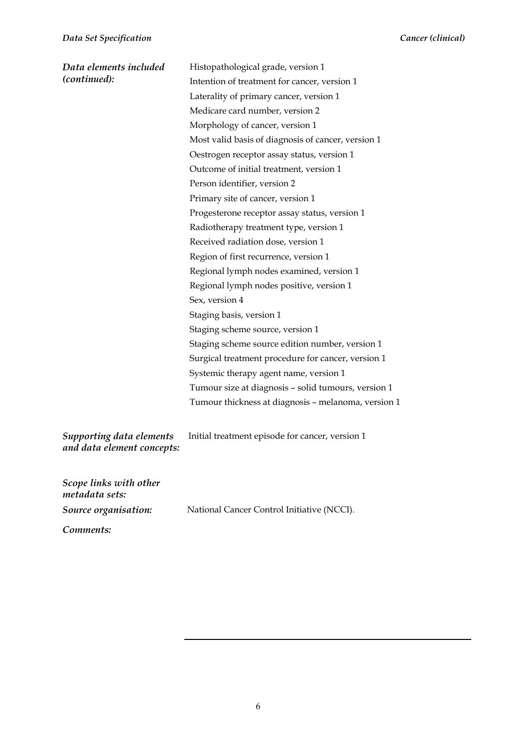***Data elements included (continued):***

Histopathological grade, version 1
Intention of treatment for cancer, version 1
Laterality of primary cancer, version 1
Medicare card number, version 2
Morphology of cancer, version 1
Most valid basis of diagnosis of cancer, version 1
Oestrogen receptor assay status, version 1
Outcome of initial treatment, version 1
Person identifier, version 2
Primary site of cancer, version 1
Progesterone receptor assay status, version 1
Radiotherapy treatment type, version 1
Received radiation dose, version 1
Region of first recurrence, version 1
Regional lymph nodes examined, version 1
Regional lymph nodes positive, version 1
Sex, version 4
Staging basis, version 1
Staging scheme source, version 1
Staging scheme source edition number, version 1
Surgical treatment procedure for cancer, version 1
Systemic therapy agent name, version 1
Tumour size at diagnosis – solid tumours, version 1
Tumour thickness at diagnosis – melanoma, version 1

***Supporting data elements and data element concepts:***

Initial treatment episode for cancer, version 1

***Scope links with other metadata sets:***

***Source organisation:***

National Cancer Control Initiative (NCCI).

***Comments:***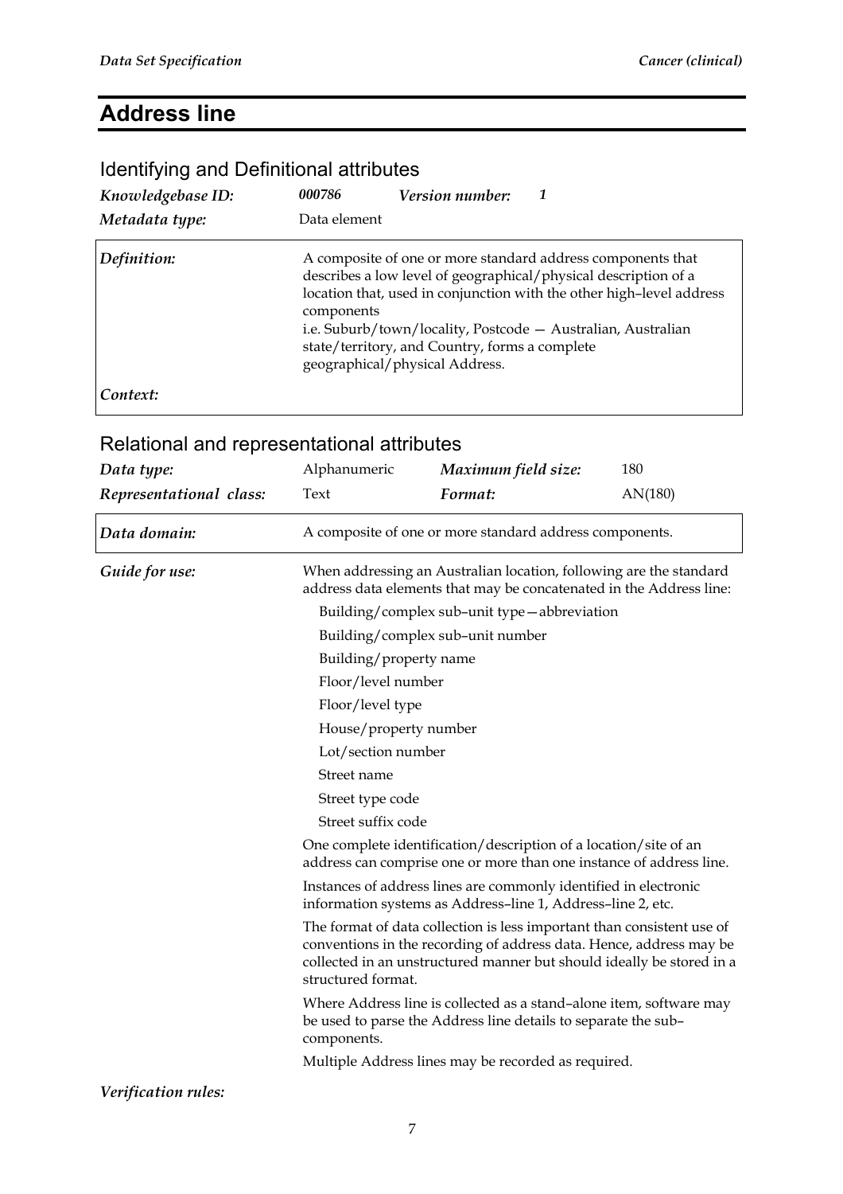# Address line

## Identifying and Definitional attributes

| | | | |
|---|---|---|---|
| ***Knowledgebase ID:*** | ***000786*** | ***Version number:*** | ***1*** |
| ***Metadata type:*** | Data element | | |

| | |
|---|---|
| ***Definition:*** | A composite of one or more standard address components that describes a low level of geographical/physical description of a location that, used in conjunction with the other high–level address components i.e. Suburb/town/locality, Postcode — Australian, Australian state/territory, and Country, forms a complete geographical/physical Address. |
| ***Context:*** | |

## Relational and representational attributes

| | | | |
|---|---|---|---|
| ***Data type:*** | Alphanumeric | ***Maximum field size:*** | 180 |
| ***Representational class:*** | Text | ***Format:*** | AN(180) |

| | |
|---|---|
| ***Data domain:*** | A composite of one or more standard address components. |

***Guide for use:***

When addressing an Australian location, following are the standard address data elements that may be concatenated in the Address line:

- Building/complex sub–unit type—abbreviation
- Building/complex sub–unit number
- Building/property name
- Floor/level number
- Floor/level type
- House/property number
- Lot/section number
- Street name
- Street type code
- Street suffix code

One complete identification/description of a location/site of an address can comprise one or more than one instance of address line.

Instances of address lines are commonly identified in electronic information systems as Address–line 1, Address–line 2, etc.

The format of data collection is less important than consistent use of conventions in the recording of address data. Hence, address may be collected in an unstructured manner but should ideally be stored in a structured format.

Where Address line is collected as a stand–alone item, software may be used to parse the Address line details to separate the sub–components.

Multiple Address lines may be recorded as required.

***Verification rules:***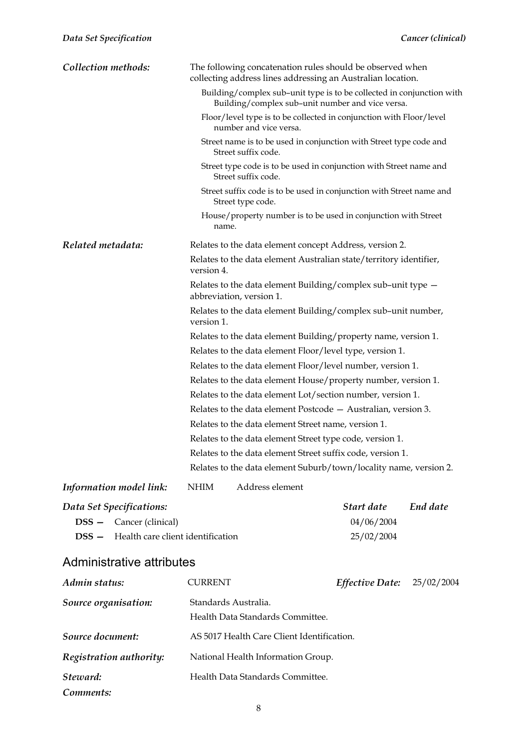***Collection methods:*** The following concatenation rules should be observed when collecting address lines addressing an Australian location.

Building/complex sub–unit type is to be collected in conjunction with Building/complex sub–unit number and vice versa.

Floor/level type is to be collected in conjunction with Floor/level number and vice versa.

Street name is to be used in conjunction with Street type code and Street suffix code.

Street type code is to be used in conjunction with Street name and Street suffix code.

Street suffix code is to be used in conjunction with Street name and Street type code.

House/property number is to be used in conjunction with Street name.

***Related metadata:*** Relates to the data element concept Address, version 2.

Relates to the data element Australian state/territory identifier, version 4.

Relates to the data element Building/complex sub–unit type — abbreviation, version 1.

Relates to the data element Building/complex sub–unit number, version 1.

Relates to the data element Building/property name, version 1.

Relates to the data element Floor/level type, version 1.

Relates to the data element Floor/level number, version 1.

Relates to the data element House/property number, version 1.

Relates to the data element Lot/section number, version 1.

Relates to the data element Postcode — Australian, version 3.

Relates to the data element Street name, version 1.

Relates to the data element Street type code, version 1.

Relates to the data element Street suffix code, version 1.

Relates to the data element Suburb/town/locality name, version 2.

***Information model link:*** NHIM Address element

| ***Data Set Specifications:*** | ***Start date*** | ***End date*** |
|---|---|---|
| **DSS —** Cancer (clinical) | 04/06/2004 | |
| **DSS —** Health care client identification | 25/02/2004 | |

## Administrative attributes

***Admin status:*** CURRENT ***Effective Date:*** 25/02/2004

***Source organisation:*** Standards Australia.
Health Data Standards Committee.

***Source document:*** AS 5017 Health Care Client Identification.

***Registration authority:*** National Health Information Group.

***Steward:*** Health Data Standards Committee.

***Comments:***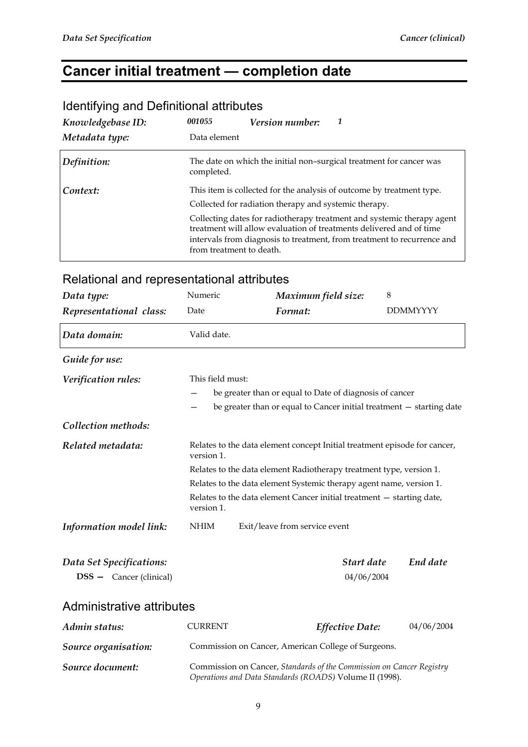# Cancer initial treatment — completion date

## Identifying and Definitional attributes

| | | | |
|---|---|---|---|
| ***Knowledgebase ID:*** | ***001055*** | ***Version number:*** | ***1*** |
| ***Metadata type:*** | Data element | | |

| | |
|---|---|
| ***Definition:*** | The date on which the initial non–surgical treatment for cancer was completed. |
| ***Context:*** | This item is collected for the analysis of outcome by treatment type.<br><br>Collected for radiation therapy and systemic therapy.<br><br>Collecting dates for radiotherapy treatment and systemic therapy agent treatment will allow evaluation of treatments delivered and of time intervals from diagnosis to treatment, from treatment to recurrence and from treatment to death. |

## Relational and representational attributes

| | | | |
|---|---|---|---|
| ***Data type:*** | Numeric | ***Maximum field size:*** | 8 |
| ***Representational class:*** | Date | ***Format:*** | DDMMYYYY |

| | |
|---|---|
| ***Data domain:*** | Valid date. |

***Guide for use:***

***Verification rules:*** This field must:

- be greater than or equal to Date of diagnosis of cancer
- be greater than or equal to Cancer initial treatment — starting date

***Collection methods:***

***Related metadata:***

Relates to the data element concept Initial treatment episode for cancer, version 1.

Relates to the data element Radiotherapy treatment type, version 1.

Relates to the data element Systemic therapy agent name, version 1.

Relates to the data element Cancer initial treatment — starting date, version 1.

***Information model link:*** NHIM Exit/leave from service event

| ***Data Set Specifications:*** | ***Start date*** | ***End date*** |
|---|---|---|
| **DSS —** Cancer (clinical) | 04/06/2004 | |

## Administrative attributes

| | | | |
|---|---|---|---|
| ***Admin status:*** | CURRENT | ***Effective Date:*** | 04/06/2004 |

***Source organisation:*** Commission on Cancer, American College of Surgeons.

***Source document:*** Commission on Cancer, *Standards of the Commission on Cancer Registry Operations and Data Standards (ROADS)* Volume II (1998).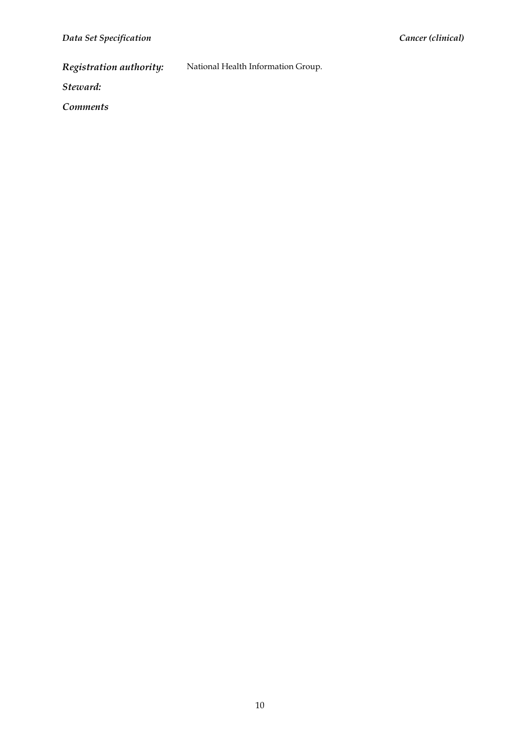***Registration authority:*** National Health Information Group.

***Steward:***

***Comments***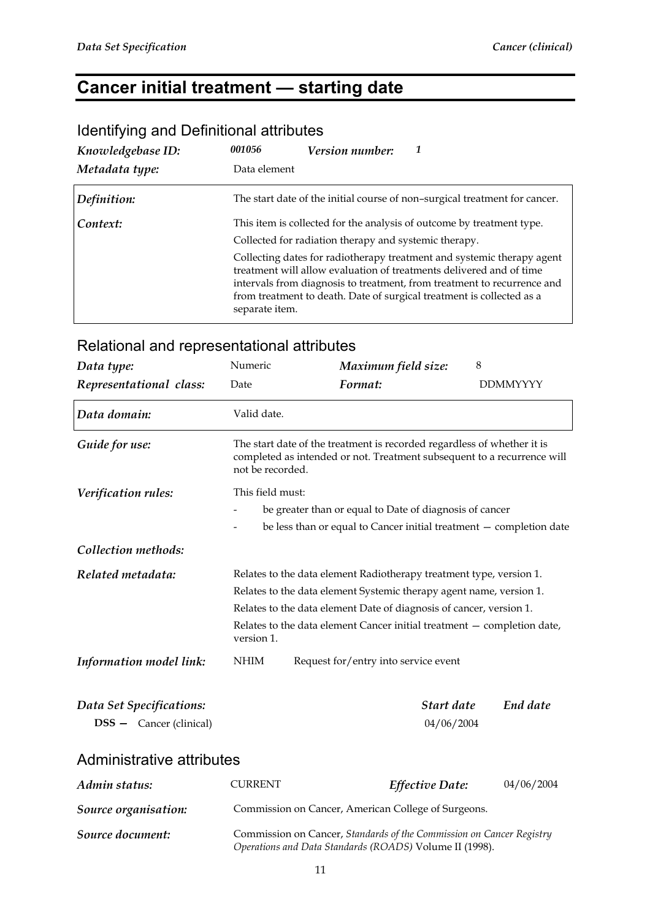# Cancer initial treatment — starting date

## Identifying and Definitional attributes

| | | | |
|---|---|---|---|
| *Knowledgebase ID:* | *001056* | *Version number:* | *1* |
| *Metadata type:* | Data element | | |

| | |
|---|---|
| *Definition:* | The start date of the initial course of non–surgical treatment for cancer. |
| *Context:* | This item is collected for the analysis of outcome by treatment type.<br>Collected for radiation therapy and systemic therapy.<br>Collecting dates for radiotherapy treatment and systemic therapy agent treatment will allow evaluation of treatments delivered and of time intervals from diagnosis to treatment, from treatment to recurrence and from treatment to death. Date of surgical treatment is collected as a separate item. |

## Relational and representational attributes

| | | | |
|---|---|---|---|
| *Data type:* | Numeric | *Maximum field size:* | 8 |
| *Representational class:* | Date | *Format:* | DDMMYYYY |

| | |
|---|---|
| *Data domain:* | Valid date. |

*Guide for use:* The start date of the treatment is recorded regardless of whether it is completed as intended or not. Treatment subsequent to a recurrence will not be recorded.

*Verification rules:* This field must:

- be greater than or equal to Date of diagnosis of cancer
- be less than or equal to Cancer initial treatment — completion date

*Collection methods:*

*Related metadata:* Relates to the data element Radiotherapy treatment type, version 1.

Relates to the data element Systemic therapy agent name, version 1.

Relates to the data element Date of diagnosis of cancer, version 1.

Relates to the data element Cancer initial treatment — completion date, version 1.

*Information model link:* NHIM Request for/entry into service event

| *Data Set Specifications:* | *Start date* | *End date* |
|---|---|---|
| **DSS —** Cancer (clinical) | 04/06/2004 | |

## Administrative attributes

| | | | |
|---|---|---|---|
| *Admin status:* | CURRENT | *Effective Date:* | 04/06/2004 |

*Source organisation:* Commission on Cancer, American College of Surgeons.

*Source document:* Commission on Cancer, *Standards of the Commission on Cancer Registry Operations and Data Standards (ROADS)* Volume II (1998).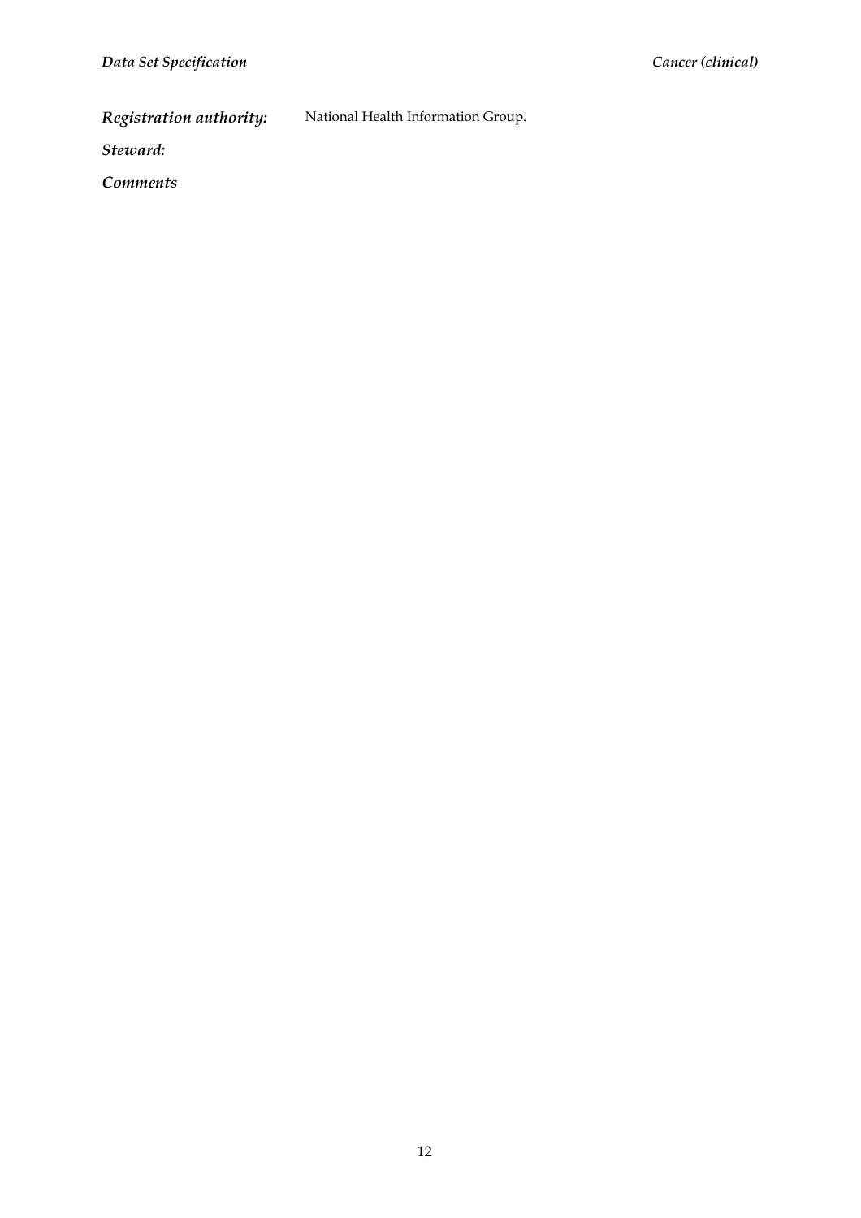***Registration authority:*** National Health Information Group.

***Steward:***

***Comments***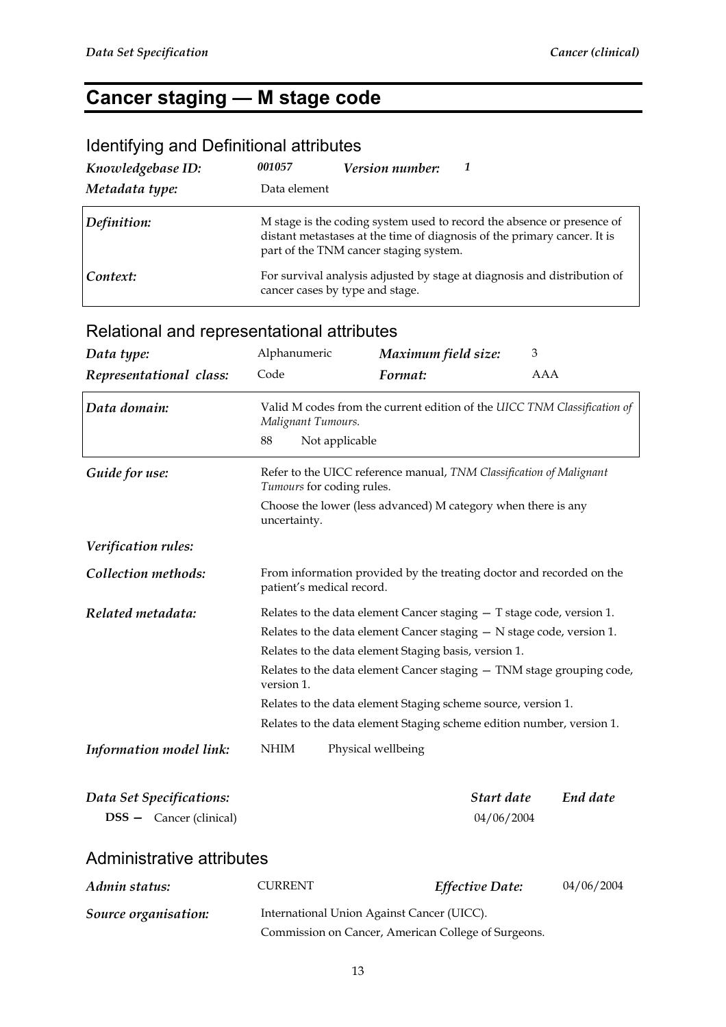# Cancer staging — M stage code

## Identifying and Definitional attributes

| | | | |
|---|---|---|---|
| ***Knowledgebase ID:*** | ***001057*** | ***Version number:*** | ***1*** |
| ***Metadata type:*** | Data element | | |

| | |
|---|---|
| ***Definition:*** | M stage is the coding system used to record the absence or presence of distant metastases at the time of diagnosis of the primary cancer. It is part of the TNM cancer staging system. |
| ***Context:*** | For survival analysis adjusted by stage at diagnosis and distribution of cancer cases by type and stage. |

## Relational and representational attributes

| | | | |
|---|---|---|---|
| ***Data type:*** | Alphanumeric | ***Maximum field size:*** | 3 |
| ***Representational class:*** | Code | ***Format:*** | AAA |

***Data domain:*** Valid M codes from the current edition of the *UICC TNM Classification of Malignant Tumours.*

88 Not applicable

***Guide for use:*** Refer to the UICC reference manual, *TNM Classification of Malignant Tumours* for coding rules.

Choose the lower (less advanced) M category when there is any uncertainty.

***Verification rules:***

***Collection methods:*** From information provided by the treating doctor and recorded on the patient's medical record.

***Related metadata:***

Relates to the data element Cancer staging — T stage code, version 1.

Relates to the data element Cancer staging — N stage code, version 1.

Relates to the data element Staging basis, version 1.

Relates to the data element Cancer staging — TNM stage grouping code, version 1.

Relates to the data element Staging scheme source, version 1.

Relates to the data element Staging scheme edition number, version 1.

***Information model link:*** NHIM Physical wellbeing

| ***Data Set Specifications:*** | ***Start date*** | ***End date*** |
|---|---|---|
| **DSS —** Cancer (clinical) | 04/06/2004 | |

## Administrative attributes

| | | | |
|---|---|---|---|
| ***Admin status:*** | CURRENT | ***Effective Date:*** | 04/06/2004 |

***Source organisation:*** International Union Against Cancer (UICC).

Commission on Cancer, American College of Surgeons.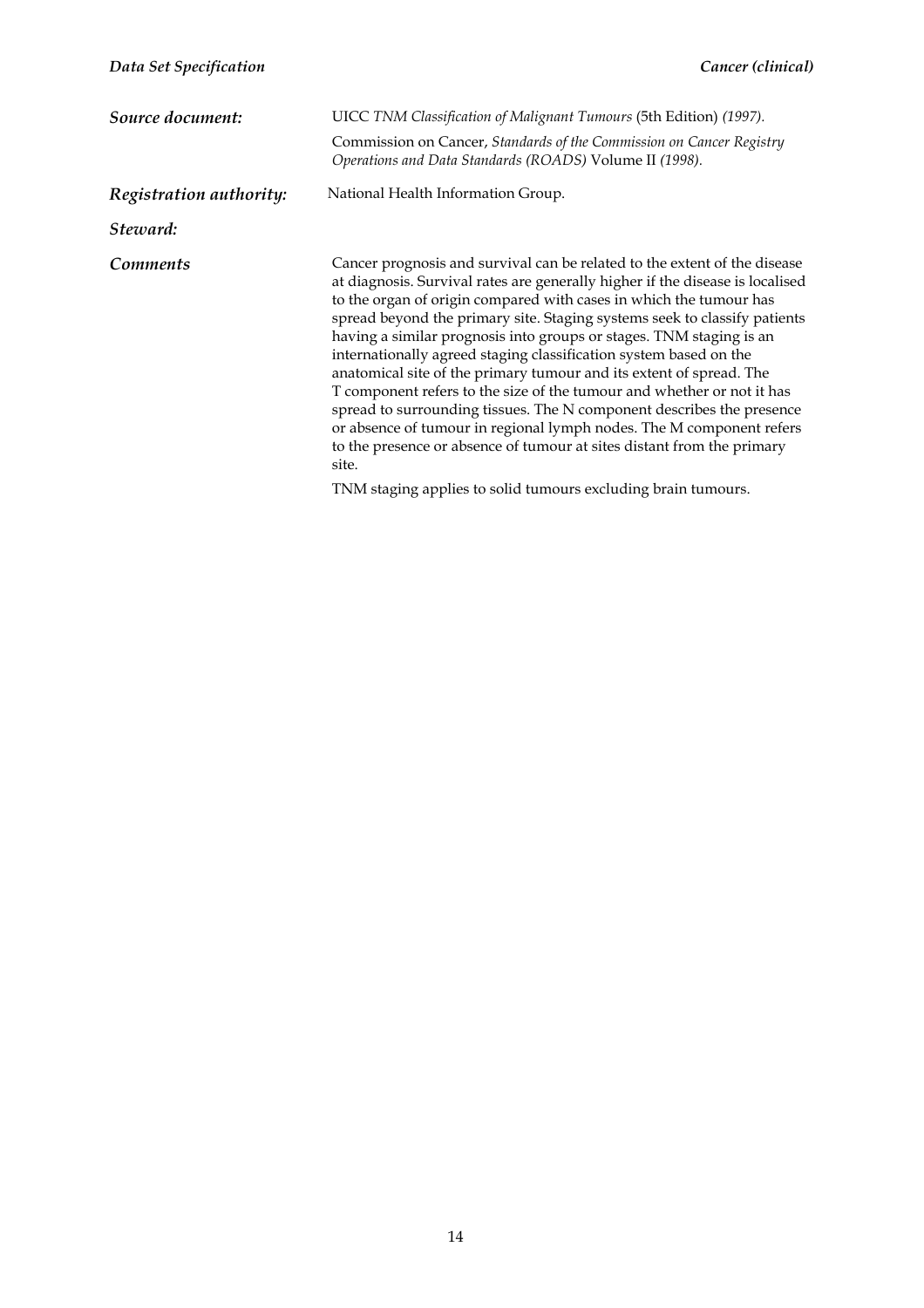***Source document:***

UICC *TNM Classification of Malignant Tumours* (5th Edition) *(1997).*

Commission on Cancer, *Standards of the Commission on Cancer Registry Operations and Data Standards (ROADS)* Volume II *(1998).*

***Registration authority:***

National Health Information Group.

***Steward:***

***Comments***

Cancer prognosis and survival can be related to the extent of the disease at diagnosis. Survival rates are generally higher if the disease is localised to the organ of origin compared with cases in which the tumour has spread beyond the primary site. Staging systems seek to classify patients having a similar prognosis into groups or stages. TNM staging is an internationally agreed staging classification system based on the anatomical site of the primary tumour and its extent of spread. The T component refers to the size of the tumour and whether or not it has spread to surrounding tissues. The N component describes the presence or absence of tumour in regional lymph nodes. The M component refers to the presence or absence of tumour at sites distant from the primary site.

TNM staging applies to solid tumours excluding brain tumours.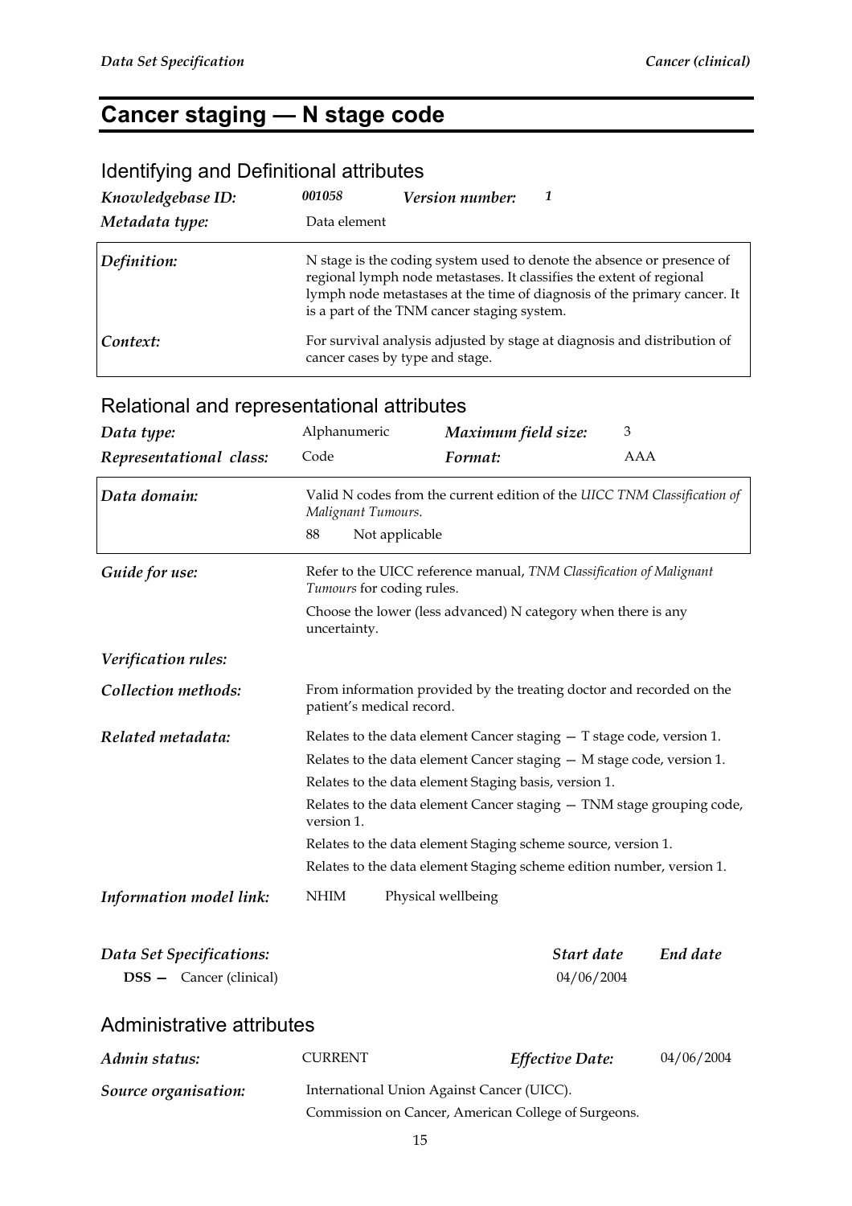# Cancer staging — N stage code

## Identifying and Definitional attributes

| | | | |
|---|---|---|---|
| *Knowledgebase ID:* | *001058* | *Version number:* | *1* |
| *Metadata type:* | Data element | | |

| | |
|---|---|
| *Definition:* | N stage is the coding system used to denote the absence or presence of regional lymph node metastases. It classifies the extent of regional lymph node metastases at the time of diagnosis of the primary cancer. It is a part of the TNM cancer staging system. |
| *Context:* | For survival analysis adjusted by stage at diagnosis and distribution of cancer cases by type and stage. |

## Relational and representational attributes

| | | | |
|---|---|---|---|
| *Data type:* | Alphanumeric | *Maximum field size:* | 3 |
| *Representational class:* | Code | *Format:* | AAA |

| | |
|---|---|
| *Data domain:* | Valid N codes from the current edition of the *UICC TNM Classification of Malignant Tumours*.<br>88 Not applicable |

*Guide for use:* Refer to the UICC reference manual, *TNM Classification of Malignant Tumours* for coding rules.

Choose the lower (less advanced) N category when there is any uncertainty.

*Verification rules:*

*Collection methods:* From information provided by the treating doctor and recorded on the patient's medical record.

*Related metadata:*

Relates to the data element Cancer staging — T stage code, version 1.

Relates to the data element Cancer staging — M stage code, version 1.

Relates to the data element Staging basis, version 1.

Relates to the data element Cancer staging — TNM stage grouping code, version 1.

Relates to the data element Staging scheme source, version 1.

Relates to the data element Staging scheme edition number, version 1.

*Information model link:* NHIM Physical wellbeing

| *Data Set Specifications:* | *Start date* | *End date* |
|---|---|---|
| **DSS —** Cancer (clinical) | 04/06/2004 | |

## Administrative attributes

| | | | |
|---|---|---|---|
| *Admin status:* | CURRENT | *Effective Date:* | 04/06/2004 |

*Source organisation:* International Union Against Cancer (UICC).

Commission on Cancer, American College of Surgeons.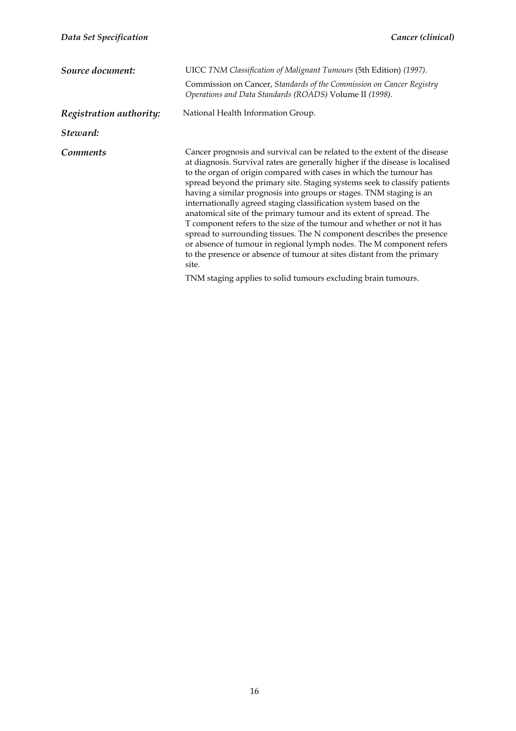***Source document:*** UICC *TNM Classification of Malignant Tumours* (5th Edition) *(1997)*.

Commission on Cancer, *Standards of the Commission on Cancer Registry Operations and Data Standards (ROADS)* Volume II *(1998)*.

***Registration authority:*** National Health Information Group.

***Steward:***

***Comments*** Cancer prognosis and survival can be related to the extent of the disease at diagnosis. Survival rates are generally higher if the disease is localised to the organ of origin compared with cases in which the tumour has spread beyond the primary site. Staging systems seek to classify patients having a similar prognosis into groups or stages. TNM staging is an internationally agreed staging classification system based on the anatomical site of the primary tumour and its extent of spread. The T component refers to the size of the tumour and whether or not it has spread to surrounding tissues. The N component describes the presence or absence of tumour in regional lymph nodes. The M component refers to the presence or absence of tumour at sites distant from the primary site.

TNM staging applies to solid tumours excluding brain tumours.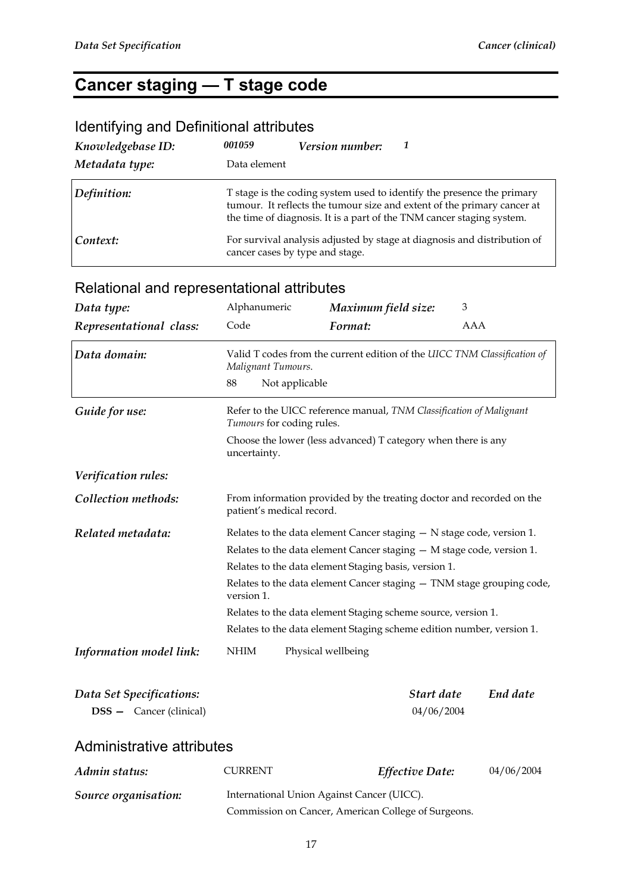# Cancer staging — T stage code

## Identifying and Definitional attributes

| | | | |
|---|---|---|---|
| ***Knowledgebase ID:*** | ***001059*** | ***Version number:*** | ***1*** |
| ***Metadata type:*** | Data element | | |

| | |
|---|---|
| ***Definition:*** | T stage is the coding system used to identify the presence the primary tumour. It reflects the tumour size and extent of the primary cancer at the time of diagnosis. It is a part of the TNM cancer staging system. |
| ***Context:*** | For survival analysis adjusted by stage at diagnosis and distribution of cancer cases by type and stage. |

## Relational and representational attributes

| | | | |
|---|---|---|---|
| ***Data type:*** | Alphanumeric | ***Maximum field size:*** | 3 |
| ***Representational class:*** | Code | ***Format:*** | AAA |

| | |
|---|---|
| ***Data domain:*** | Valid T codes from the current edition of the *UICC TNM Classification of Malignant Tumours*.<br>88 Not applicable |

***Guide for use:*** Refer to the UICC reference manual, *TNM Classification of Malignant Tumours* for coding rules.

Choose the lower (less advanced) T category when there is any uncertainty.

***Verification rules:***

***Collection methods:*** From information provided by the treating doctor and recorded on the patient's medical record.

***Related metadata:*** Relates to the data element Cancer staging — N stage code, version 1.

Relates to the data element Cancer staging — M stage code, version 1.

Relates to the data element Staging basis, version 1.

Relates to the data element Cancer staging — TNM stage grouping code, version 1.

Relates to the data element Staging scheme source, version 1.

Relates to the data element Staging scheme edition number, version 1.

***Information model link:*** NHIM Physical wellbeing

| ***Data Set Specifications:*** | ***Start date*** | ***End date*** |
|---|---|---|
| **DSS —** Cancer (clinical) | 04/06/2004 | |

## Administrative attributes

| | | | |
|---|---|---|---|
| ***Admin status:*** | CURRENT | ***Effective Date:*** | 04/06/2004 |

***Source organisation:*** International Union Against Cancer (UICC).

Commission on Cancer, American College of Surgeons.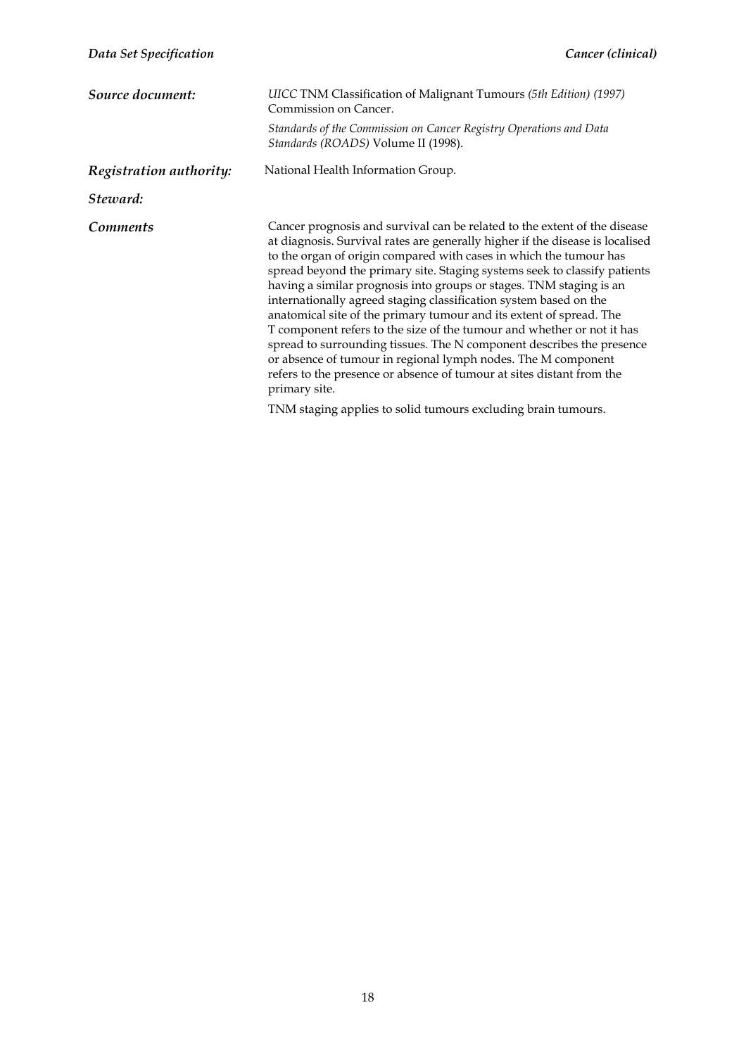***Source document:*** *UICC* TNM Classification of Malignant Tumours *(5th Edition) (1997)* Commission on Cancer.

*Standards of the Commission on Cancer Registry Operations and Data Standards (ROADS)* Volume II (1998).

***Registration authority:*** National Health Information Group.

***Steward:***

***Comments*** Cancer prognosis and survival can be related to the extent of the disease at diagnosis. Survival rates are generally higher if the disease is localised to the organ of origin compared with cases in which the tumour has spread beyond the primary site. Staging systems seek to classify patients having a similar prognosis into groups or stages. TNM staging is an internationally agreed staging classification system based on the anatomical site of the primary tumour and its extent of spread. The T component refers to the size of the tumour and whether or not it has spread to surrounding tissues. The N component describes the presence or absence of tumour in regional lymph nodes. The M component refers to the presence or absence of tumour at sites distant from the primary site.

TNM staging applies to solid tumours excluding brain tumours.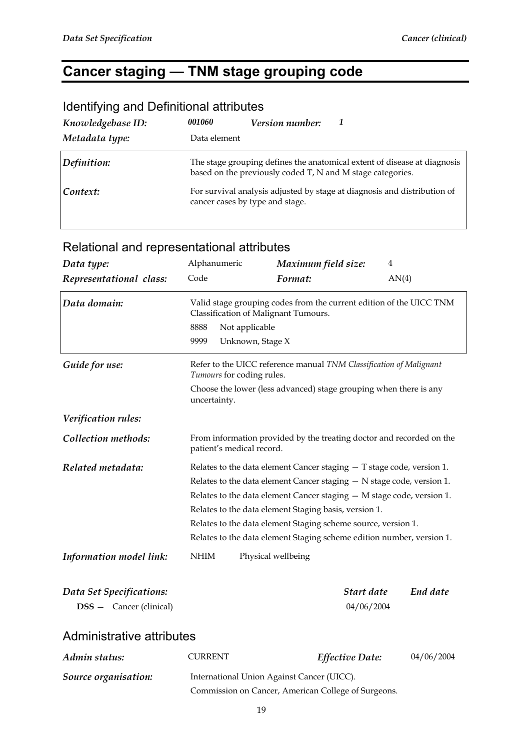# Cancer staging — TNM stage grouping code

## Identifying and Definitional attributes

| | | | |
|---|---|---|---|
| ***Knowledgebase ID:*** | ***001060*** | ***Version number:*** | ***1*** |
| ***Metadata type:*** | Data element | | |

| | |
|---|---|
| ***Definition:*** | The stage grouping defines the anatomical extent of disease at diagnosis based on the previously coded T, N and M stage categories. |
| ***Context:*** | For survival analysis adjusted by stage at diagnosis and distribution of cancer cases by type and stage. |

## Relational and representational attributes

| | | | |
|---|---|---|---|
| ***Data type:*** | Alphanumeric | ***Maximum field size:*** | 4 |
| ***Representational class:*** | Code | ***Format:*** | AN(4) |

***Data domain:***

Valid stage grouping codes from the current edition of the UICC TNM Classification of Malignant Tumours.

- 8888 Not applicable
- 9999 Unknown, Stage X

***Guide for use:***

Refer to the UICC reference manual *TNM Classification of Malignant Tumours* for coding rules.

Choose the lower (less advanced) stage grouping when there is any uncertainty.

***Verification rules:***

***Collection methods:***

From information provided by the treating doctor and recorded on the patient's medical record.

***Related metadata:***

Relates to the data element Cancer staging — T stage code, version 1.

Relates to the data element Cancer staging — N stage code, version 1.

Relates to the data element Cancer staging — M stage code, version 1.

Relates to the data element Staging basis, version 1.

Relates to the data element Staging scheme source, version 1.

Relates to the data element Staging scheme edition number, version 1.

***Information model link:*** NHIM Physical wellbeing

| ***Data Set Specifications:*** | ***Start date*** | ***End date*** |
|---|---|---|
| **DSS —** Cancer (clinical) | 04/06/2004 | |

## Administrative attributes

| | | | |
|---|---|---|---|
| ***Admin status:*** | CURRENT | ***Effective Date:*** | 04/06/2004 |

***Source organisation:***

International Union Against Cancer (UICC).

Commission on Cancer, American College of Surgeons.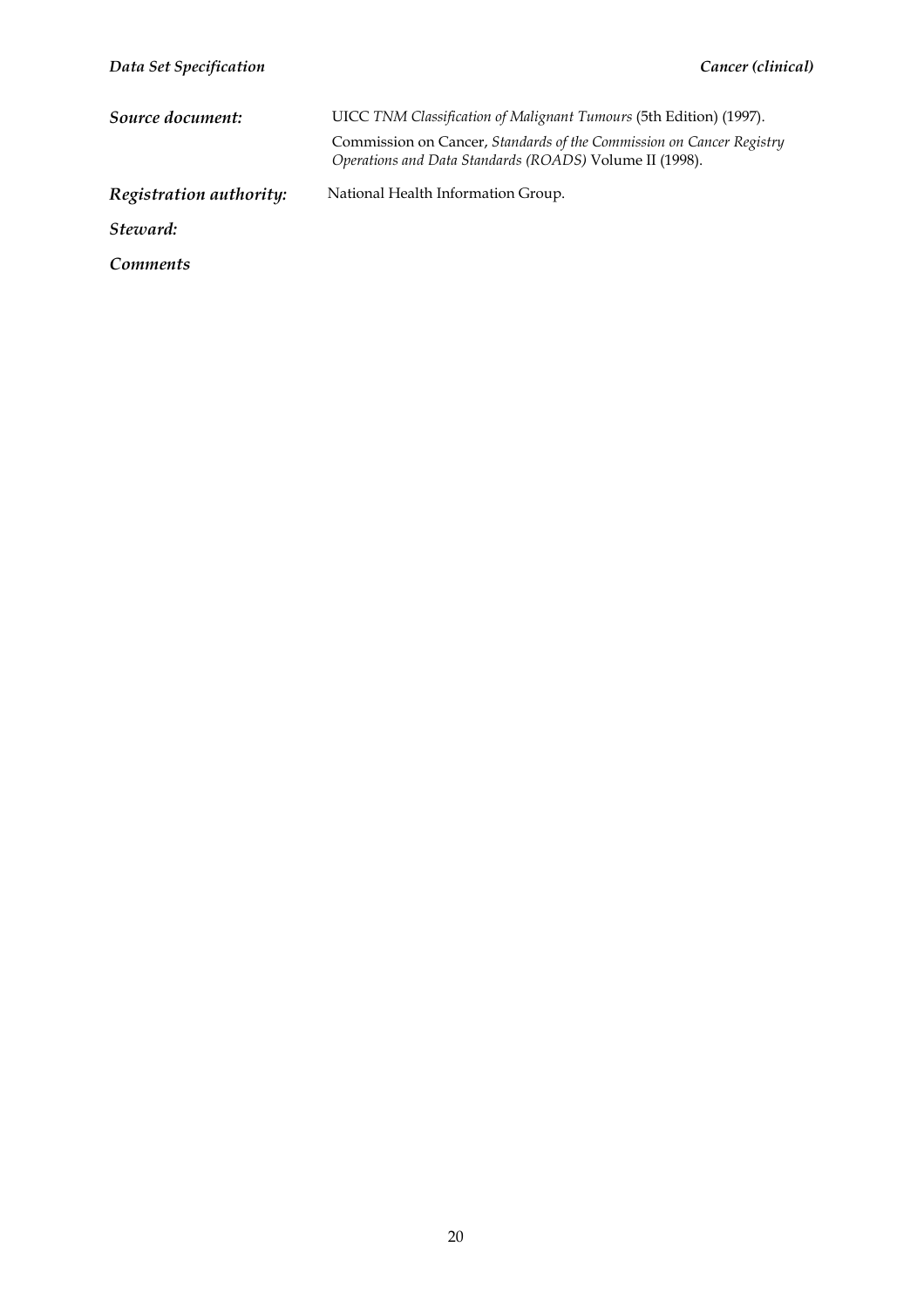***Source document:*** UICC *TNM Classification of Malignant Tumours* (5th Edition) (1997).

Commission on Cancer, *Standards of the Commission on Cancer Registry Operations and Data Standards (ROADS)* Volume II (1998).

***Registration authority:*** National Health Information Group.

***Steward:***

***Comments***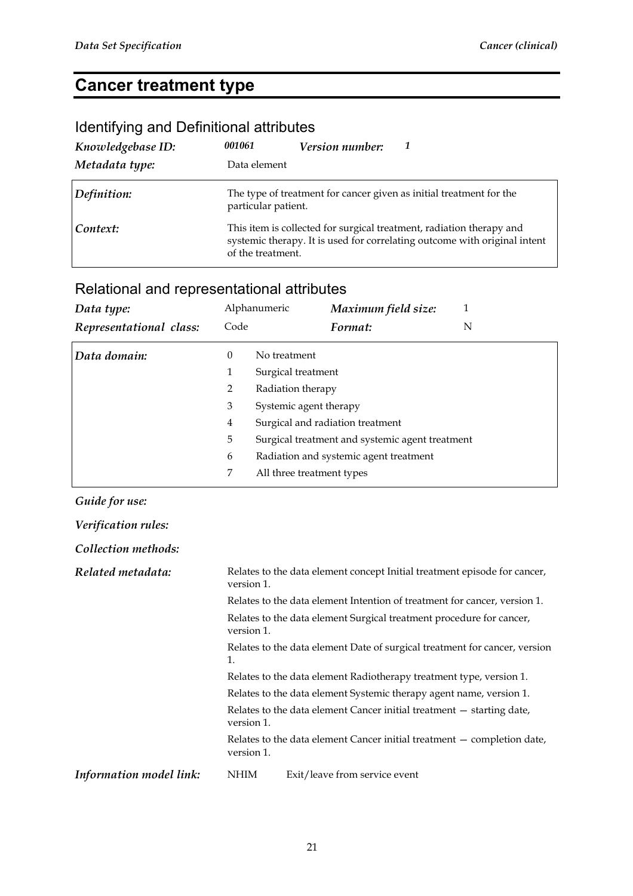# Cancer treatment type

## Identifying and Definitional attributes

| | | | |
|---|---|---|---|
| ***Knowledgebase ID:*** | ***001061*** | ***Version number:*** | ***1*** |
| ***Metadata type:*** | Data element | | |

| | |
|---|---|
| ***Definition:*** | The type of treatment for cancer given as initial treatment for the particular patient. |
| ***Context:*** | This item is collected for surgical treatment, radiation therapy and systemic therapy. It is used for correlating outcome with original intent of the treatment. |

## Relational and representational attributes

| | | | |
|---|---|---|---|
| ***Data type:*** | Alphanumeric | ***Maximum field size:*** | 1 |
| ***Representational class:*** | Code | ***Format:*** | N |

***Data domain:***

| Code | Description |
|---|---|
| 0 | No treatment |
| 1 | Surgical treatment |
| 2 | Radiation therapy |
| 3 | Systemic agent therapy |
| 4 | Surgical and radiation treatment |
| 5 | Surgical treatment and systemic agent treatment |
| 6 | Radiation and systemic agent treatment |
| 7 | All three treatment types |

***Guide for use:***

***Verification rules:***

***Collection methods:***

***Related metadata:***

Relates to the data element concept Initial treatment episode for cancer, version 1.

Relates to the data element Intention of treatment for cancer, version 1.

Relates to the data element Surgical treatment procedure for cancer, version 1.

Relates to the data element Date of surgical treatment for cancer, version 1.

Relates to the data element Radiotherapy treatment type, version 1.

Relates to the data element Systemic therapy agent name, version 1.

Relates to the data element Cancer initial treatment — starting date, version 1.

Relates to the data element Cancer initial treatment — completion date, version 1.

***Information model link:*** NHIM Exit/leave from service event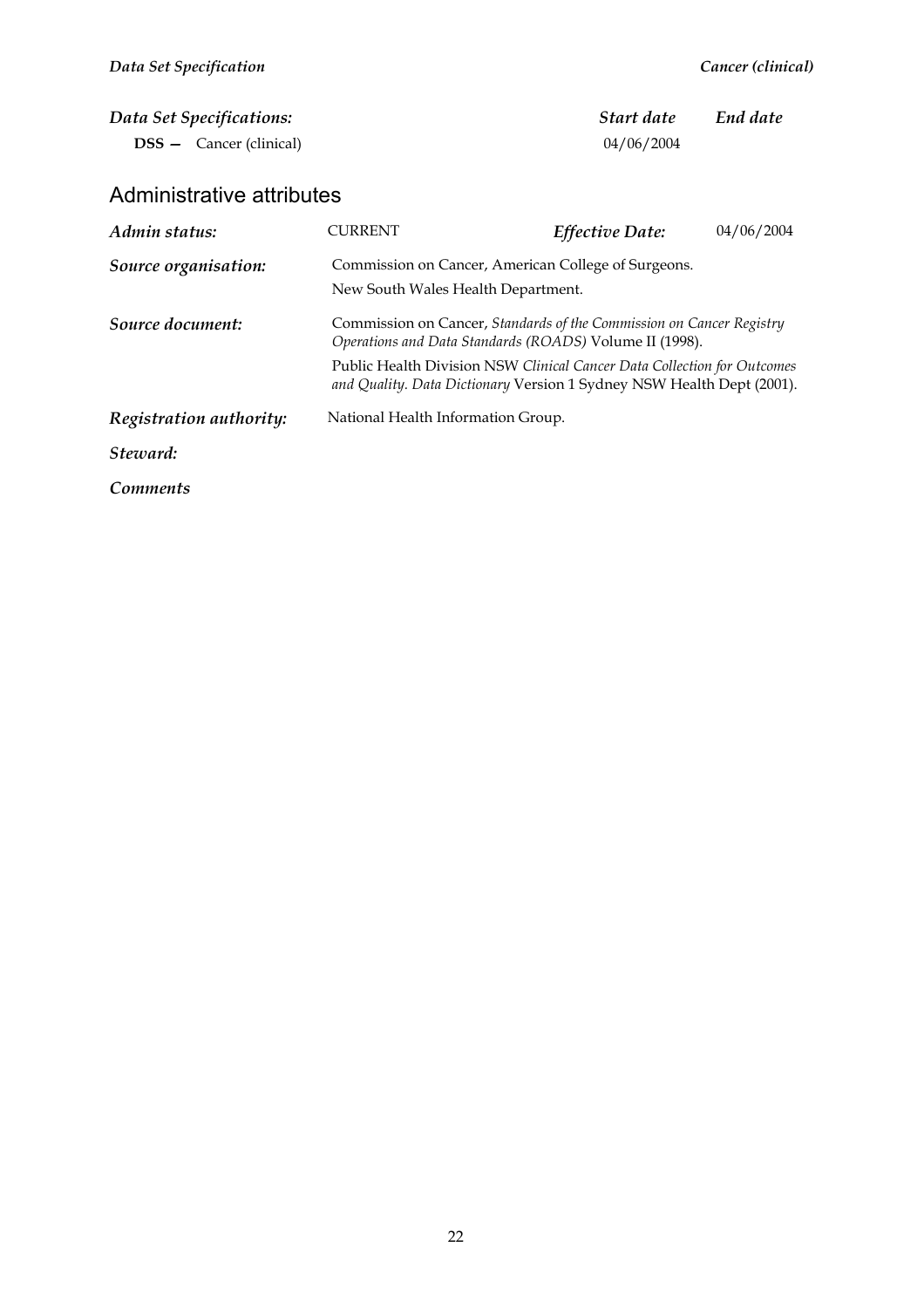| *Data Set Specifications:* | *Start date* | *End date* |
| --- | --- | --- |
| **DSS —** Cancer (clinical) | 04/06/2004 | |

## Administrative attributes

| | | | |
| --- | --- | --- | --- |
| ***Admin status:*** | CURRENT | ***Effective Date:*** | 04/06/2004 |

***Source organisation:*** Commission on Cancer, American College of Surgeons.
New South Wales Health Department.

***Source document:*** Commission on Cancer, *Standards of the Commission on Cancer Registry Operations and Data Standards (ROADS)* Volume II (1998).

Public Health Division NSW *Clinical Cancer Data Collection for Outcomes and Quality. Data Dictionary* Version 1 Sydney NSW Health Dept (2001).

***Registration authority:*** National Health Information Group.

***Steward:***

***Comments***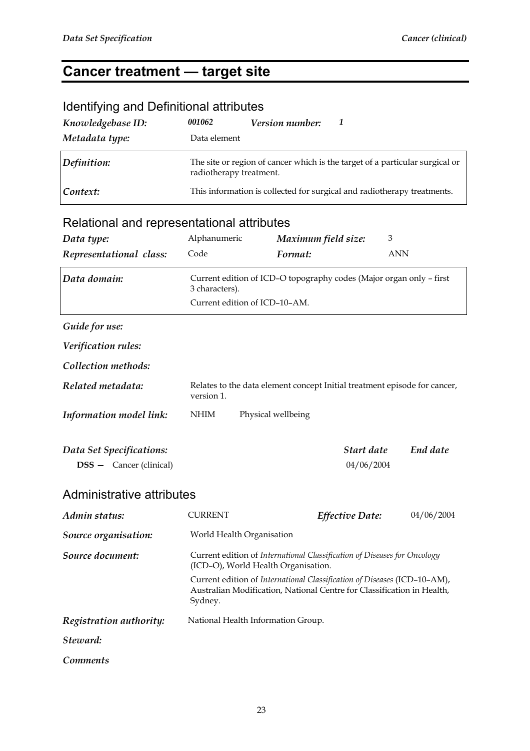# Cancer treatment — target site

## Identifying and Definitional attributes

| | | | |
|---|---|---|---|
| *Knowledgebase ID:* | *001062* | *Version number:* | *1* |
| *Metadata type:* | Data element | | |

| | |
|---|---|
| *Definition:* | The site or region of cancer which is the target of a particular surgical or radiotherapy treatment. |
| *Context:* | This information is collected for surgical and radiotherapy treatments. |

## Relational and representational attributes

| | | | |
|---|---|---|---|
| *Data type:* | Alphanumeric | *Maximum field size:* | 3 |
| *Representational class:* | Code | *Format:* | ANN |

| | |
|---|---|
| *Data domain:* | Current edition of ICD–O topography codes (Major organ only – first 3 characters).<br>Current edition of ICD–10–AM. |

*Guide for use:*

*Verification rules:*

*Collection methods:*

*Related metadata:* Relates to the data element concept Initial treatment episode for cancer, version 1.

*Information model link:* NHIM Physical wellbeing

| *Data Set Specifications:* | *Start date* | *End date* |
|---|---|---|
| **DSS —** Cancer (clinical) | 04/06/2004 | |

## Administrative attributes

| | | | |
|---|---|---|---|
| *Admin status:* | CURRENT | *Effective Date:* | 04/06/2004 |

*Source organisation:* World Health Organisation

*Source document:* Current edition of *International Classification of Diseases for Oncology* (ICD–O), World Health Organisation.

Current edition of *International Classification of Diseases* (ICD–10–AM), Australian Modification, National Centre for Classification in Health, Sydney.

*Registration authority:* National Health Information Group.

*Steward:*

*Comments*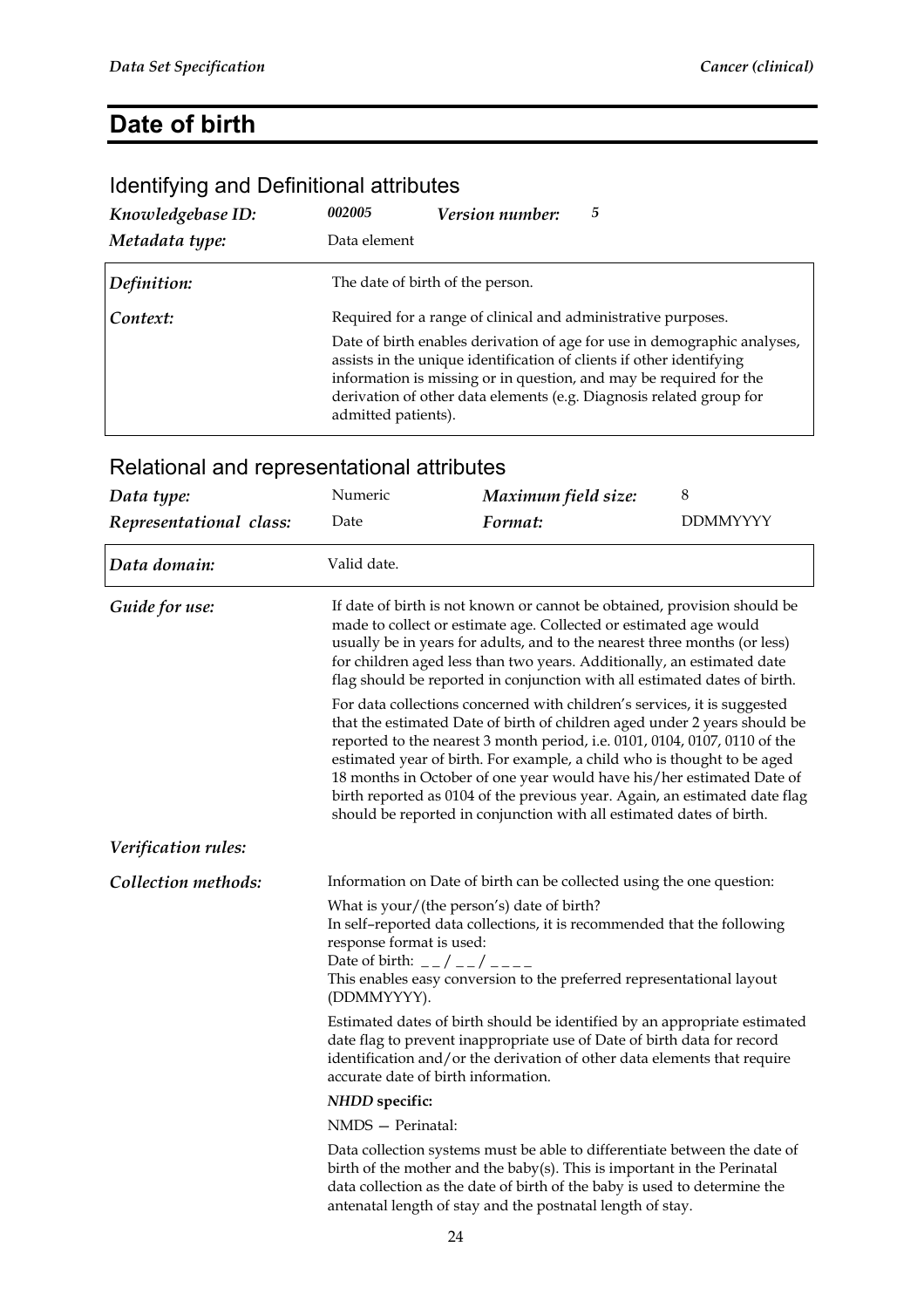# Date of birth

## Identifying and Definitional attributes

| | | | |
|---|---|---|---|
| ***Knowledgebase ID:*** | ***002005*** | ***Version number:*** | ***5*** |
| ***Metadata type:*** | Data element | | |

| | |
|---|---|
| ***Definition:*** | The date of birth of the person. |
| ***Context:*** | Required for a range of clinical and administrative purposes.<br><br>Date of birth enables derivation of age for use in demographic analyses, assists in the unique identification of clients if other identifying information is missing or in question, and may be required for the derivation of other data elements (e.g. Diagnosis related group for admitted patients). |

## Relational and representational attributes

| | | | |
|---|---|---|---|
| ***Data type:*** | Numeric | ***Maximum field size:*** | 8 |
| ***Representational class:*** | Date | ***Format:*** | DDMMYYYY |

| | |
|---|---|
| ***Data domain:*** | Valid date. |

***Guide for use:***

If date of birth is not known or cannot be obtained, provision should be made to collect or estimate age. Collected or estimated age would usually be in years for adults, and to the nearest three months (or less) for children aged less than two years. Additionally, an estimated date flag should be reported in conjunction with all estimated dates of birth.

For data collections concerned with children's services, it is suggested that the estimated Date of birth of children aged under 2 years should be reported to the nearest 3 month period, i.e. 0101, 0104, 0107, 0110 of the estimated year of birth. For example, a child who is thought to be aged 18 months in October of one year would have his/her estimated Date of birth reported as 0104 of the previous year. Again, an estimated date flag should be reported in conjunction with all estimated dates of birth.

***Verification rules:***

***Collection methods:***

Information on Date of birth can be collected using the one question:

What is your/(the person's) date of birth?
In self–reported data collections, it is recommended that the following response format is used:
Date of birth: _ _ / _ _ / _ _ _ _
This enables easy conversion to the preferred representational layout (DDMMYYYY).

Estimated dates of birth should be identified by an appropriate estimated date flag to prevent inappropriate use of Date of birth data for record identification and/or the derivation of other data elements that require accurate date of birth information.

***NHDD* specific:**

NMDS — Perinatal:

Data collection systems must be able to differentiate between the date of birth of the mother and the baby(s). This is important in the Perinatal data collection as the date of birth of the baby is used to determine the antenatal length of stay and the postnatal length of stay.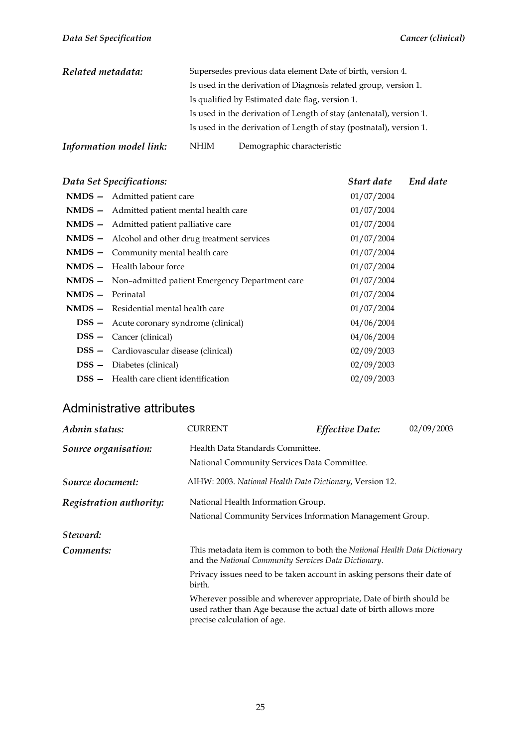| | |
|---|---|
| ***Related metadata:*** | Supersedes previous data element Date of birth, version 4. |
| | Is used in the derivation of Diagnosis related group, version 1. |
| | Is qualified by Estimated date flag, version 1. |
| | Is used in the derivation of Length of stay (antenatal), version 1. |
| | Is used in the derivation of Length of stay (postnatal), version 1. |
| ***Information model link:*** | NHIM Demographic characteristic |

| *Data Set Specifications:* | | *Start date* | *End date* |
|---|---|---|---|
| **NMDS –** | Admitted patient care | 01/07/2004 | |
| **NMDS –** | Admitted patient mental health care | 01/07/2004 | |
| **NMDS –** | Admitted patient palliative care | 01/07/2004 | |
| **NMDS –** | Alcohol and other drug treatment services | 01/07/2004 | |
| **NMDS –** | Community mental health care | 01/07/2004 | |
| **NMDS –** | Health labour force | 01/07/2004 | |
| **NMDS –** | Non–admitted patient Emergency Department care | 01/07/2004 | |
| **NMDS –** | Perinatal | 01/07/2004 | |
| **NMDS –** | Residential mental health care | 01/07/2004 | |
| **DSS –** | Acute coronary syndrome (clinical) | 04/06/2004 | |
| **DSS –** | Cancer (clinical) | 04/06/2004 | |
| **DSS –** | Cardiovascular disease (clinical) | 02/09/2003 | |
| **DSS –** | Diabetes (clinical) | 02/09/2003 | |
| **DSS –** | Health care client identification | 02/09/2003 | |

## Administrative attributes

| | | | |
|---|---|---|---|
| ***Admin status:*** | CURRENT | ***Effective Date:*** | 02/09/2003 |
| ***Source organisation:*** | Health Data Standards Committee. National Community Services Data Committee. | | |
| ***Source document:*** | AIHW: 2003. *National Health Data Dictionary*, Version 12. | | |
| ***Registration authority:*** | National Health Information Group. National Community Services Information Management Group. | | |
| ***Steward:*** | | | |

***Comments:***

This metadata item is common to both the *National Health Data Dictionary* and the *National Community Services Data Dictionary*.

Privacy issues need to be taken account in asking persons their date of birth.

Wherever possible and wherever appropriate, Date of birth should be used rather than Age because the actual date of birth allows more precise calculation of age.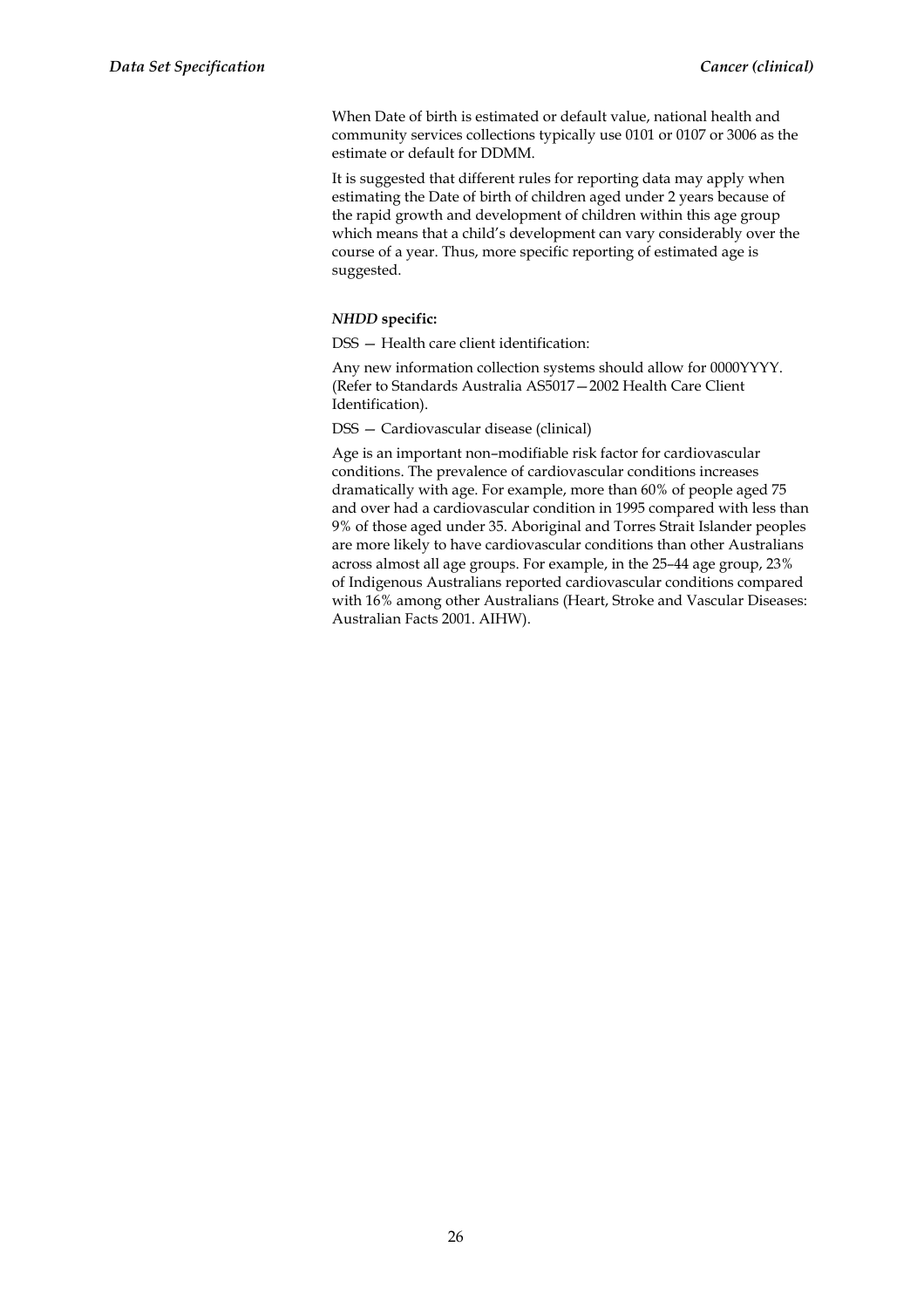When Date of birth is estimated or default value, national health and community services collections typically use 0101 or 0107 or 3006 as the estimate or default for DDMM.

It is suggested that different rules for reporting data may apply when estimating the Date of birth of children aged under 2 years because of the rapid growth and development of children within this age group which means that a child's development can vary considerably over the course of a year. Thus, more specific reporting of estimated age is suggested.

***NHDD* specific:**

DSS — Health care client identification:

Any new information collection systems should allow for 0000YYYY. (Refer to Standards Australia AS5017—2002 Health Care Client Identification).

DSS — Cardiovascular disease (clinical)

Age is an important non–modifiable risk factor for cardiovascular conditions. The prevalence of cardiovascular conditions increases dramatically with age. For example, more than 60% of people aged 75 and over had a cardiovascular condition in 1995 compared with less than 9% of those aged under 35. Aboriginal and Torres Strait Islander peoples are more likely to have cardiovascular conditions than other Australians across almost all age groups. For example, in the 25–44 age group, 23% of Indigenous Australians reported cardiovascular conditions compared with 16% among other Australians (Heart, Stroke and Vascular Diseases: Australian Facts 2001. AIHW).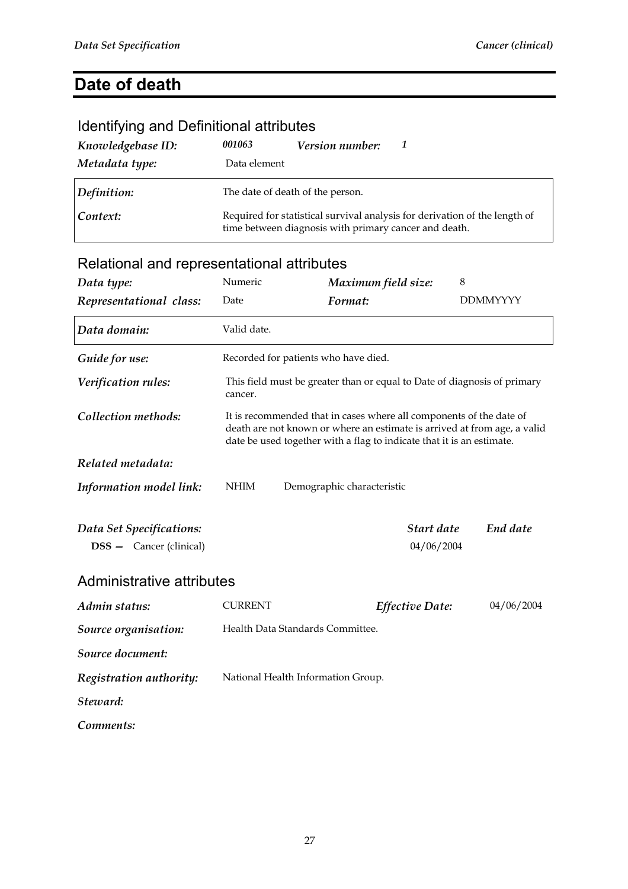# Date of death

## Identifying and Definitional attributes

| | | | |
|---|---|---|---|
| ***Knowledgebase ID:*** | ***001063*** | ***Version number:*** | ***1*** |
| ***Metadata type:*** | Data element | | |

| | |
|---|---|
| ***Definition:*** | The date of death of the person. |
| ***Context:*** | Required for statistical survival analysis for derivation of the length of time between diagnosis with primary cancer and death. |

## Relational and representational attributes

| | | | |
|---|---|---|---|
| ***Data type:*** | Numeric | ***Maximum field size:*** | 8 |
| ***Representational class:*** | Date | ***Format:*** | DDMMYYYY |

| | |
|---|---|
| ***Data domain:*** | Valid date. |

***Guide for use:*** Recorded for patients who have died.

***Verification rules:*** This field must be greater than or equal to Date of diagnosis of primary cancer.

***Collection methods:*** It is recommended that in cases where all components of the date of death are not known or where an estimate is arrived at from age, a valid date be used together with a flag to indicate that it is an estimate.

***Related metadata:***

***Information model link:*** NHIM Demographic characteristic

| ***Data Set Specifications:*** | ***Start date*** | ***End date*** |
|---|---|---|
| **DSS —** Cancer (clinical) | 04/06/2004 | |

## Administrative attributes

| | | | |
|---|---|---|---|
| ***Admin status:*** | CURRENT | ***Effective Date:*** | 04/06/2004 |

***Source organisation:*** Health Data Standards Committee.

***Source document:***

***Registration authority:*** National Health Information Group.

***Steward:***

***Comments:***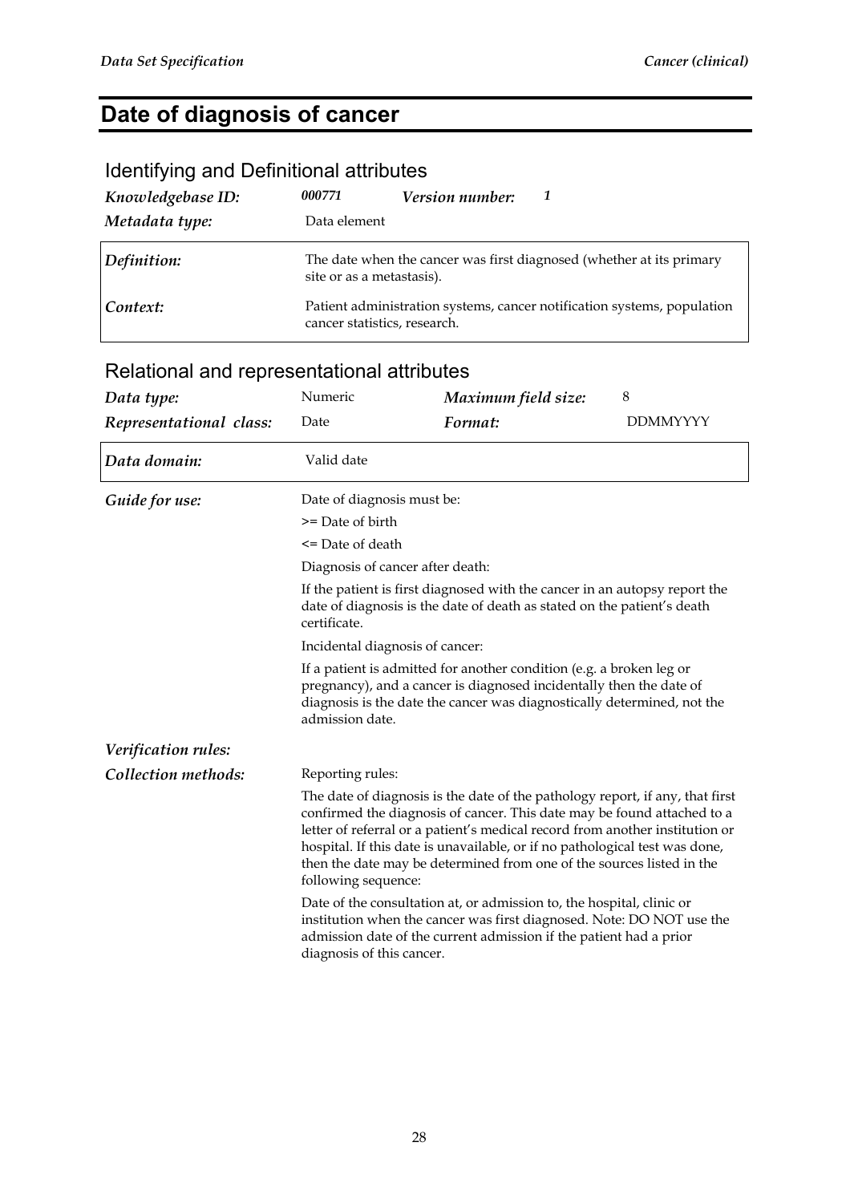# Date of diagnosis of cancer

## Identifying and Definitional attributes

| | | | |
|---|---|---|---|
| *Knowledgebase ID:* | *000771* | *Version number:* | *1* |
| *Metadata type:* | Data element | | |

| | |
|---|---|
| *Definition:* | The date when the cancer was first diagnosed (whether at its primary site or as a metastasis). |
| *Context:* | Patient administration systems, cancer notification systems, population cancer statistics, research. |

## Relational and representational attributes

| | | | |
|---|---|---|---|
| *Data type:* | Numeric | *Maximum field size:* | 8 |
| *Representational class:* | Date | *Format:* | DDMMYYYY |

| | |
|---|---|
| *Data domain:* | Valid date |

*Guide for use:*

Date of diagnosis must be:

>= Date of birth

<= Date of death

Diagnosis of cancer after death:

If the patient is first diagnosed with the cancer in an autopsy report the date of diagnosis is the date of death as stated on the patient's death certificate.

Incidental diagnosis of cancer:

If a patient is admitted for another condition (e.g. a broken leg or pregnancy), and a cancer is diagnosed incidentally then the date of diagnosis is the date the cancer was diagnostically determined, not the admission date.

*Verification rules:*

*Collection methods:*

Reporting rules:

The date of diagnosis is the date of the pathology report, if any, that first confirmed the diagnosis of cancer. This date may be found attached to a letter of referral or a patient's medical record from another institution or hospital. If this date is unavailable, or if no pathological test was done, then the date may be determined from one of the sources listed in the following sequence:

Date of the consultation at, or admission to, the hospital, clinic or institution when the cancer was first diagnosed. Note: DO NOT use the admission date of the current admission if the patient had a prior diagnosis of this cancer.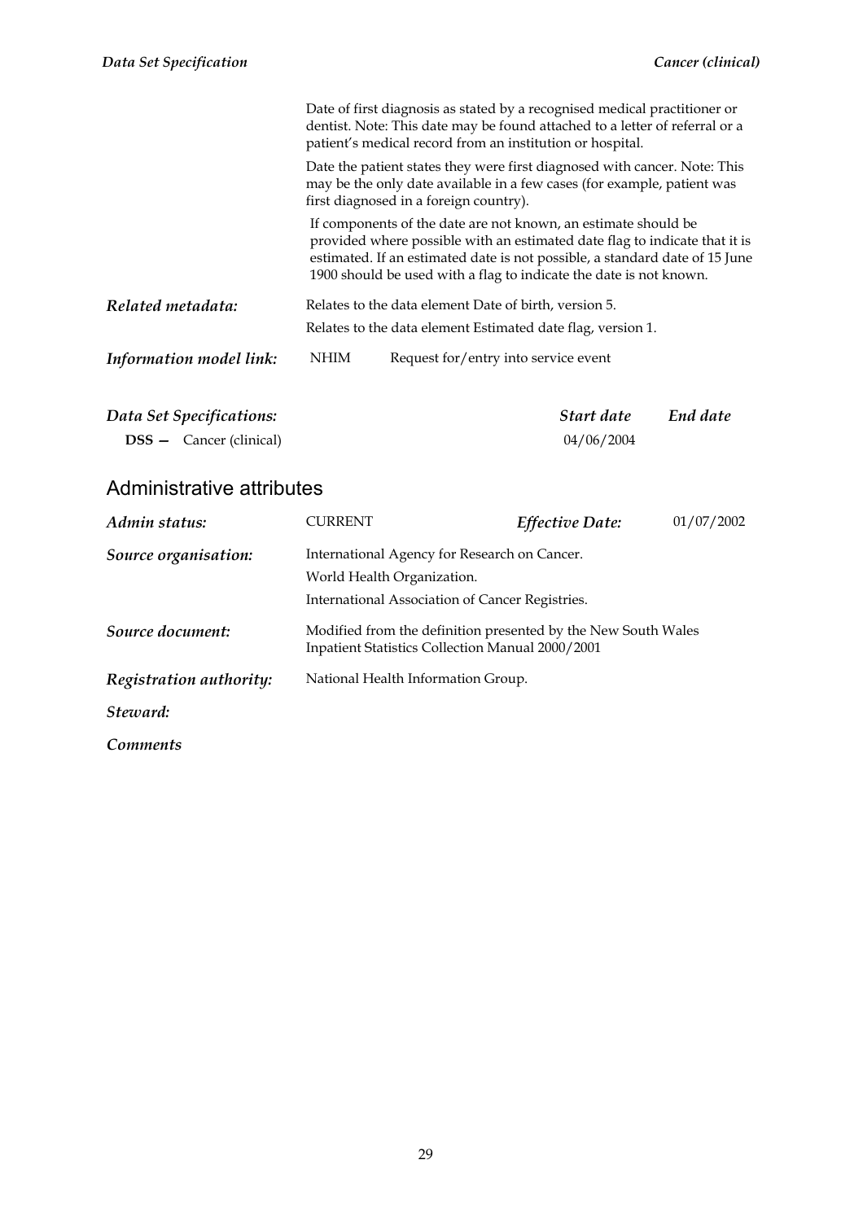Date of first diagnosis as stated by a recognised medical practitioner or dentist. Note: This date may be found attached to a letter of referral or a patient's medical record from an institution or hospital.

Date the patient states they were first diagnosed with cancer. Note: This may be the only date available in a few cases (for example, patient was first diagnosed in a foreign country).

If components of the date are not known, an estimate should be provided where possible with an estimated date flag to indicate that it is estimated. If an estimated date is not possible, a standard date of 15 June 1900 should be used with a flag to indicate the date is not known.

***Related metadata:*** Relates to the data element Date of birth, version 5.

Relates to the data element Estimated date flag, version 1.

***Information model link:*** NHIM Request for/entry into service event

| *Data Set Specifications:* | *Start date* | *End date* |
|---|---|---|
| **DSS —** Cancer (clinical) | 04/06/2004 | |

## Administrative attributes

***Admin status:*** CURRENT ***Effective Date:*** 01/07/2002

***Source organisation:*** International Agency for Research on Cancer.

World Health Organization.

International Association of Cancer Registries.

***Source document:*** Modified from the definition presented by the New South Wales Inpatient Statistics Collection Manual 2000/2001

***Registration authority:*** National Health Information Group.

***Steward:***

***Comments***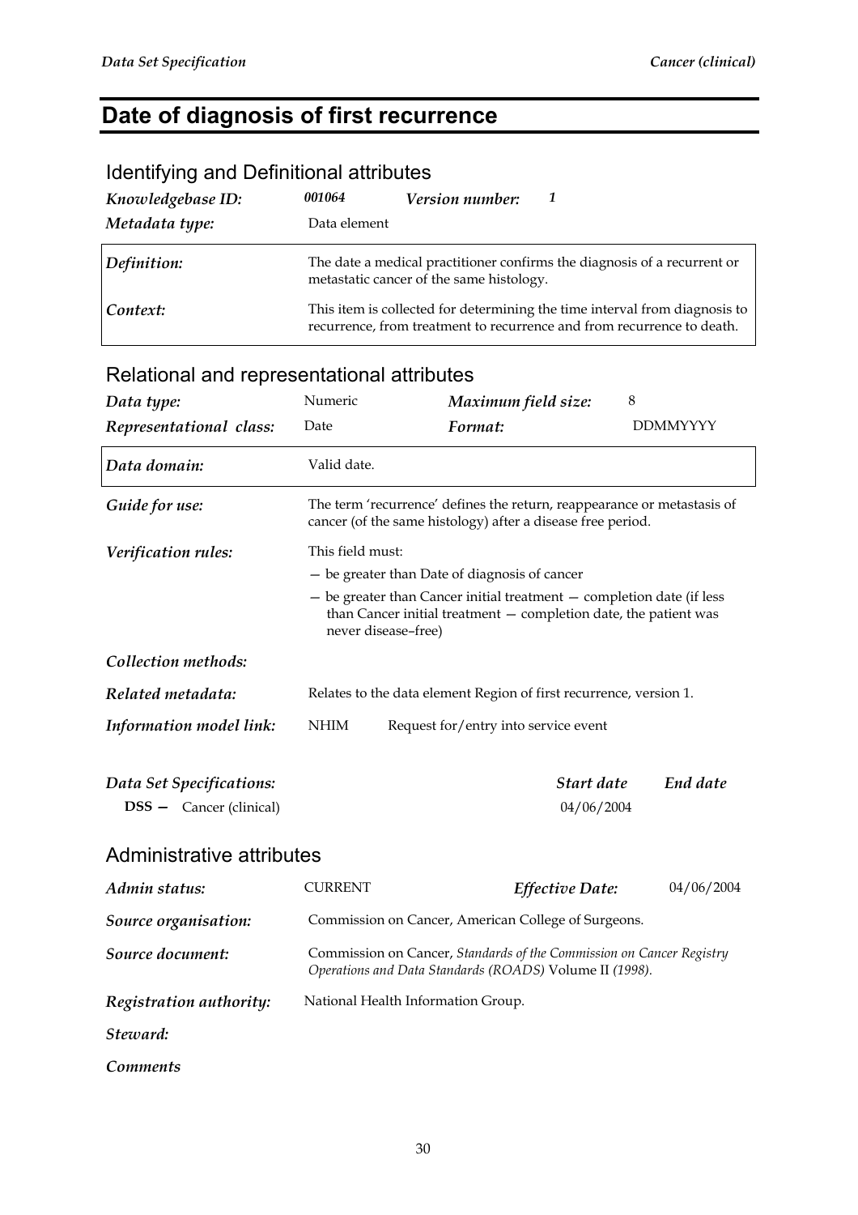# Date of diagnosis of first recurrence

## Identifying and Definitional attributes

| | | | |
|---|---|---|---|
| ***Knowledgebase ID:*** | ***001064*** | ***Version number:*** | ***1*** |
| ***Metadata type:*** | Data element | | |

| | |
|---|---|
| ***Definition:*** | The date a medical practitioner confirms the diagnosis of a recurrent or metastatic cancer of the same histology. |
| ***Context:*** | This item is collected for determining the time interval from diagnosis to recurrence, from treatment to recurrence and from recurrence to death. |

## Relational and representational attributes

| | | | |
|---|---|---|---|
| ***Data type:*** | Numeric | ***Maximum field size:*** | 8 |
| ***Representational class:*** | Date | ***Format:*** | DDMMYYYY |

| | |
|---|---|
| ***Data domain:*** | Valid date. |

***Guide for use:*** The term 'recurrence' defines the return, reappearance or metastasis of cancer (of the same histology) after a disease free period.

***Verification rules:*** This field must:

- be greater than Date of diagnosis of cancer
- be greater than Cancer initial treatment — completion date (if less than Cancer initial treatment — completion date, the patient was never disease–free)

***Collection methods:***

***Related metadata:*** Relates to the data element Region of first recurrence, version 1.

***Information model link:*** NHIM Request for/entry into service event

| ***Data Set Specifications:*** | ***Start date*** | ***End date*** |
|---|---|---|
| **DSS —** Cancer (clinical) | 04/06/2004 | |

## Administrative attributes

| | | | |
|---|---|---|---|
| ***Admin status:*** | CURRENT | ***Effective Date:*** | 04/06/2004 |

***Source organisation:*** Commission on Cancer, American College of Surgeons.

***Source document:*** Commission on Cancer, *Standards of the Commission on Cancer Registry Operations and Data Standards (ROADS)* Volume II *(1998).*

***Registration authority:*** National Health Information Group.

***Steward:***

***Comments***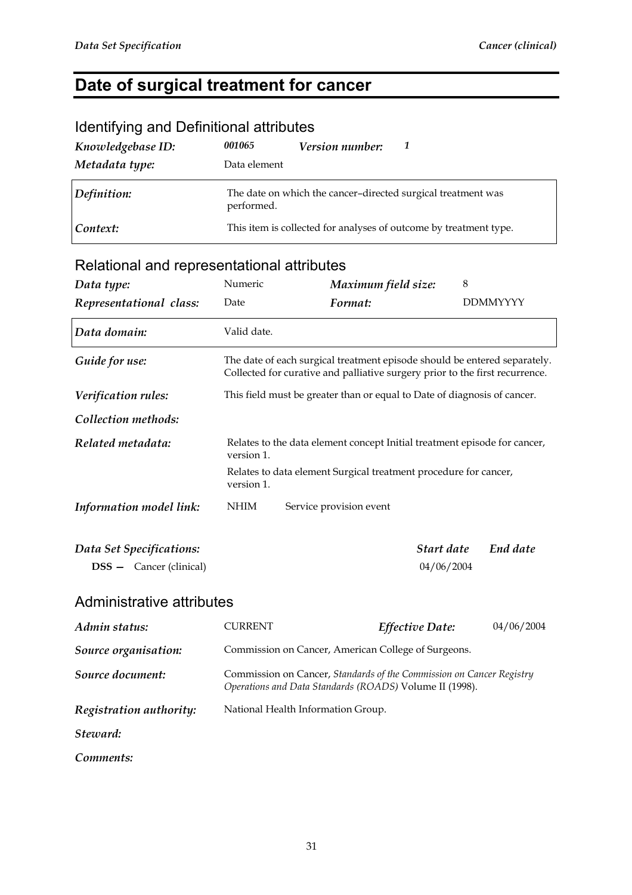# Date of surgical treatment for cancer

## Identifying and Definitional attributes

| | | | |
|---|---|---|---|
| ***Knowledgebase ID:*** | ***001065*** | ***Version number:*** | ***1*** |
| ***Metadata type:*** | Data element | | |

| | |
|---|---|
| ***Definition:*** | The date on which the cancer–directed surgical treatment was performed. |
| ***Context:*** | This item is collected for analyses of outcome by treatment type. |

## Relational and representational attributes

| | | | |
|---|---|---|---|
| ***Data type:*** | Numeric | ***Maximum field size:*** | 8 |
| ***Representational class:*** | Date | ***Format:*** | DDMMYYYY |

| | |
|---|---|
| ***Data domain:*** | Valid date. |
| ***Guide for use:*** | The date of each surgical treatment episode should be entered separately. Collected for curative and palliative surgery prior to the first recurrence. |
| ***Verification rules:*** | This field must be greater than or equal to Date of diagnosis of cancer. |
| ***Collection methods:*** | |
| ***Related metadata:*** | Relates to the data element concept Initial treatment episode for cancer, version 1.<br>Relates to data element Surgical treatment procedure for cancer, version 1. |
| ***Information model link:*** | NHIM Service provision event |

| ***Data Set Specifications:*** | ***Start date*** | ***End date*** |
|---|---|---|
| **DSS —** Cancer (clinical) | 04/06/2004 | |

## Administrative attributes

| | | | |
|---|---|---|---|
| ***Admin status:*** | CURRENT | ***Effective Date:*** | 04/06/2004 |
| ***Source organisation:*** | Commission on Cancer, American College of Surgeons. | | |
| ***Source document:*** | Commission on Cancer, *Standards of the Commission on Cancer Registry Operations and Data Standards (ROADS)* Volume II (1998). | | |
| ***Registration authority:*** | National Health Information Group. | | |
| ***Steward:*** | | | |
| ***Comments:*** | | | |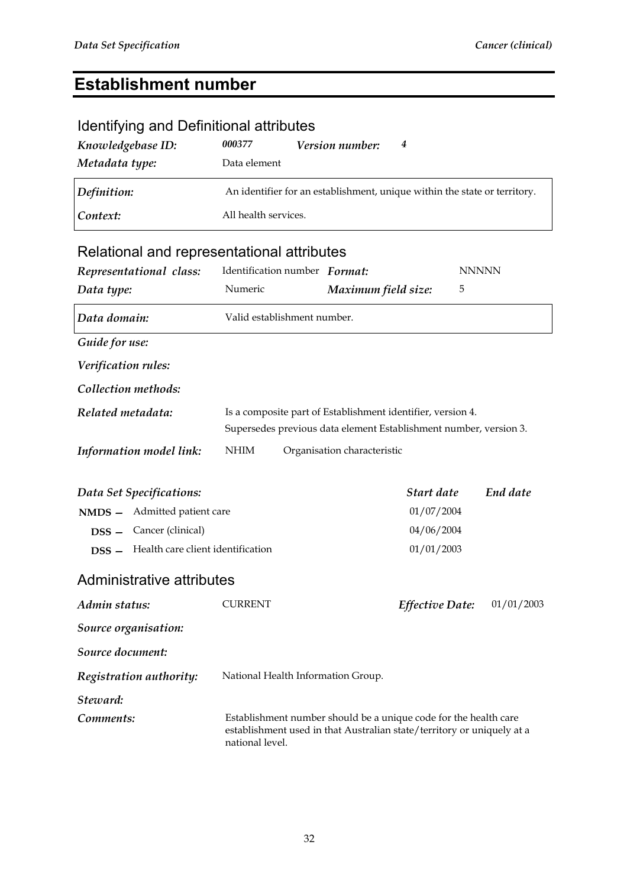# Establishment number

## Identifying and Definitional attributes

| | | | |
|---|---|---|---|
| ***Knowledgebase ID:*** | ***000377*** | ***Version number:*** | ***4*** |
| ***Metadata type:*** | Data element | | |

| | |
|---|---|
| ***Definition:*** | An identifier for an establishment, unique within the state or territory. |
| ***Context:*** | All health services. |

## Relational and representational attributes

| | | | |
|---|---|---|---|
| ***Representational class:*** | Identification number | ***Format:*** | NNNNN |
| ***Data type:*** | Numeric | ***Maximum field size:*** | 5 |

| | |
|---|---|
| ***Data domain:*** | Valid establishment number. |

***Guide for use:***

***Verification rules:***

***Collection methods:***

***Related metadata:*** Is a composite part of Establishment identifier, version 4.
Supersedes previous data element Establishment number, version 3.

***Information model link:*** NHIM Organisation characteristic

| ***Data Set Specifications:*** | ***Start date*** | ***End date*** |
|---|---|---|
| **NMDS –** Admitted patient care | 01/07/2004 | |
| **DSS –** Cancer (clinical) | 04/06/2004 | |
| **DSS –** Health care client identification | 01/01/2003 | |

## Administrative attributes

| | | | |
|---|---|---|---|
| ***Admin status:*** | CURRENT | ***Effective Date:*** | 01/01/2003 |

***Source organisation:***

***Source document:***

***Registration authority:*** National Health Information Group.

***Steward:***

***Comments:*** Establishment number should be a unique code for the health care establishment used in that Australian state/territory or uniquely at a national level.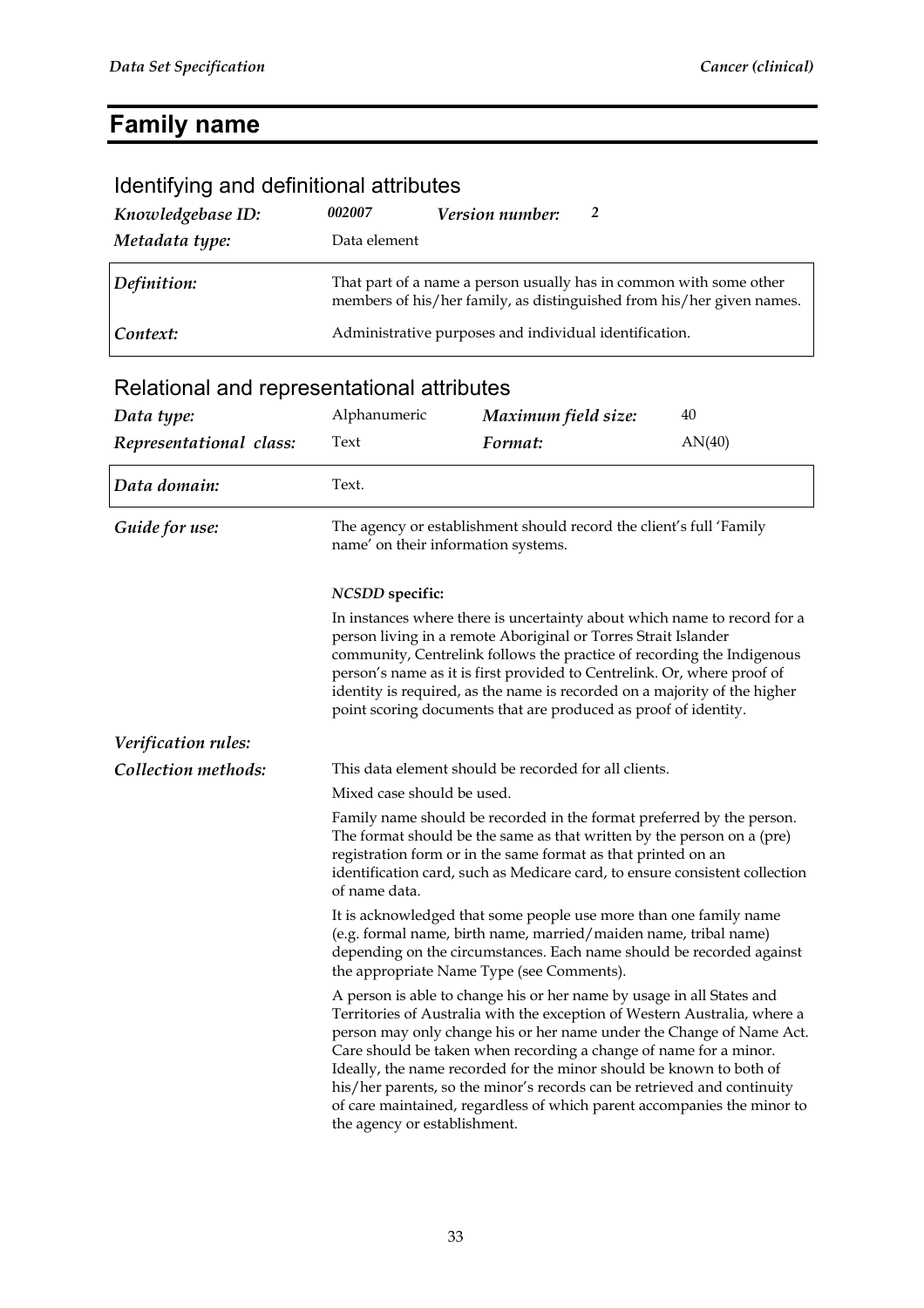# Family name

## Identifying and definitional attributes

| | | | |
|---|---|---|---|
| ***Knowledgebase ID:*** | ***002007*** | ***Version number:*** | ***2*** |
| ***Metadata type:*** | Data element | | |

| | |
|---|---|
| ***Definition:*** | That part of a name a person usually has in common with some other members of his/her family, as distinguished from his/her given names. |
| ***Context:*** | Administrative purposes and individual identification. |

## Relational and representational attributes

| | | | |
|---|---|---|---|
| ***Data type:*** | Alphanumeric | ***Maximum field size:*** | 40 |
| ***Representational class:*** | Text | ***Format:*** | AN(40) |

***Data domain:*** Text.

***Guide for use:***

The agency or establishment should record the client's full 'Family name' on their information systems.

***NCSDD* specific:**

In instances where there is uncertainty about which name to record for a person living in a remote Aboriginal or Torres Strait Islander community, Centrelink follows the practice of recording the Indigenous person's name as it is first provided to Centrelink. Or, where proof of identity is required, as the name is recorded on a majority of the higher point scoring documents that are produced as proof of identity.

***Verification rules:***

***Collection methods:***

This data element should be recorded for all clients.

Mixed case should be used.

Family name should be recorded in the format preferred by the person. The format should be the same as that written by the person on a (pre) registration form or in the same format as that printed on an identification card, such as Medicare card, to ensure consistent collection of name data.

It is acknowledged that some people use more than one family name (e.g. formal name, birth name, married/maiden name, tribal name) depending on the circumstances. Each name should be recorded against the appropriate Name Type (see Comments).

A person is able to change his or her name by usage in all States and Territories of Australia with the exception of Western Australia, where a person may only change his or her name under the Change of Name Act. Care should be taken when recording a change of name for a minor. Ideally, the name recorded for the minor should be known to both of his/her parents, so the minor's records can be retrieved and continuity of care maintained, regardless of which parent accompanies the minor to the agency or establishment.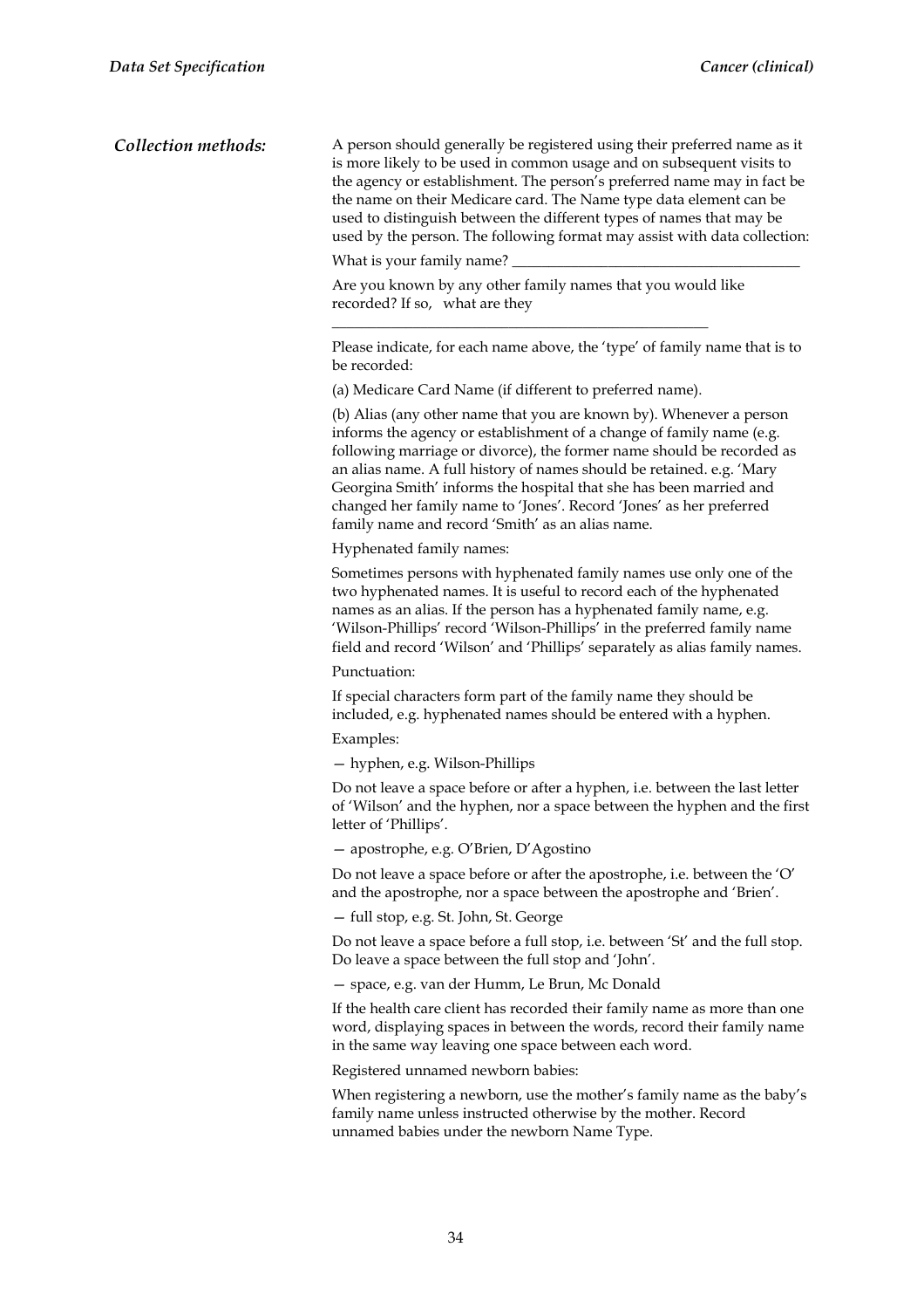***Collection methods:***

A person should generally be registered using their preferred name as it is more likely to be used in common usage and on subsequent visits to the agency or establishment. The person's preferred name may in fact be the name on their Medicare card. The Name type data element can be used to distinguish between the different types of names that may be used by the person. The following format may assist with data collection:

What is your family name? ______________________________________

Are you known by any other family names that you would like recorded? If so, what are they

__________________________________________________

Please indicate, for each name above, the 'type' of family name that is to be recorded:

(a) Medicare Card Name (if different to preferred name).

(b) Alias (any other name that you are known by). Whenever a person informs the agency or establishment of a change of family name (e.g. following marriage or divorce), the former name should be recorded as an alias name. A full history of names should be retained. e.g. 'Mary Georgina Smith' informs the hospital that she has been married and changed her family name to 'Jones'. Record 'Jones' as her preferred family name and record 'Smith' as an alias name.

Hyphenated family names:

Sometimes persons with hyphenated family names use only one of the two hyphenated names. It is useful to record each of the hyphenated names as an alias. If the person has a hyphenated family name, e.g. 'Wilson-Phillips' record 'Wilson-Phillips' in the preferred family name field and record 'Wilson' and 'Phillips' separately as alias family names.

Punctuation:

If special characters form part of the family name they should be included, e.g. hyphenated names should be entered with a hyphen.

Examples:

— hyphen, e.g. Wilson-Phillips

Do not leave a space before or after a hyphen, i.e. between the last letter of 'Wilson' and the hyphen, nor a space between the hyphen and the first letter of 'Phillips'.

— apostrophe, e.g. O'Brien, D'Agostino

Do not leave a space before or after the apostrophe, i.e. between the 'O' and the apostrophe, nor a space between the apostrophe and 'Brien'.

— full stop, e.g. St. John, St. George

Do not leave a space before a full stop, i.e. between 'St' and the full stop. Do leave a space between the full stop and 'John'.

— space, e.g. van der Humm, Le Brun, Mc Donald

If the health care client has recorded their family name as more than one word, displaying spaces in between the words, record their family name in the same way leaving one space between each word.

Registered unnamed newborn babies:

When registering a newborn, use the mother's family name as the baby's family name unless instructed otherwise by the mother. Record unnamed babies under the newborn Name Type.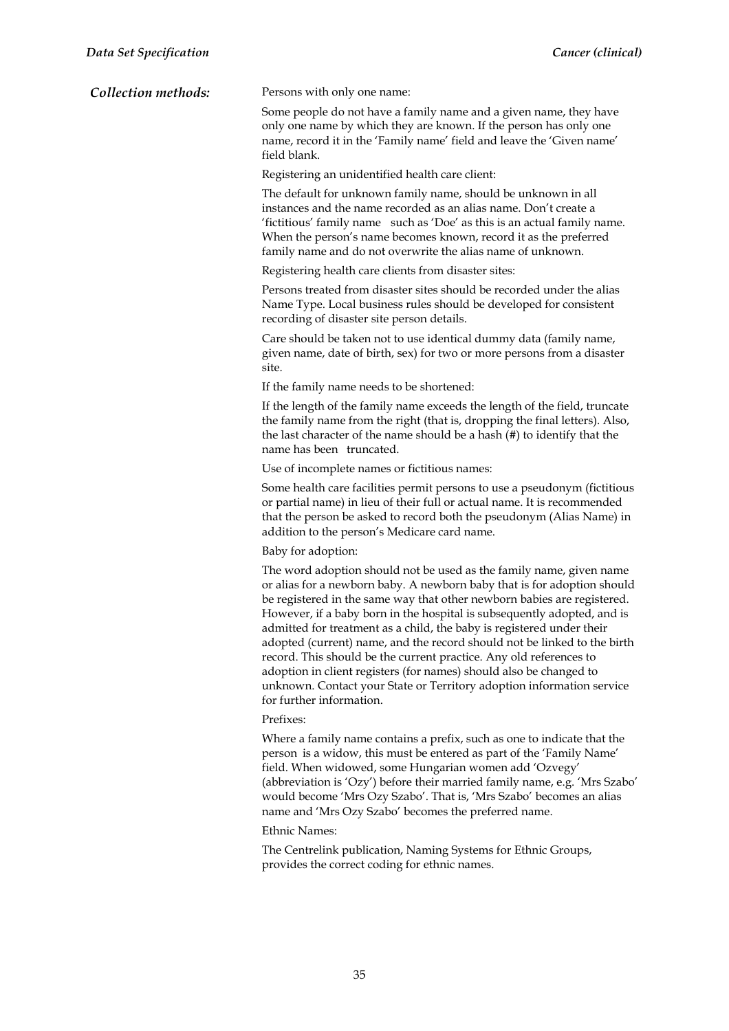**Collection methods:**

Persons with only one name:

Some people do not have a family name and a given name, they have only one name by which they are known. If the person has only one name, record it in the 'Family name' field and leave the 'Given name' field blank.

Registering an unidentified health care client:

The default for unknown family name, should be unknown in all instances and the name recorded as an alias name. Don't create a 'fictitious' family name such as 'Doe' as this is an actual family name. When the person's name becomes known, record it as the preferred family name and do not overwrite the alias name of unknown.

Registering health care clients from disaster sites:

Persons treated from disaster sites should be recorded under the alias Name Type. Local business rules should be developed for consistent recording of disaster site person details.

Care should be taken not to use identical dummy data (family name, given name, date of birth, sex) for two or more persons from a disaster site.

If the family name needs to be shortened:

If the length of the family name exceeds the length of the field, truncate the family name from the right (that is, dropping the final letters). Also, the last character of the name should be a hash (#) to identify that the name has been truncated.

Use of incomplete names or fictitious names:

Some health care facilities permit persons to use a pseudonym (fictitious or partial name) in lieu of their full or actual name. It is recommended that the person be asked to record both the pseudonym (Alias Name) in addition to the person's Medicare card name.

Baby for adoption:

The word adoption should not be used as the family name, given name or alias for a newborn baby. A newborn baby that is for adoption should be registered in the same way that other newborn babies are registered. However, if a baby born in the hospital is subsequently adopted, and is admitted for treatment as a child, the baby is registered under their adopted (current) name, and the record should not be linked to the birth record. This should be the current practice. Any old references to adoption in client registers (for names) should also be changed to unknown. Contact your State or Territory adoption information service for further information.

Prefixes:

Where a family name contains a prefix, such as one to indicate that the person is a widow, this must be entered as part of the 'Family Name' field. When widowed, some Hungarian women add 'Ozvegy' (abbreviation is 'Ozy') before their married family name, e.g. 'Mrs Szabo' would become 'Mrs Ozy Szabo'. That is, 'Mrs Szabo' becomes an alias name and 'Mrs Ozy Szabo' becomes the preferred name.

Ethnic Names:

The Centrelink publication, Naming Systems for Ethnic Groups, provides the correct coding for ethnic names.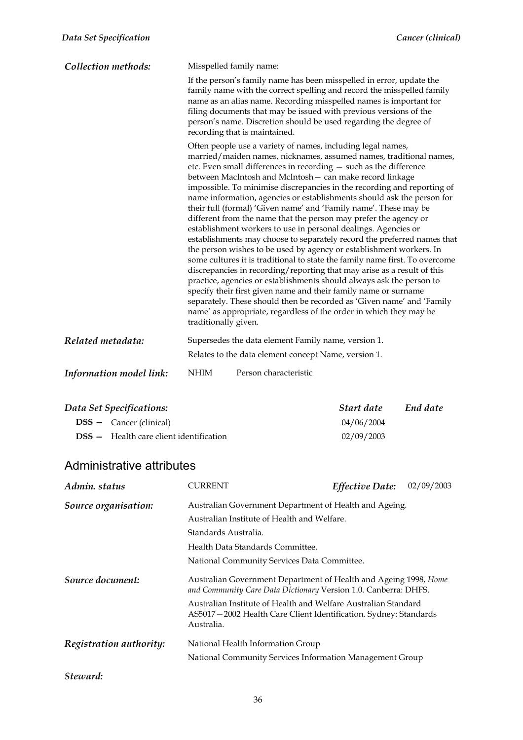**Collection methods:** Misspelled family name:

If the person's family name has been misspelled in error, update the family name with the correct spelling and record the misspelled family name as an alias name. Recording misspelled names is important for filing documents that may be issued with previous versions of the person's name. Discretion should be used regarding the degree of recording that is maintained.

Often people use a variety of names, including legal names, married/maiden names, nicknames, assumed names, traditional names, etc. Even small differences in recording — such as the difference between MacIntosh and McIntosh— can make record linkage impossible. To minimise discrepancies in the recording and reporting of name information, agencies or establishments should ask the person for their full (formal) 'Given name' and 'Family name'. These may be different from the name that the person may prefer the agency or establishment workers to use in personal dealings. Agencies or establishments may choose to separately record the preferred names that the person wishes to be used by agency or establishment workers. In some cultures it is traditional to state the family name first. To overcome discrepancies in recording/reporting that may arise as a result of this practice, agencies or establishments should always ask the person to specify their first given name and their family name or surname separately. These should then be recorded as 'Given name' and 'Family name' as appropriate, regardless of the order in which they may be traditionally given.

**Related metadata:** Supersedes the data element Family name, version 1.

Relates to the data element concept Name, version 1.

**Information model link:** NHIM Person characteristic

| *Data Set Specifications:* | *Start date* | *End date* |
|---|---|---|
| **DSS —** Cancer (clinical) | 04/06/2004 | |
| **DSS —** Health care client identification | 02/09/2003 | |

## Administrative attributes

**Admin. status** CURRENT *Effective Date:* 02/09/2003

**Source organisation:** Australian Government Department of Health and Ageing.

Australian Institute of Health and Welfare.

Standards Australia.

Health Data Standards Committee.

National Community Services Data Committee.

**Source document:** Australian Government Department of Health and Ageing 1998, *Home and Community Care Data Dictionary* Version 1.0. Canberra: DHFS.

Australian Institute of Health and Welfare Australian Standard AS5017—2002 Health Care Client Identification. Sydney: Standards Australia.

**Registration authority:** National Health Information Group

National Community Services Information Management Group

**Steward:**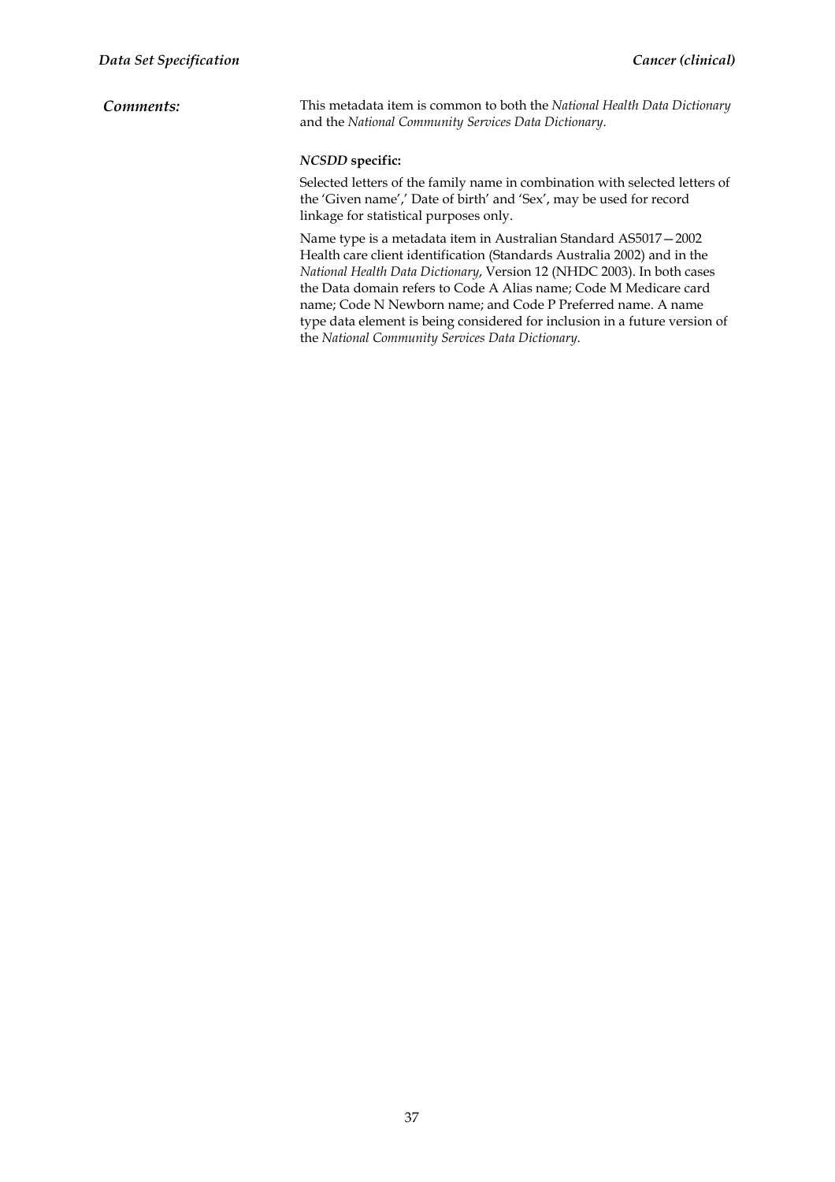**Comments:**

This metadata item is common to both the *National Health Data Dictionary* and the *National Community Services Data Dictionary*.

***NCSDD* specific:**

Selected letters of the family name in combination with selected letters of the 'Given name',' Date of birth' and 'Sex', may be used for record linkage for statistical purposes only.

Name type is a metadata item in Australian Standard AS5017—2002 Health care client identification (Standards Australia 2002) and in the *National Health Data Dictionary*, Version 12 (NHDC 2003). In both cases the Data domain refers to Code A Alias name; Code M Medicare card name; Code N Newborn name; and Code P Preferred name. A name type data element is being considered for inclusion in a future version of the *National Community Services Data Dictionary*.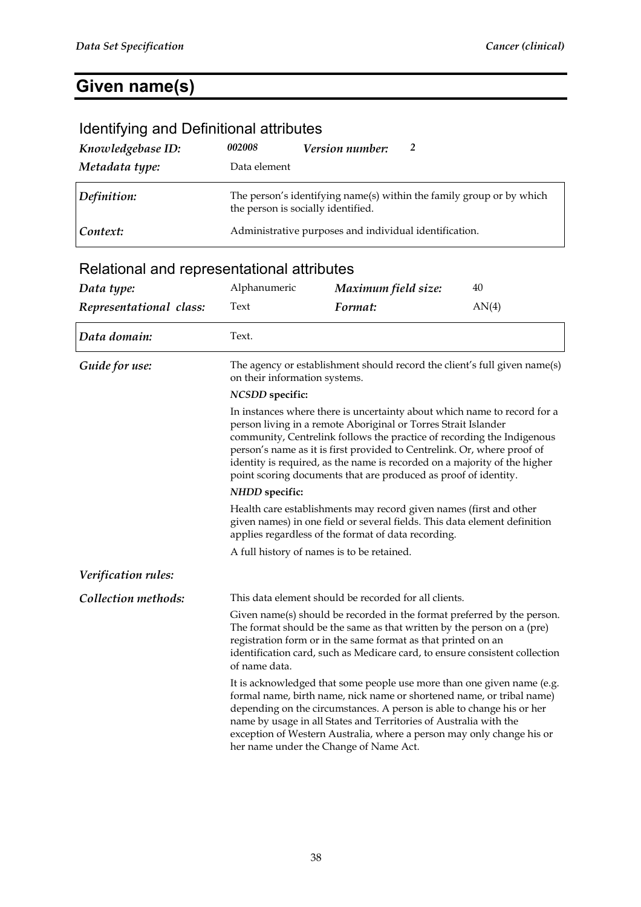# Given name(s)

## Identifying and Definitional attributes

| | | | |
|---|---|---|---|
| *Knowledgebase ID:* | *002008* | *Version number:* | *2* |
| *Metadata type:* | Data element | | |

| | |
|---|---|
| *Definition:* | The person's identifying name(s) within the family group or by which the person is socially identified. |
| *Context:* | Administrative purposes and individual identification. |

## Relational and representational attributes

| | | | |
|---|---|---|---|
| *Data type:* | Alphanumeric | *Maximum field size:* | 40 |
| *Representational class:* | Text | *Format:* | AN(4) |

| | |
|---|---|
| *Data domain:* | Text. |

*Guide for use:*

The agency or establishment should record the client's full given name(s) on their information systems.

***NCSDD* specific:**

In instances where there is uncertainty about which name to record for a person living in a remote Aboriginal or Torres Strait Islander community, Centrelink follows the practice of recording the Indigenous person's name as it is first provided to Centrelink. Or, where proof of identity is required, as the name is recorded on a majority of the higher point scoring documents that are produced as proof of identity.

***NHDD* specific:**

Health care establishments may record given names (first and other given names) in one field or several fields. This data element definition applies regardless of the format of data recording.

A full history of names is to be retained.

*Verification rules:*

*Collection methods:*

This data element should be recorded for all clients.

Given name(s) should be recorded in the format preferred by the person. The format should be the same as that written by the person on a (pre) registration form or in the same format as that printed on an identification card, such as Medicare card, to ensure consistent collection of name data.

It is acknowledged that some people use more than one given name (e.g. formal name, birth name, nick name or shortened name, or tribal name) depending on the circumstances. A person is able to change his or her name by usage in all States and Territories of Australia with the exception of Western Australia, where a person may only change his or her name under the Change of Name Act.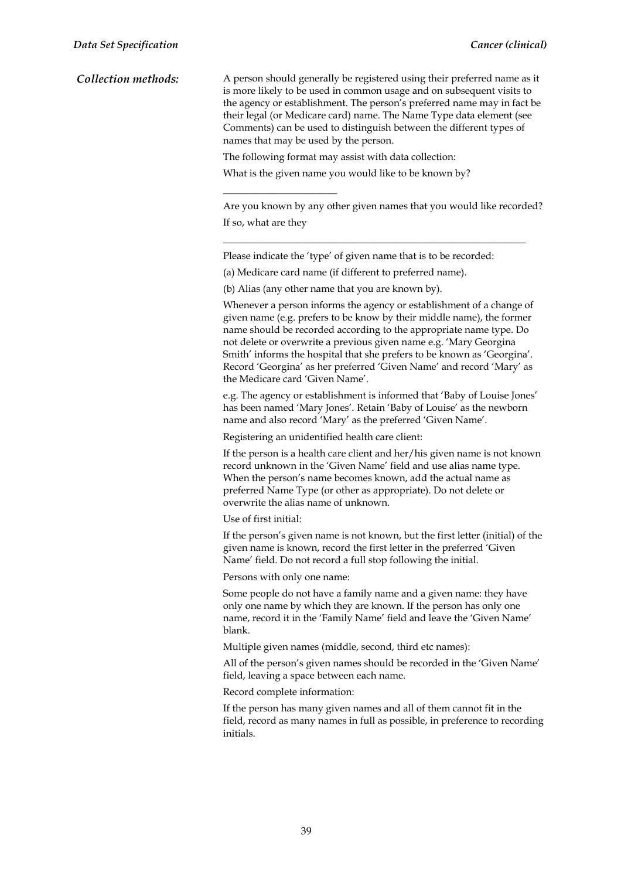**Collection methods:**

A person should generally be registered using their preferred name as it is more likely to be used in common usage and on subsequent visits to the agency or establishment. The person's preferred name may in fact be their legal (or Medicare card) name. The Name Type data element (see Comments) can be used to distinguish between the different types of names that may be used by the person.

The following format may assist with data collection:

What is the given name you would like to be known by?

______________________

Are you known by any other given names that you would like recorded? If so, what are they

____________________________________________________________

Please indicate the 'type' of given name that is to be recorded:

(a) Medicare card name (if different to preferred name).

(b) Alias (any other name that you are known by).

Whenever a person informs the agency or establishment of a change of given name (e.g. prefers to be know by their middle name), the former name should be recorded according to the appropriate name type. Do not delete or overwrite a previous given name e.g. 'Mary Georgina Smith' informs the hospital that she prefers to be known as 'Georgina'. Record 'Georgina' as her preferred 'Given Name' and record 'Mary' as the Medicare card 'Given Name'.

e.g. The agency or establishment is informed that 'Baby of Louise Jones' has been named 'Mary Jones'. Retain 'Baby of Louise' as the newborn name and also record 'Mary' as the preferred 'Given Name'.

Registering an unidentified health care client:

If the person is a health care client and her/his given name is not known record unknown in the 'Given Name' field and use alias name type. When the person's name becomes known, add the actual name as preferred Name Type (or other as appropriate). Do not delete or overwrite the alias name of unknown.

Use of first initial:

If the person's given name is not known, but the first letter (initial) of the given name is known, record the first letter in the preferred 'Given Name' field. Do not record a full stop following the initial.

Persons with only one name:

Some people do not have a family name and a given name: they have only one name by which they are known. If the person has only one name, record it in the 'Family Name' field and leave the 'Given Name' blank.

Multiple given names (middle, second, third etc names):

All of the person's given names should be recorded in the 'Given Name' field, leaving a space between each name.

Record complete information:

If the person has many given names and all of them cannot fit in the field, record as many names in full as possible, in preference to recording initials.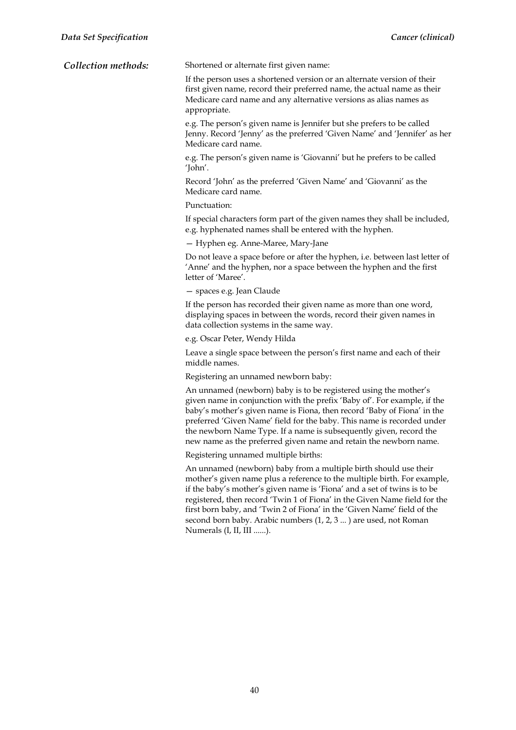***Collection methods:***

Shortened or alternate first given name:

If the person uses a shortened version or an alternate version of their first given name, record their preferred name, the actual name as their Medicare card name and any alternative versions as alias names as appropriate.

e.g. The person's given name is Jennifer but she prefers to be called Jenny. Record 'Jenny' as the preferred 'Given Name' and 'Jennifer' as her Medicare card name.

e.g. The person's given name is 'Giovanni' but he prefers to be called 'John'.

Record 'John' as the preferred 'Given Name' and 'Giovanni' as the Medicare card name.

Punctuation:

If special characters form part of the given names they shall be included, e.g. hyphenated names shall be entered with the hyphen.

— Hyphen eg. Anne-Maree, Mary-Jane

Do not leave a space before or after the hyphen, i.e. between last letter of 'Anne' and the hyphen, nor a space between the hyphen and the first letter of 'Maree'.

— spaces e.g. Jean Claude

If the person has recorded their given name as more than one word, displaying spaces in between the words, record their given names in data collection systems in the same way.

e.g. Oscar Peter, Wendy Hilda

Leave a single space between the person's first name and each of their middle names.

Registering an unnamed newborn baby:

An unnamed (newborn) baby is to be registered using the mother's given name in conjunction with the prefix 'Baby of'. For example, if the baby's mother's given name is Fiona, then record 'Baby of Fiona' in the preferred 'Given Name' field for the baby. This name is recorded under the newborn Name Type. If a name is subsequently given, record the new name as the preferred given name and retain the newborn name.

Registering unnamed multiple births:

An unnamed (newborn) baby from a multiple birth should use their mother's given name plus a reference to the multiple birth. For example, if the baby's mother's given name is 'Fiona' and a set of twins is to be registered, then record 'Twin 1 of Fiona' in the Given Name field for the first born baby, and 'Twin 2 of Fiona' in the 'Given Name' field of the second born baby. Arabic numbers (1, 2, 3 ... ) are used, not Roman Numerals (I, II, III ......).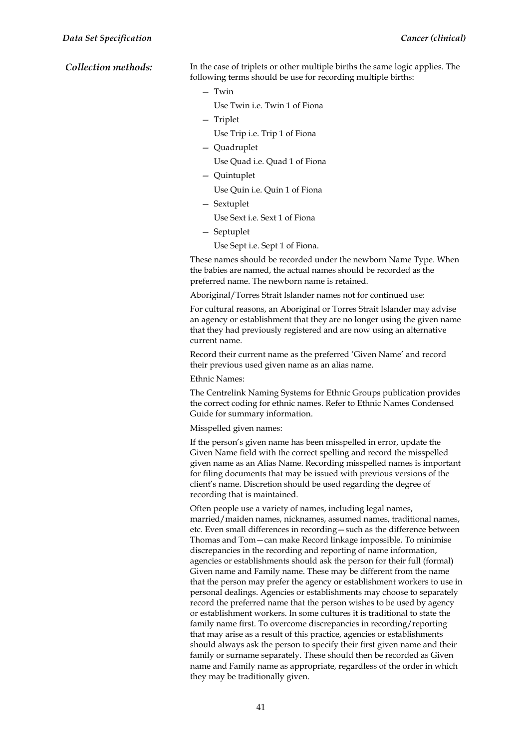***Collection methods:*** In the case of triplets or other multiple births the same logic applies. The following terms should be use for recording multiple births:

- Twin

  Use Twin i.e. Twin 1 of Fiona

- Triplet

  Use Trip i.e. Trip 1 of Fiona

- Quadruplet

  Use Quad i.e. Quad 1 of Fiona

- Quintuplet

  Use Quin i.e. Quin 1 of Fiona

- Sextuplet

  Use Sext i.e. Sext 1 of Fiona

- Septuplet

  Use Sept i.e. Sept 1 of Fiona.

These names should be recorded under the newborn Name Type. When the babies are named, the actual names should be recorded as the preferred name. The newborn name is retained.

Aboriginal/Torres Strait Islander names not for continued use:

For cultural reasons, an Aboriginal or Torres Strait Islander may advise an agency or establishment that they are no longer using the given name that they had previously registered and are now using an alternative current name.

Record their current name as the preferred 'Given Name' and record their previous used given name as an alias name.

Ethnic Names:

The Centrelink Naming Systems for Ethnic Groups publication provides the correct coding for ethnic names. Refer to Ethnic Names Condensed Guide for summary information.

Misspelled given names:

If the person's given name has been misspelled in error, update the Given Name field with the correct spelling and record the misspelled given name as an Alias Name. Recording misspelled names is important for filing documents that may be issued with previous versions of the client's name. Discretion should be used regarding the degree of recording that is maintained.

Often people use a variety of names, including legal names, married/maiden names, nicknames, assumed names, traditional names, etc. Even small differences in recording—such as the difference between Thomas and Tom—can make Record linkage impossible. To minimise discrepancies in the recording and reporting of name information, agencies or establishments should ask the person for their full (formal) Given name and Family name. These may be different from the name that the person may prefer the agency or establishment workers to use in personal dealings. Agencies or establishments may choose to separately record the preferred name that the person wishes to be used by agency or establishment workers. In some cultures it is traditional to state the family name first. To overcome discrepancies in recording/reporting that may arise as a result of this practice, agencies or establishments should always ask the person to specify their first given name and their family or surname separately. These should then be recorded as Given name and Family name as appropriate, regardless of the order in which they may be traditionally given.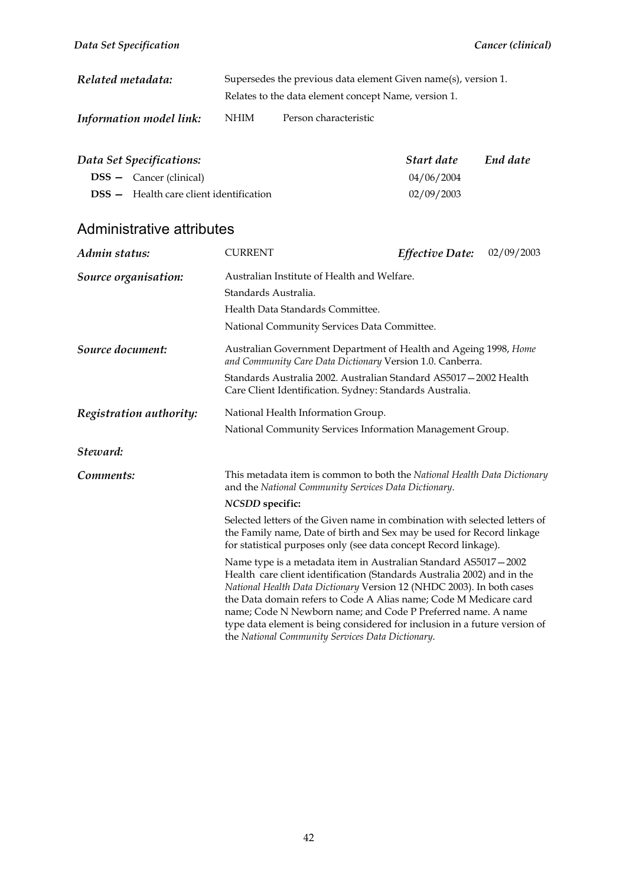| | |
|---|---|
| ***Related metadata:*** | Supersedes the previous data element Given name(s), version 1. |
| | Relates to the data element concept Name, version 1. |
| ***Information model link:*** | NHIM Person characteristic |

***Data Set Specifications:***

| | Start date | End date |
|---|---|---|
| **DSS —** Cancer (clinical) | 04/06/2004 | |
| **DSS —** Health care client identification | 02/09/2003 | |

## Administrative attributes

| | |
|---|---|
| ***Admin status:*** | CURRENT ***Effective Date:*** 02/09/2003 |
| ***Source organisation:*** | Australian Institute of Health and Welfare.<br>Standards Australia.<br>Health Data Standards Committee.<br>National Community Services Data Committee. |
| ***Source document:*** | Australian Government Department of Health and Ageing 1998, *Home and Community Care Data Dictionary* Version 1.0. Canberra.<br>Standards Australia 2002. Australian Standard AS5017—2002 Health Care Client Identification. Sydney: Standards Australia. |
| ***Registration authority:*** | National Health Information Group.<br>National Community Services Information Management Group. |
| ***Steward:*** | |
| ***Comments:*** | This metadata item is common to both the *National Health Data Dictionary* and the *National Community Services Data Dictionary*.<br>***NCSDD* specific:**<br>Selected letters of the Given name in combination with selected letters of the Family name, Date of birth and Sex may be used for Record linkage for statistical purposes only (see data concept Record linkage).<br>Name type is a metadata item in Australian Standard AS5017—2002 Health care client identification (Standards Australia 2002) and in the *National Health Data Dictionary* Version 12 (NHDC 2003). In both cases the Data domain refers to Code A Alias name; Code M Medicare card name; Code N Newborn name; and Code P Preferred name. A name type data element is being considered for inclusion in a future version of the *National Community Services Data Dictionary*. |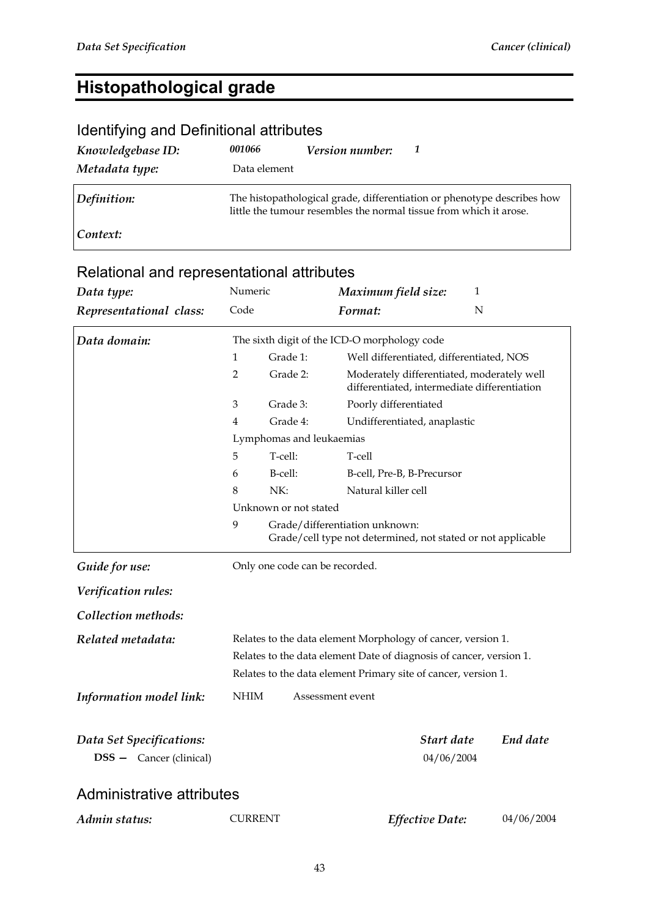# Histopathological grade

## Identifying and Definitional attributes

| | | | |
|---|---|---|---|
| *Knowledgebase ID:* | *001066* | *Version number:* | *1* |
| *Metadata type:* | Data element | | |

| | |
|---|---|
| *Definition:* | The histopathological grade, differentiation or phenotype describes how little the tumour resembles the normal tissue from which it arose. |
| *Context:* | |

## Relational and representational attributes

| | | | |
|---|---|---|---|
| *Data type:* | Numeric | *Maximum field size:* | 1 |
| *Representational class:* | Code | *Format:* | N |

*Data domain:* The sixth digit of the ICD-O morphology code

| Code | | Description |
|---|---|---|
| 1 | Grade 1: | Well differentiated, differentiated, NOS |
| 2 | Grade 2: | Moderately differentiated, moderately well differentiated, intermediate differentiation |
| 3 | Grade 3: | Poorly differentiated |
| 4 | Grade 4: | Undifferentiated, anaplastic |
| Lymphomas and leukaemias | | |
| 5 | T-cell: | T-cell |
| 6 | B-cell: | B-cell, Pre-B, B-Precursor |
| 8 | NK: | Natural killer cell |
| Unknown or not stated | | |
| 9 | Grade/differentiation unknown: | Grade/cell type not determined, not stated or not applicable |

*Guide for use:* Only one code can be recorded.

*Verification rules:*

*Collection methods:*

*Related metadata:* Relates to the data element Morphology of cancer, version 1.
Relates to the data element Date of diagnosis of cancer, version 1.
Relates to the data element Primary site of cancer, version 1.

*Information model link:* NHIM Assessment event

| *Data Set Specifications:* | *Start date* | *End date* |
|---|---|---|
| **DSS —** Cancer (clinical) | 04/06/2004 | |

## Administrative attributes

| | | | |
|---|---|---|---|
| *Admin status:* | CURRENT | *Effective Date:* | 04/06/2004 |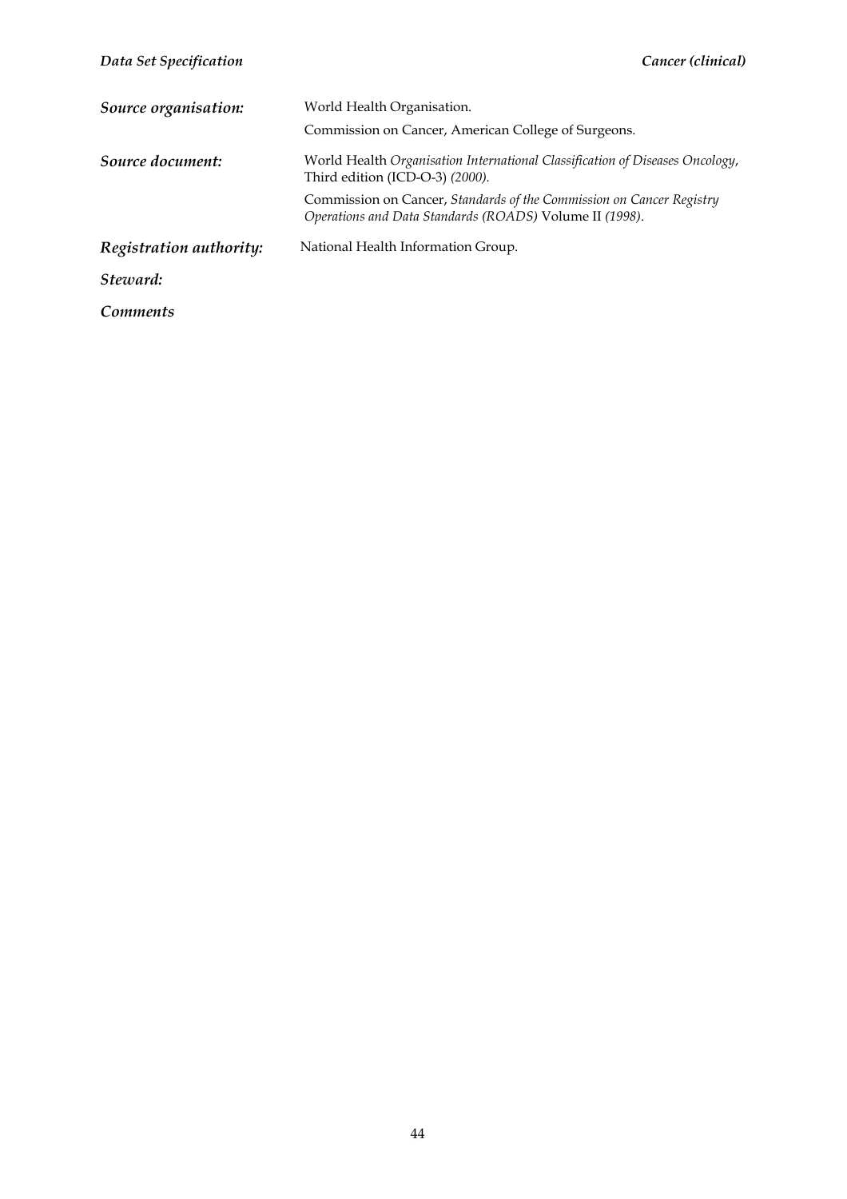***Source organisation:*** World Health Organisation.

Commission on Cancer, American College of Surgeons.

***Source document:*** World Health *Organisation International Classification of Diseases Oncology*, Third edition (ICD-O-3) *(2000).*

Commission on Cancer, *Standards of the Commission on Cancer Registry Operations and Data Standards (ROADS)* Volume II *(1998)*.

***Registration authority:*** National Health Information Group.

***Steward:***

***Comments***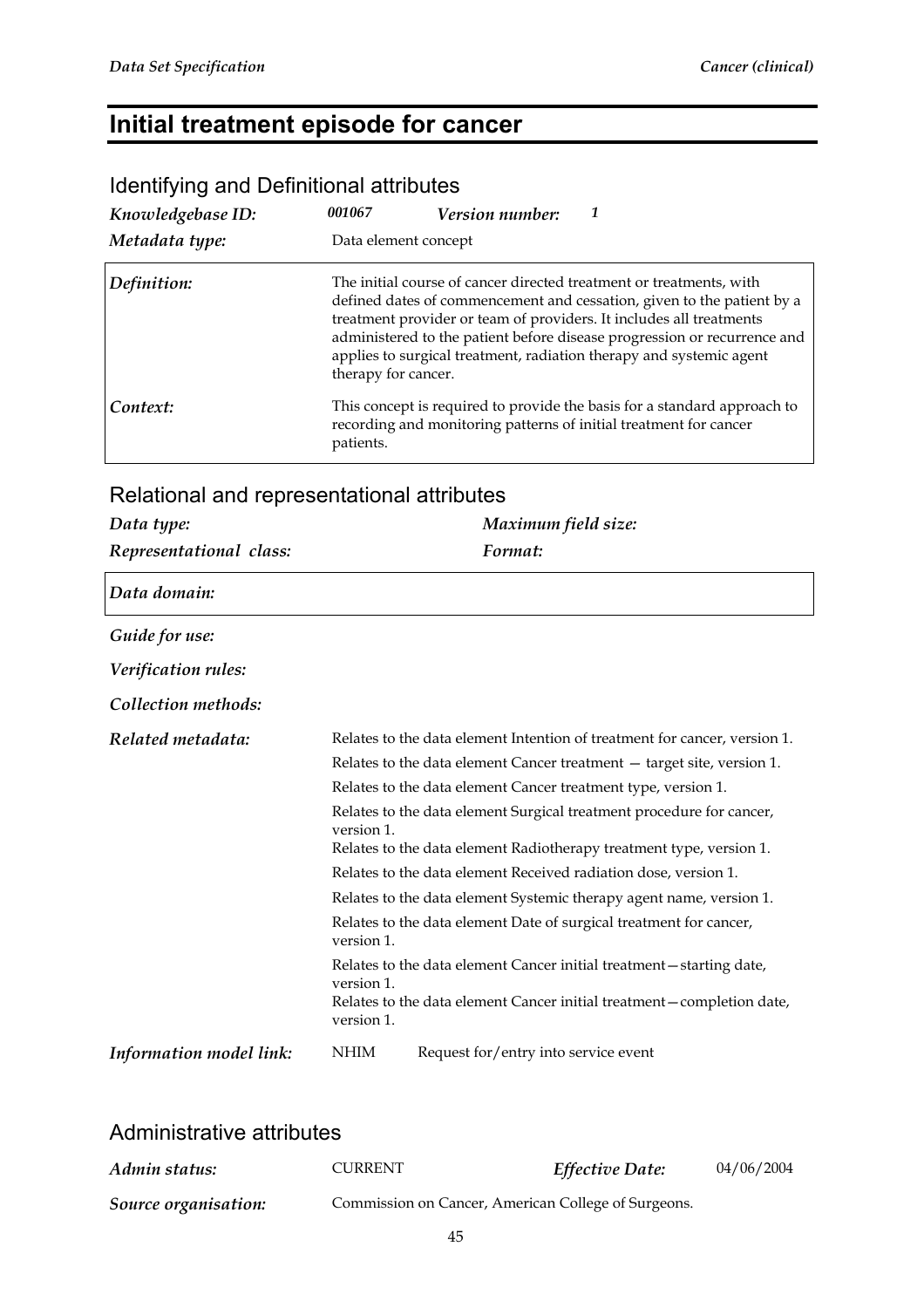# Initial treatment episode for cancer

## Identifying and Definitional attributes

***Knowledgebase ID:*** *001067* ***Version number:*** *1*

***Metadata type:*** Data element concept

***Definition:*** The initial course of cancer directed treatment or treatments, with defined dates of commencement and cessation, given to the patient by a treatment provider or team of providers. It includes all treatments administered to the patient before disease progression or recurrence and applies to surgical treatment, radiation therapy and systemic agent therapy for cancer.

***Context:*** This concept is required to provide the basis for a standard approach to recording and monitoring patterns of initial treatment for cancer patients.

## Relational and representational attributes

***Data type:*** ***Maximum field size:***

***Representational class:*** ***Format:***

***Data domain:***

***Guide for use:***

***Verification rules:***

***Collection methods:***

***Related metadata:***

Relates to the data element Intention of treatment for cancer, version 1.

Relates to the data element Cancer treatment — target site, version 1.

Relates to the data element Cancer treatment type, version 1.

Relates to the data element Surgical treatment procedure for cancer, version 1.

Relates to the data element Radiotherapy treatment type, version 1.

Relates to the data element Received radiation dose, version 1.

Relates to the data element Systemic therapy agent name, version 1.

Relates to the data element Date of surgical treatment for cancer, version 1.

Relates to the data element Cancer initial treatment—starting date, version 1.

Relates to the data element Cancer initial treatment—completion date, version 1.

***Information model link:*** NHIM Request for/entry into service event

## Administrative attributes

***Admin status:*** CURRENT ***Effective Date:*** 04/06/2004

***Source organisation:*** Commission on Cancer, American College of Surgeons.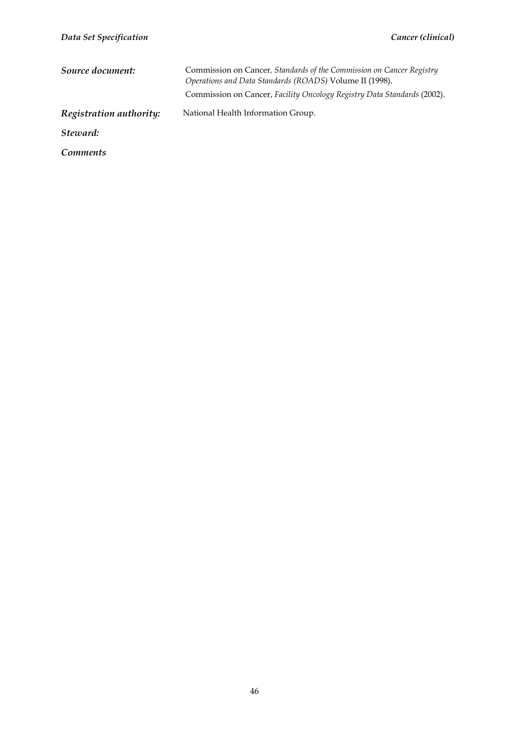***Source document:*** Commission on Cancer, *Standards of the Commission on Cancer Registry Operations and Data Standards (ROADS)* Volume II (1998).

Commission on Cancer, *Facility Oncology Registry Data Standards* (2002).

***Registration authority:*** National Health Information Group.

***Steward:***

***Comments***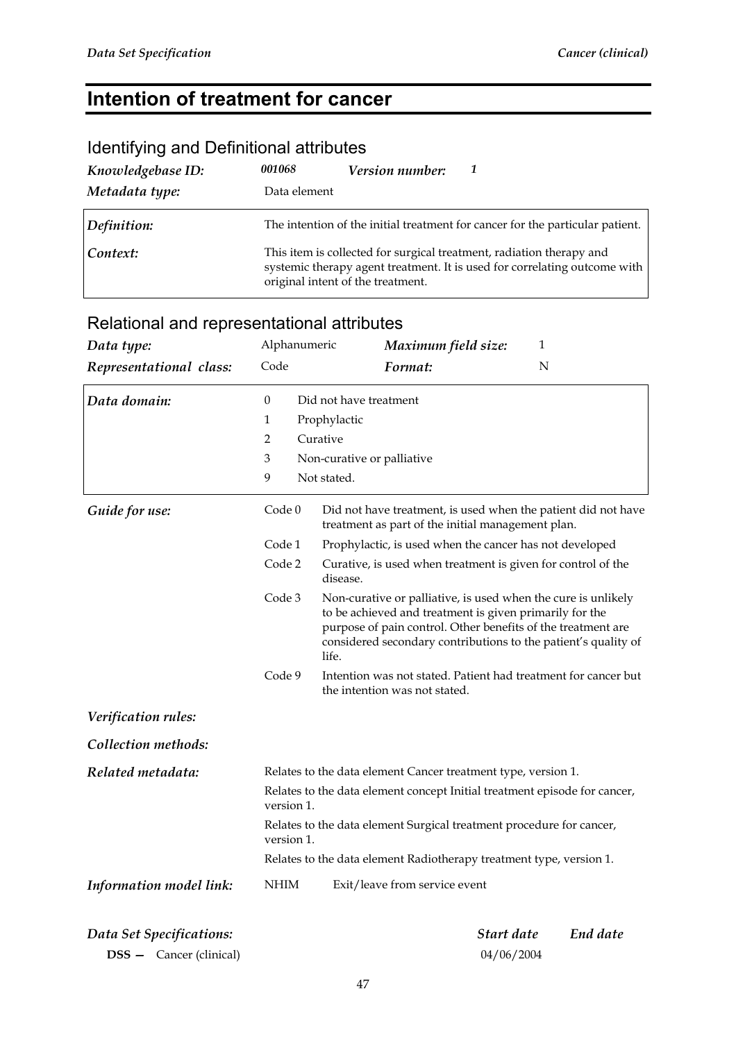# Intention of treatment for cancer

## Identifying and Definitional attributes

***Knowledgebase ID:*** ***001068*** ***Version number:*** ***1***

***Metadata type:*** Data element

| | |
|---|---|
| ***Definition:*** | The intention of the initial treatment for cancer for the particular patient. |
| ***Context:*** | This item is collected for surgical treatment, radiation therapy and systemic therapy agent treatment. It is used for correlating outcome with original intent of the treatment. |

## Relational and representational attributes

| | | | |
|---|---|---|---|
| ***Data type:*** | Alphanumeric | ***Maximum field size:*** | 1 |
| ***Representational class:*** | Code | ***Format:*** | N |

***Data domain:***

| | |
|---|---|
| 0 | Did not have treatment |
| 1 | Prophylactic |
| 2 | Curative |
| 3 | Non-curative or palliative |
| 9 | Not stated. |

***Guide for use:***

| | |
|---|---|
| Code 0 | Did not have treatment, is used when the patient did not have treatment as part of the initial management plan. |
| Code 1 | Prophylactic, is used when the cancer has not developed |
| Code 2 | Curative, is used when treatment is given for control of the disease. |
| Code 3 | Non-curative or palliative, is used when the cure is unlikely to be achieved and treatment is given primarily for the purpose of pain control. Other benefits of the treatment are considered secondary contributions to the patient's quality of life. |
| Code 9 | Intention was not stated. Patient had treatment for cancer but the intention was not stated. |

***Verification rules:***

***Collection methods:***

***Related metadata:***

Relates to the data element Cancer treatment type, version 1.

Relates to the data element concept Initial treatment episode for cancer, version 1.

Relates to the data element Surgical treatment procedure for cancer, version 1.

Relates to the data element Radiotherapy treatment type, version 1.

***Information model link:*** NHIM Exit/leave from service event

| ***Data Set Specifications:*** | ***Start date*** | ***End date*** |
|---|---|---|
| **DSS —** Cancer (clinical) | 04/06/2004 | |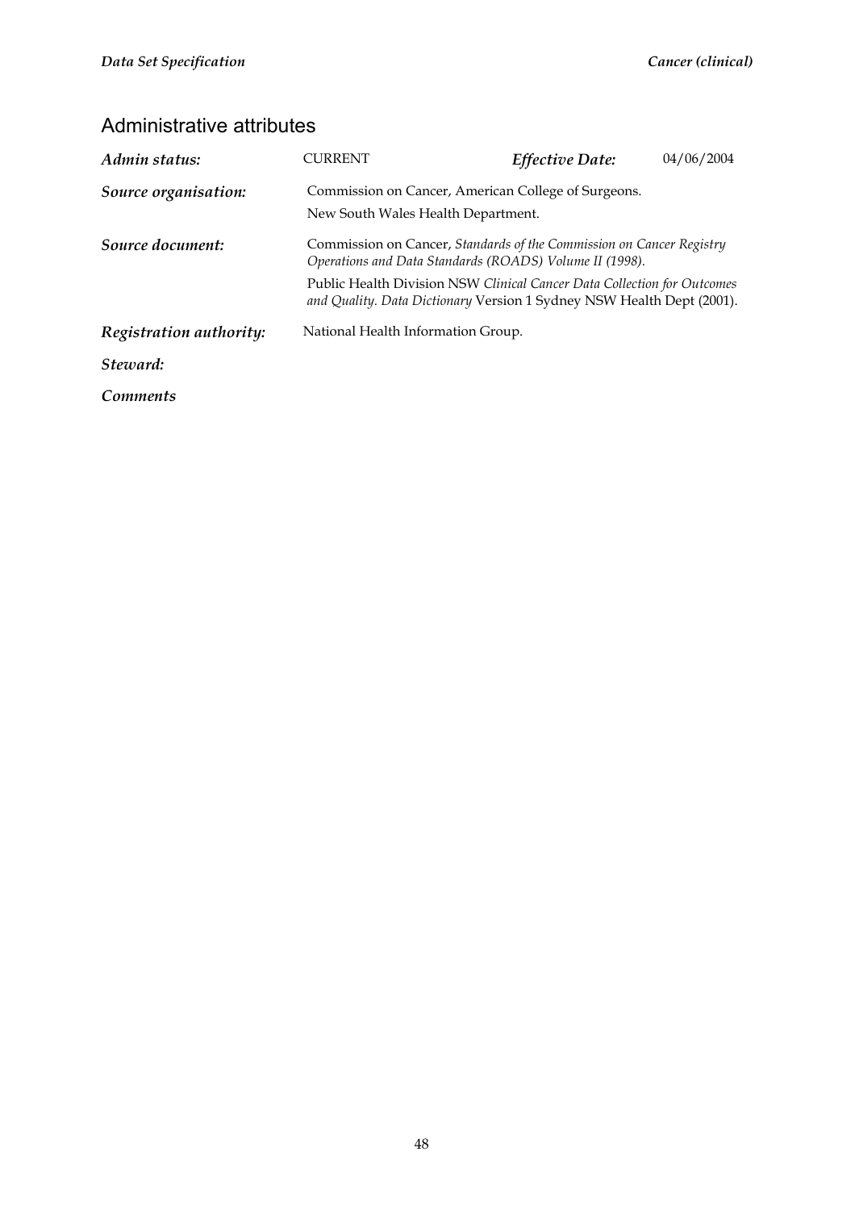## Administrative attributes

| | | | |
|---|---|---|---|
| ***Admin status:*** | CURRENT | ***Effective Date:*** | 04/06/2004 |

***Source organisation:*** Commission on Cancer, American College of Surgeons.
New South Wales Health Department.

***Source document:*** Commission on Cancer, *Standards of the Commission on Cancer Registry Operations and Data Standards (ROADS) Volume II (1998).*

Public Health Division NSW *Clinical Cancer Data Collection for Outcomes and Quality. Data Dictionary* Version 1 Sydney NSW Health Dept (2001).

***Registration authority:*** National Health Information Group.

***Steward:***

***Comments***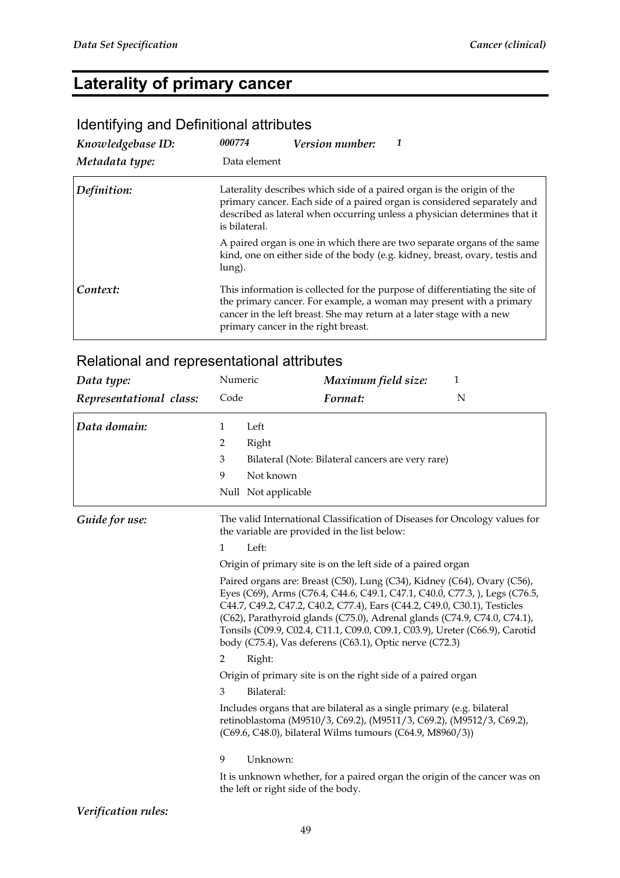# Laterality of primary cancer

## Identifying and Definitional attributes

| | | | |
|---|---|---|---|
| ***Knowledgebase ID:*** | ***000774*** | ***Version number:*** | ***1*** |
| ***Metadata type:*** | Data element | | |

| | |
|---|---|
| ***Definition:*** | Laterality describes which side of a paired organ is the origin of the primary cancer. Each side of a paired organ is considered separately and described as lateral when occurring unless a physician determines that it is bilateral.<br><br>A paired organ is one in which there are two separate organs of the same kind, one on either side of the body (e.g. kidney, breast, ovary, testis and lung). |
| ***Context:*** | This information is collected for the purpose of differentiating the site of the primary cancer. For example, a woman may present with a primary cancer in the left breast. She may return at a later stage with a new primary cancer in the right breast. |

## Relational and representational attributes

| | | | |
|---|---|---|---|
| ***Data type:*** | Numeric | ***Maximum field size:*** | 1 |
| ***Representational class:*** | Code | ***Format:*** | N |

***Data domain:***

| | |
|---|---|
| 1 | Left |
| 2 | Right |
| 3 | Bilateral (Note: Bilateral cancers are very rare) |
| 9 | Not known |
| Null | Not applicable |

***Guide for use:***

The valid International Classification of Diseases for Oncology values for the variable are provided in the list below:

1 Left:

Origin of primary site is on the left side of a paired organ

Paired organs are: Breast (C50), Lung (C34), Kidney (C64), Ovary (C56), Eyes (C69), Arms (C76.4, C44.6, C49.1, C47.1, C40.0, C77.3, ), Legs (C76.5, C44.7, C49.2, C47.2, C40.2, C77.4), Ears (C44.2, C49.0, C30.1), Testicles (C62), Parathyroid glands (C75.0), Adrenal glands (C74.9, C74.0, C74.1), Tonsils (C09.9, C02.4, C11.1, C09.0, C09.1, C03.9), Ureter (C66.9), Carotid body (C75.4), Vas deferens (C63.1), Optic nerve (C72.3)

2 Right:

Origin of primary site is on the right side of a paired organ

3 Bilateral:

Includes organs that are bilateral as a single primary (e.g. bilateral retinoblastoma (M9510/3, C69.2), (M9511/3, C69.2), (M9512/3, C69.2), (C69.6, C48.0), bilateral Wilms tumours (C64.9, M8960/3))

9 Unknown:

It is unknown whether, for a paired organ the origin of the cancer was on the left or right side of the body.

***Verification rules:***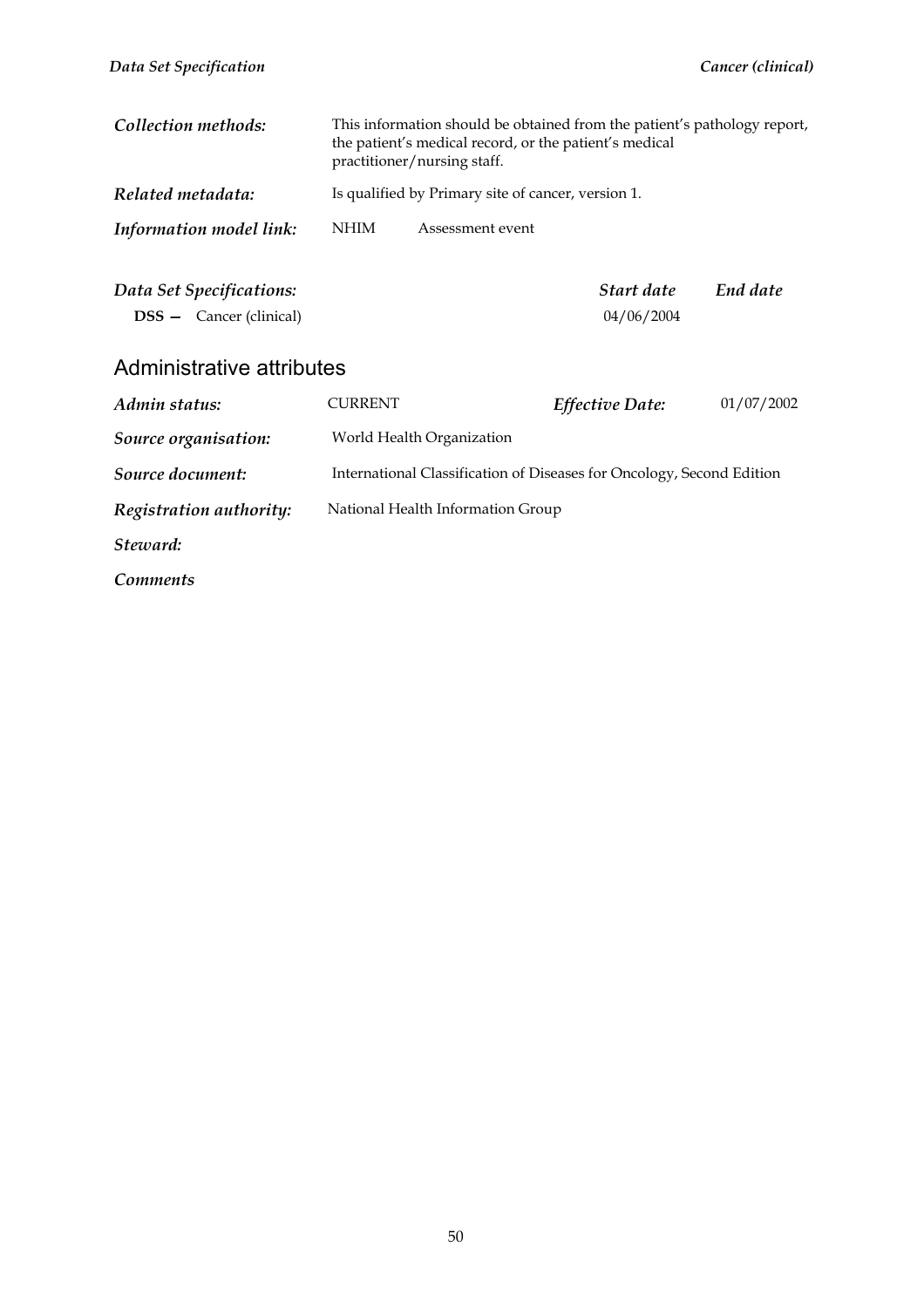***Collection methods:*** This information should be obtained from the patient's pathology report, the patient's medical record, or the patient's medical practitioner/nursing staff.

***Related metadata:*** Is qualified by Primary site of cancer, version 1.

***Information model link:*** NHIM Assessment event

| ***Data Set Specifications:*** | ***Start date*** | ***End date*** |
|---|---|---|
| **DSS —** Cancer (clinical) | 04/06/2004 | |

## Administrative attributes

***Admin status:*** CURRENT ***Effective Date:*** 01/07/2002

***Source organisation:*** World Health Organization

***Source document:*** International Classification of Diseases for Oncology, Second Edition

***Registration authority:*** National Health Information Group

***Steward:***

***Comments***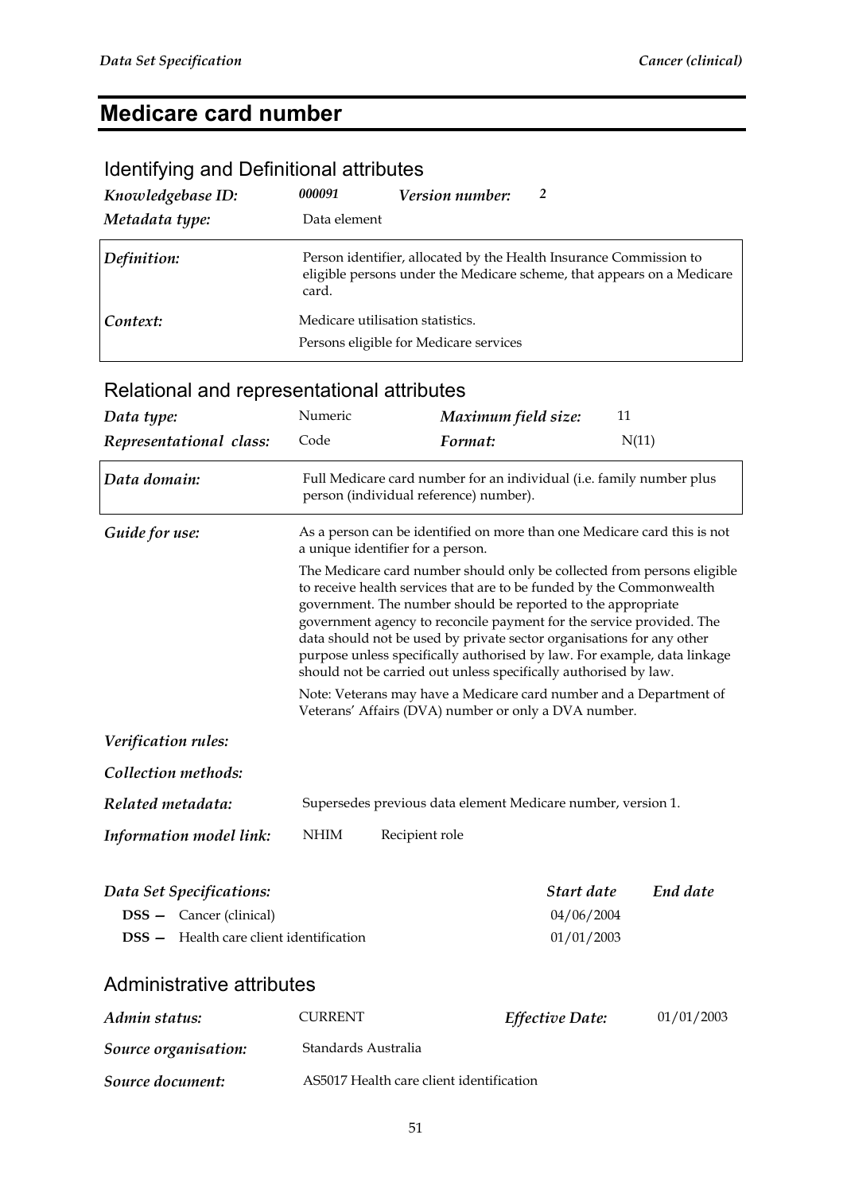# Medicare card number

## Identifying and Definitional attributes

| | | | |
|---|---|---|---|
| *Knowledgebase ID:* | *000091* | *Version number:* | *2* |
| *Metadata type:* | Data element | | |

| | |
|---|---|
| *Definition:* | Person identifier, allocated by the Health Insurance Commission to eligible persons under the Medicare scheme, that appears on a Medicare card. |
| *Context:* | Medicare utilisation statistics.<br>Persons eligible for Medicare services |

## Relational and representational attributes

| | | | |
|---|---|---|---|
| *Data type:* | Numeric | *Maximum field size:* | 11 |
| *Representational class:* | Code | *Format:* | N(11) |

| | |
|---|---|
| *Data domain:* | Full Medicare card number for an individual (i.e. family number plus person (individual reference) number). |

*Guide for use:*

As a person can be identified on more than one Medicare card this is not a unique identifier for a person.

The Medicare card number should only be collected from persons eligible to receive health services that are to be funded by the Commonwealth government. The number should be reported to the appropriate government agency to reconcile payment for the service provided. The data should not be used by private sector organisations for any other purpose unless specifically authorised by law. For example, data linkage should not be carried out unless specifically authorised by law.

Note: Veterans may have a Medicare card number and a Department of Veterans' Affairs (DVA) number or only a DVA number.

*Verification rules:*

*Collection methods:*

*Related metadata:* Supersedes previous data element Medicare number, version 1.

*Information model link:* NHIM Recipient role

| *Data Set Specifications:* | *Start date* | *End date* |
|---|---|---|
| **DSS —** Cancer (clinical) | 04/06/2004 | |
| **DSS —** Health care client identification | 01/01/2003 | |

## Administrative attributes

| | | | |
|---|---|---|---|
| *Admin status:* | CURRENT | *Effective Date:* | 01/01/2003 |
| *Source organisation:* | Standards Australia | | |
| *Source document:* | AS5017 Health care client identification | | |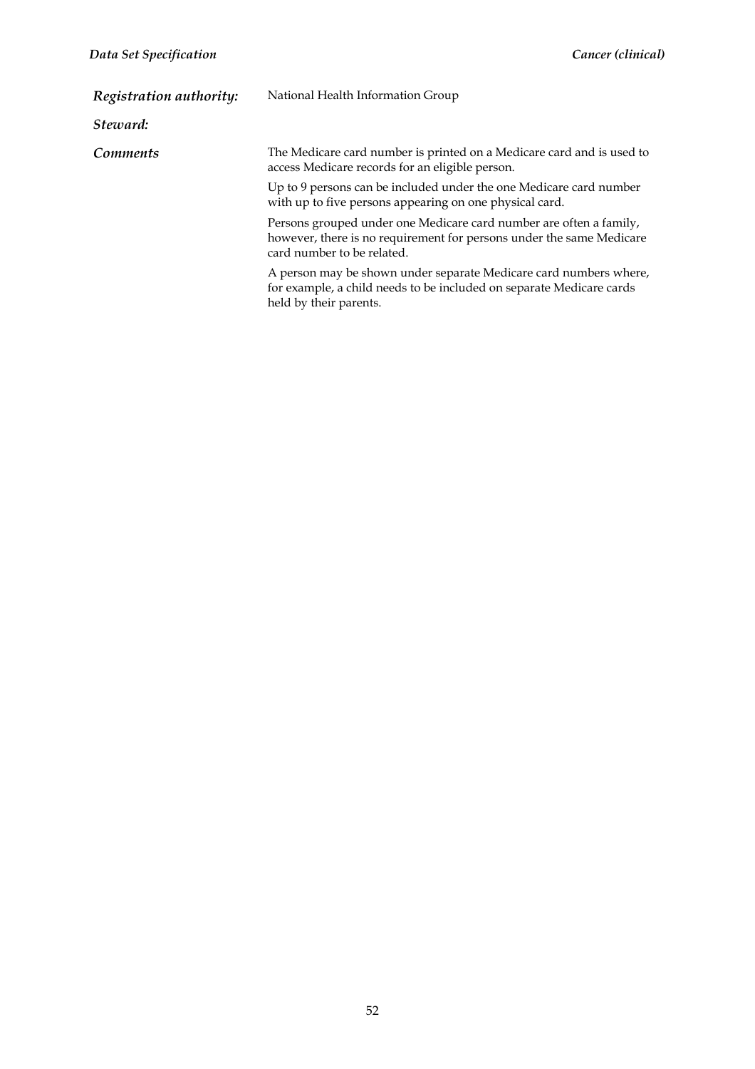| | |
|---|---|
| ***Registration authority:*** | National Health Information Group |
| ***Steward:*** | |
| ***Comments*** | The Medicare card number is printed on a Medicare card and is used to access Medicare records for an eligible person.<br><br>Up to 9 persons can be included under the one Medicare card number with up to five persons appearing on one physical card.<br><br>Persons grouped under one Medicare card number are often a family, however, there is no requirement for persons under the same Medicare card number to be related.<br><br>A person may be shown under separate Medicare card numbers where, for example, a child needs to be included on separate Medicare cards held by their parents. |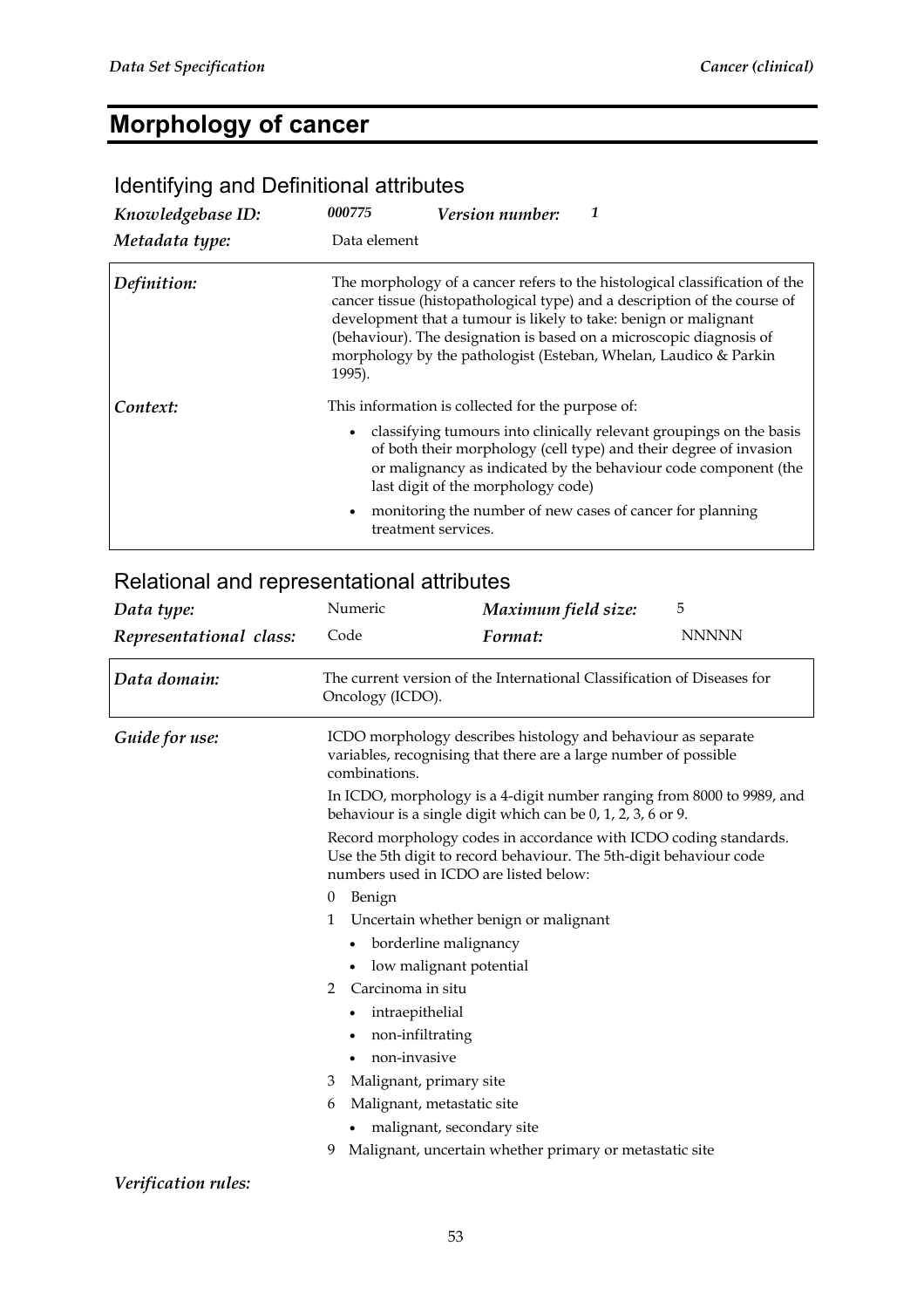# Morphology of cancer

## Identifying and Definitional attributes

| | | | |
|---|---|---|---|
| ***Knowledgebase ID:*** | ***000775*** | ***Version number:*** | ***1*** |
| ***Metadata type:*** | Data element | | |

***Definition:*** The morphology of a cancer refers to the histological classification of the cancer tissue (histopathological type) and a description of the course of development that a tumour is likely to take: benign or malignant (behaviour). The designation is based on a microscopic diagnosis of morphology by the pathologist (Esteban, Whelan, Laudico & Parkin 1995).

***Context:*** This information is collected for the purpose of:

- classifying tumours into clinically relevant groupings on the basis of both their morphology (cell type) and their degree of invasion or malignancy as indicated by the behaviour code component (the last digit of the morphology code)
- monitoring the number of new cases of cancer for planning treatment services.

## Relational and representational attributes

| | | | |
|---|---|---|---|
| ***Data type:*** | Numeric | ***Maximum field size:*** | 5 |
| ***Representational class:*** | Code | ***Format:*** | NNNNN |

***Data domain:*** The current version of the International Classification of Diseases for Oncology (ICDO).

***Guide for use:*** ICDO morphology describes histology and behaviour as separate variables, recognising that there are a large number of possible combinations.

In ICDO, morphology is a 4-digit number ranging from 8000 to 9989, and behaviour is a single digit which can be 0, 1, 2, 3, 6 or 9.

Record morphology codes in accordance with ICDO coding standards. Use the 5th digit to record behaviour. The 5th-digit behaviour code numbers used in ICDO are listed below:

0 Benign

1 Uncertain whether benign or malignant
- borderline malignancy
- low malignant potential

2 Carcinoma in situ
- intraepithelial
- non-infiltrating
- non-invasive

3 Malignant, primary site

6 Malignant, metastatic site
- malignant, secondary site

9 Malignant, uncertain whether primary or metastatic site

***Verification rules:***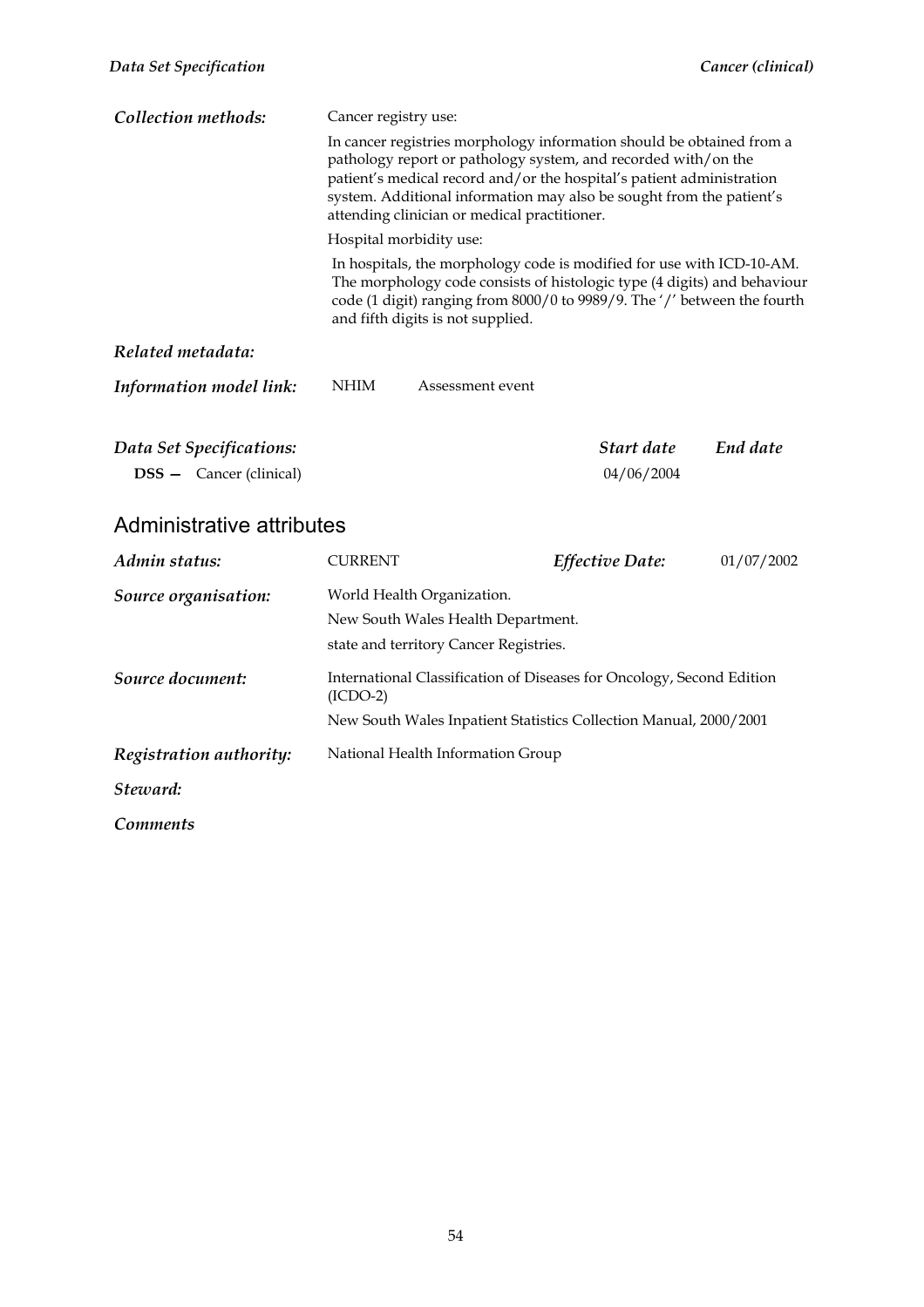***Collection methods:*** Cancer registry use:

In cancer registries morphology information should be obtained from a pathology report or pathology system, and recorded with/on the patient's medical record and/or the hospital's patient administration system. Additional information may also be sought from the patient's attending clinician or medical practitioner.

Hospital morbidity use:

In hospitals, the morphology code is modified for use with ICD-10-AM. The morphology code consists of histologic type (4 digits) and behaviour code (1 digit) ranging from 8000/0 to 9989/9. The '/' between the fourth and fifth digits is not supplied.

***Related metadata:***

***Information model link:*** NHIM Assessment event

| ***Data Set Specifications:*** | ***Start date*** | ***End date*** |
|---|---|---|
| **DSS —** Cancer (clinical) | 04/06/2004 | |

## Administrative attributes

***Admin status:*** CURRENT ***Effective Date:*** 01/07/2002

***Source organisation:*** World Health Organization.
New South Wales Health Department.
state and territory Cancer Registries.

***Source document:*** International Classification of Diseases for Oncology, Second Edition (ICDO-2)
New South Wales Inpatient Statistics Collection Manual, 2000/2001

***Registration authority:*** National Health Information Group

***Steward:***

***Comments***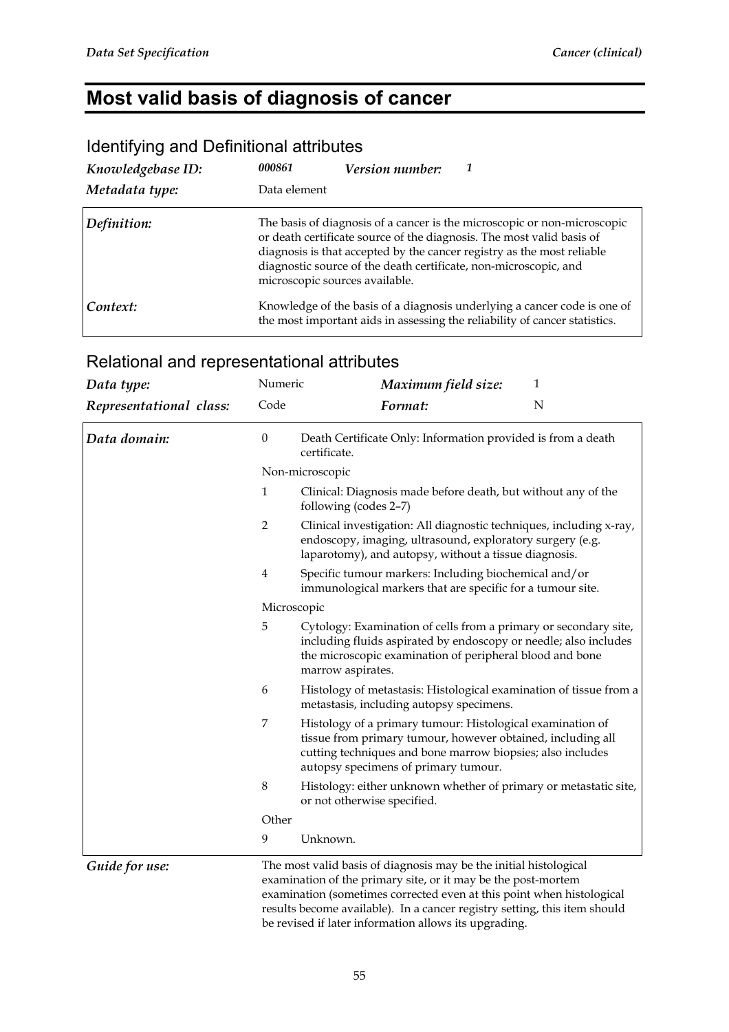# Most valid basis of diagnosis of cancer

## Identifying and Definitional attributes

| | |
|---|---|
| ***Knowledgebase ID:*** | ***000861*** ***Version number:*** ***1*** |
| ***Metadata type:*** | Data element |
| ***Definition:*** | The basis of diagnosis of a cancer is the microscopic or non-microscopic or death certificate source of the diagnosis. The most valid basis of diagnosis is that accepted by the cancer registry as the most reliable diagnostic source of the death certificate, non-microscopic, and microscopic sources available. |
| ***Context:*** | Knowledge of the basis of a diagnosis underlying a cancer code is one of the most important aids in assessing the reliability of cancer statistics. |

## Relational and representational attributes

| | | | |
|---|---|---|---|
| ***Data type:*** | Numeric | ***Maximum field size:*** | 1 |
| ***Representational class:*** | Code | ***Format:*** | N |

***Data domain:***

| Code | Description |
|---|---|
| 0 | Death Certificate Only: Information provided is from a death certificate. |
| Non-microscopic | |
| 1 | Clinical: Diagnosis made before death, but without any of the following (codes 2–7) |
| 2 | Clinical investigation: All diagnostic techniques, including x-ray, endoscopy, imaging, ultrasound, exploratory surgery (e.g. laparotomy), and autopsy, without a tissue diagnosis. |
| 4 | Specific tumour markers: Including biochemical and/or immunological markers that are specific for a tumour site. |
| Microscopic | |
| 5 | Cytology: Examination of cells from a primary or secondary site, including fluids aspirated by endoscopy or needle; also includes the microscopic examination of peripheral blood and bone marrow aspirates. |
| 6 | Histology of metastasis: Histological examination of tissue from a metastasis, including autopsy specimens. |
| 7 | Histology of a primary tumour: Histological examination of tissue from primary tumour, however obtained, including all cutting techniques and bone marrow biopsies; also includes autopsy specimens of primary tumour. |
| 8 | Histology: either unknown whether of primary or metastatic site, or not otherwise specified. |
| Other | |
| 9 | Unknown. |

***Guide for use:*** The most valid basis of diagnosis may be the initial histological examination of the primary site, or it may be the post-mortem examination (sometimes corrected even at this point when histological results become available). In a cancer registry setting, this item should be revised if later information allows its upgrading.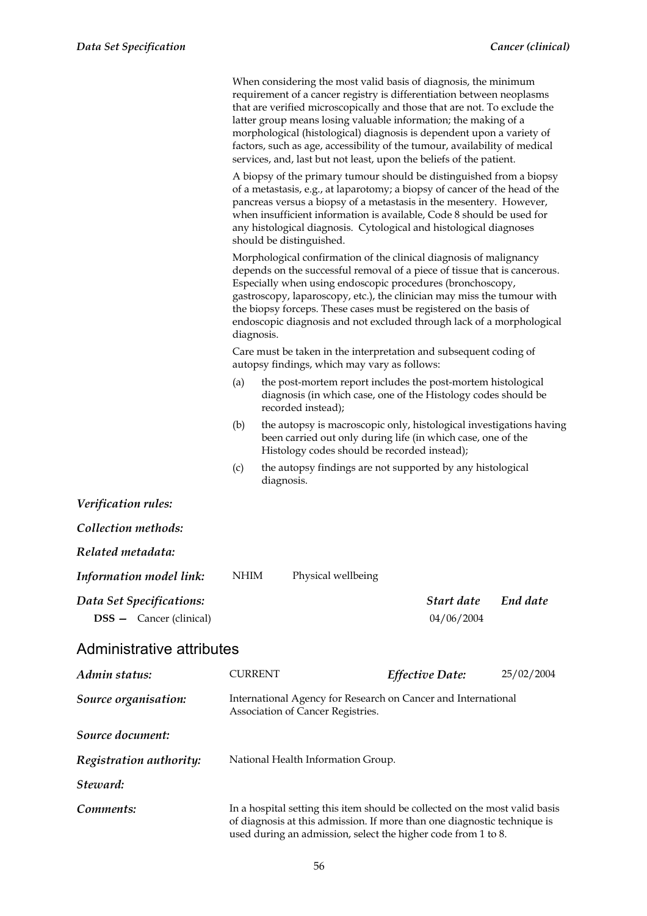When considering the most valid basis of diagnosis, the minimum requirement of a cancer registry is differentiation between neoplasms that are verified microscopically and those that are not. To exclude the latter group means losing valuable information; the making of a morphological (histological) diagnosis is dependent upon a variety of factors, such as age, accessibility of the tumour, availability of medical services, and, last but not least, upon the beliefs of the patient.

A biopsy of the primary tumour should be distinguished from a biopsy of a metastasis, e.g., at laparotomy; a biopsy of cancer of the head of the pancreas versus a biopsy of a metastasis in the mesentery. However, when insufficient information is available, Code 8 should be used for any histological diagnosis. Cytological and histological diagnoses should be distinguished.

Morphological confirmation of the clinical diagnosis of malignancy depends on the successful removal of a piece of tissue that is cancerous. Especially when using endoscopic procedures (bronchoscopy, gastroscopy, laparoscopy, etc.), the clinician may miss the tumour with the biopsy forceps. These cases must be registered on the basis of endoscopic diagnosis and not excluded through lack of a morphological diagnosis.

Care must be taken in the interpretation and subsequent coding of autopsy findings, which may vary as follows:

(a) the post-mortem report includes the post-mortem histological diagnosis (in which case, one of the Histology codes should be recorded instead);

(b) the autopsy is macroscopic only, histological investigations having been carried out only during life (in which case, one of the Histology codes should be recorded instead);

(c) the autopsy findings are not supported by any histological diagnosis.

***Verification rules:***

***Collection methods:***

***Related metadata:***

***Information model link:*** NHIM Physical wellbeing

***Data Set Specifications:***

| | *Start date* | *End date* |
|---|---|---|
| **DSS —** Cancer (clinical) | 04/06/2004 | |

## Administrative attributes

***Admin status:*** CURRENT ***Effective Date:*** 25/02/2004

***Source organisation:*** International Agency for Research on Cancer and International Association of Cancer Registries.

***Source document:***

***Registration authority:*** National Health Information Group.

***Steward:***

***Comments:*** In a hospital setting this item should be collected on the most valid basis of diagnosis at this admission. If more than one diagnostic technique is used during an admission, select the higher code from 1 to 8.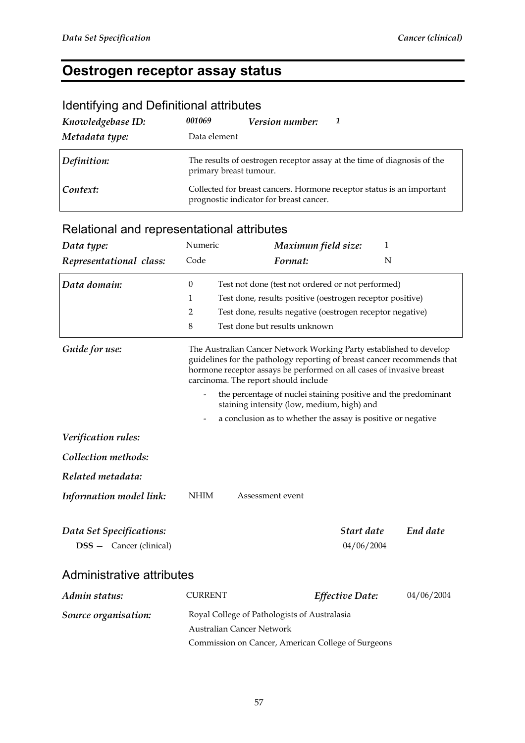# Oestrogen receptor assay status

## Identifying and Definitional attributes

| | | | |
|---|---|---|---|
| ***Knowledgebase ID:*** | ***001069*** | ***Version number:*** | ***1*** |
| ***Metadata type:*** | Data element | | |

| | |
|---|---|
| ***Definition:*** | The results of oestrogen receptor assay at the time of diagnosis of the primary breast tumour. |
| ***Context:*** | Collected for breast cancers. Hormone receptor status is an important prognostic indicator for breast cancer. |

## Relational and representational attributes

| | | | |
|---|---|---|---|
| ***Data type:*** | Numeric | ***Maximum field size:*** | 1 |
| ***Representational class:*** | Code | ***Format:*** | N |

***Data domain:***

| | |
|---|---|
| 0 | Test not done (test not ordered or not performed) |
| 1 | Test done, results positive (oestrogen receptor positive) |
| 2 | Test done, results negative (oestrogen receptor negative) |
| 8 | Test done but results unknown |

***Guide for use:*** The Australian Cancer Network Working Party established to develop guidelines for the pathology reporting of breast cancer recommends that hormone receptor assays be performed on all cases of invasive breast carcinoma. The report should include

- the percentage of nuclei staining positive and the predominant staining intensity (low, medium, high) and
- a conclusion as to whether the assay is positive or negative

***Verification rules:***

***Collection methods:***

***Related metadata:***

***Information model link:*** NHIM Assessment event

| ***Data Set Specifications:*** | ***Start date*** | ***End date*** |
|---|---|---|
| **DSS —** Cancer (clinical) | 04/06/2004 | |

## Administrative attributes

| | | | |
|---|---|---|---|
| ***Admin status:*** | CURRENT | ***Effective Date:*** | 04/06/2004 |

***Source organisation:***

Royal College of Pathologists of Australasia
Australian Cancer Network
Commission on Cancer, American College of Surgeons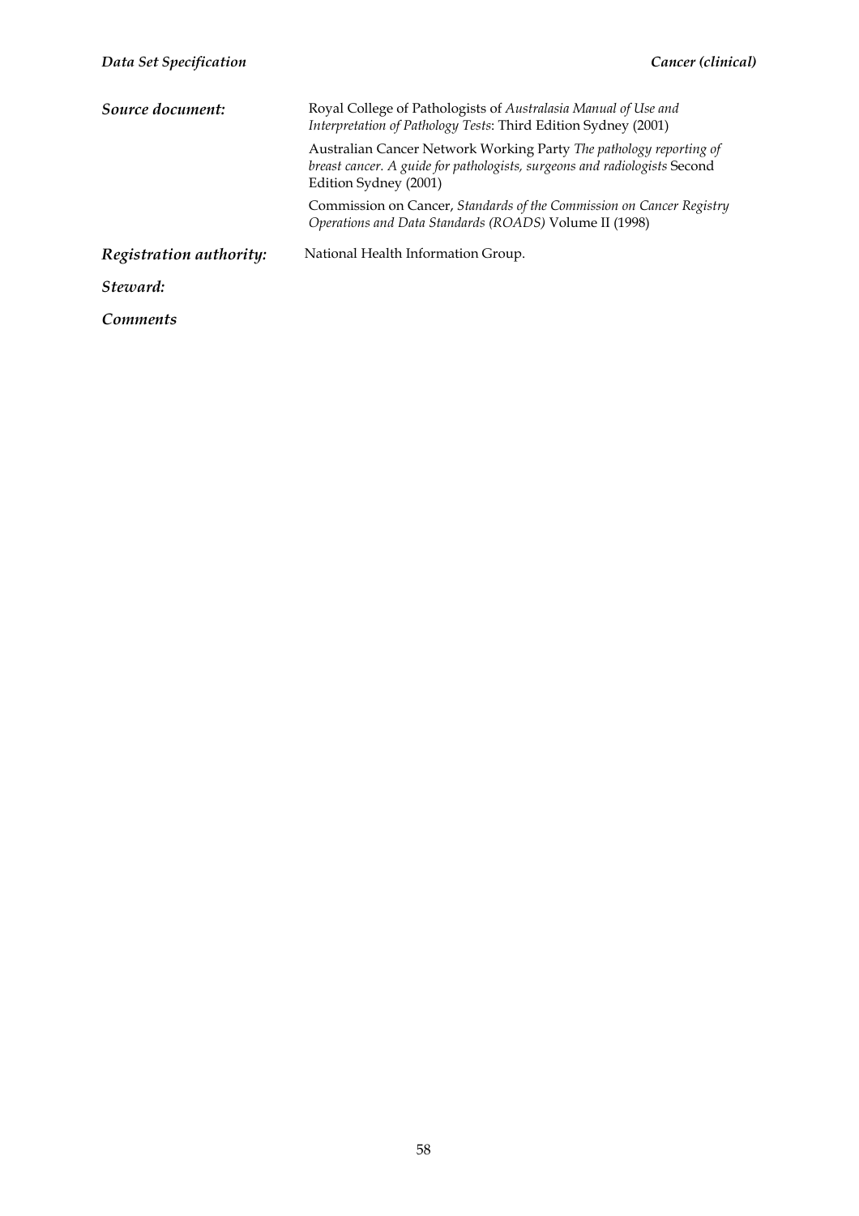***Source document:*** Royal College of Pathologists of *Australasia Manual of Use and Interpretation of Pathology Tests*: Third Edition Sydney (2001)

Australian Cancer Network Working Party *The pathology reporting of breast cancer. A guide for pathologists, surgeons and radiologists* Second Edition Sydney (2001)

Commission on Cancer, *Standards of the Commission on Cancer Registry Operations and Data Standards (ROADS)* Volume II (1998)

***Registration authority:*** National Health Information Group.

***Steward:***

***Comments***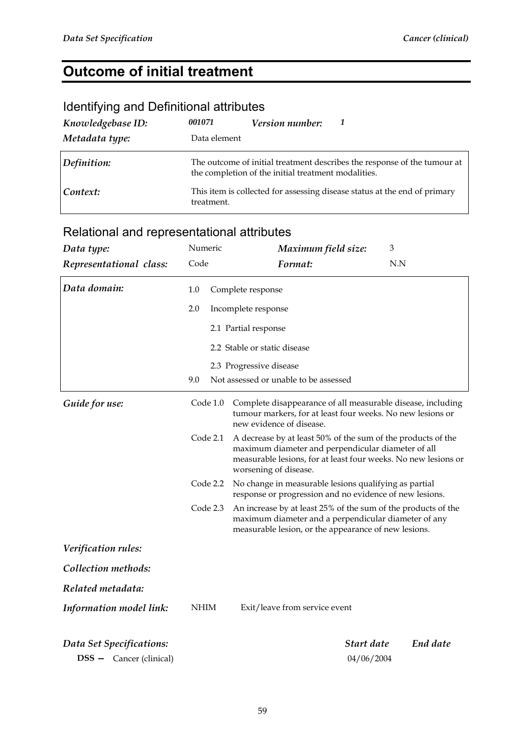# Outcome of initial treatment

## Identifying and Definitional attributes

| | | | |
|---|---|---|---|
| ***Knowledgebase ID:*** | *001071* | ***Version number:*** | *1* |
| ***Metadata type:*** | Data element | | |

| | |
|---|---|
| ***Definition:*** | The outcome of initial treatment describes the response of the tumour at the completion of the initial treatment modalities. |
| ***Context:*** | This item is collected for assessing disease status at the end of primary treatment. |

## Relational and representational attributes

| | | | |
|---|---|---|---|
| ***Data type:*** | Numeric | ***Maximum field size:*** | 3 |
| ***Representational class:*** | Code | ***Format:*** | N.N |

***Data domain:***

- 1.0 Complete response
- 2.0 Incomplete response
  - 2.1 Partial response
  - 2.2 Stable or static disease
  - 2.3 Progressive disease
- 9.0 Not assessed or unable to be assessed

***Guide for use:***

| | |
|---|---|
| Code 1.0 | Complete disappearance of all measurable disease, including tumour markers, for at least four weeks. No new lesions or new evidence of disease. |
| Code 2.1 | A decrease by at least 50% of the sum of the products of the maximum diameter and perpendicular diameter of all measurable lesions, for at least four weeks. No new lesions or worsening of disease. |
| Code 2.2 | No change in measurable lesions qualifying as partial response or progression and no evidence of new lesions. |
| Code 2.3 | An increase by at least 25% of the sum of the products of the maximum diameter and a perpendicular diameter of any measurable lesion, or the appearance of new lesions. |

***Verification rules:***

***Collection methods:***

***Related metadata:***

***Information model link:*** NHIM Exit/leave from service event

| ***Data Set Specifications:*** | ***Start date*** | ***End date*** |
|---|---|---|
| **DSS —** Cancer (clinical) | 04/06/2004 | |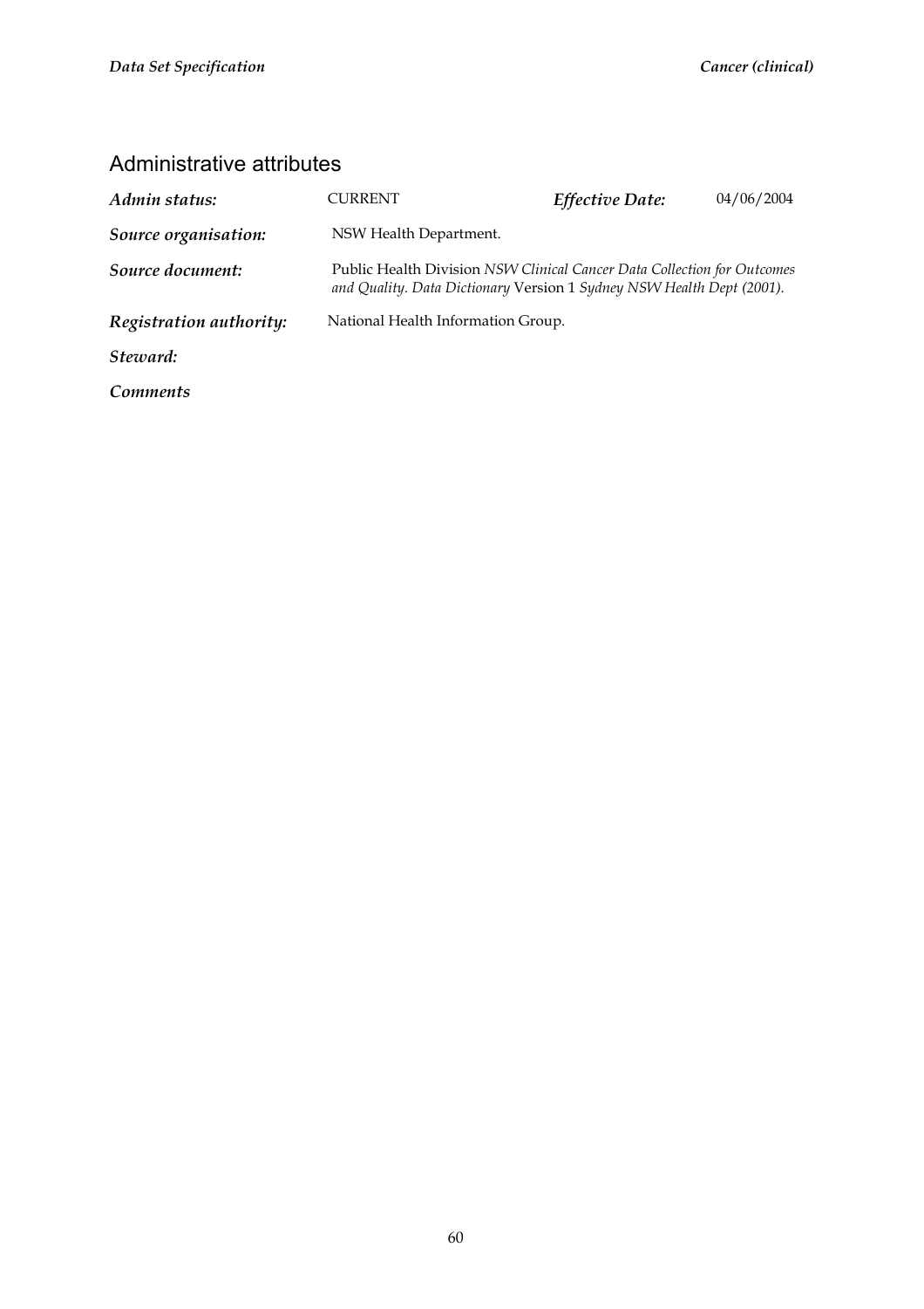## Administrative attributes

| | | | |
|---|---|---|---|
| ***Admin status:*** | CURRENT | ***Effective Date:*** | 04/06/2004 |
| ***Source organisation:*** | NSW Health Department. | | |
| ***Source document:*** | Public Health Division *NSW Clinical Cancer Data Collection for Outcomes and Quality. Data Dictionary* Version 1 *Sydney NSW Health Dept (2001).* | | |
| ***Registration authority:*** | National Health Information Group. | | |
| ***Steward:*** | | | |
| ***Comments*** | | | |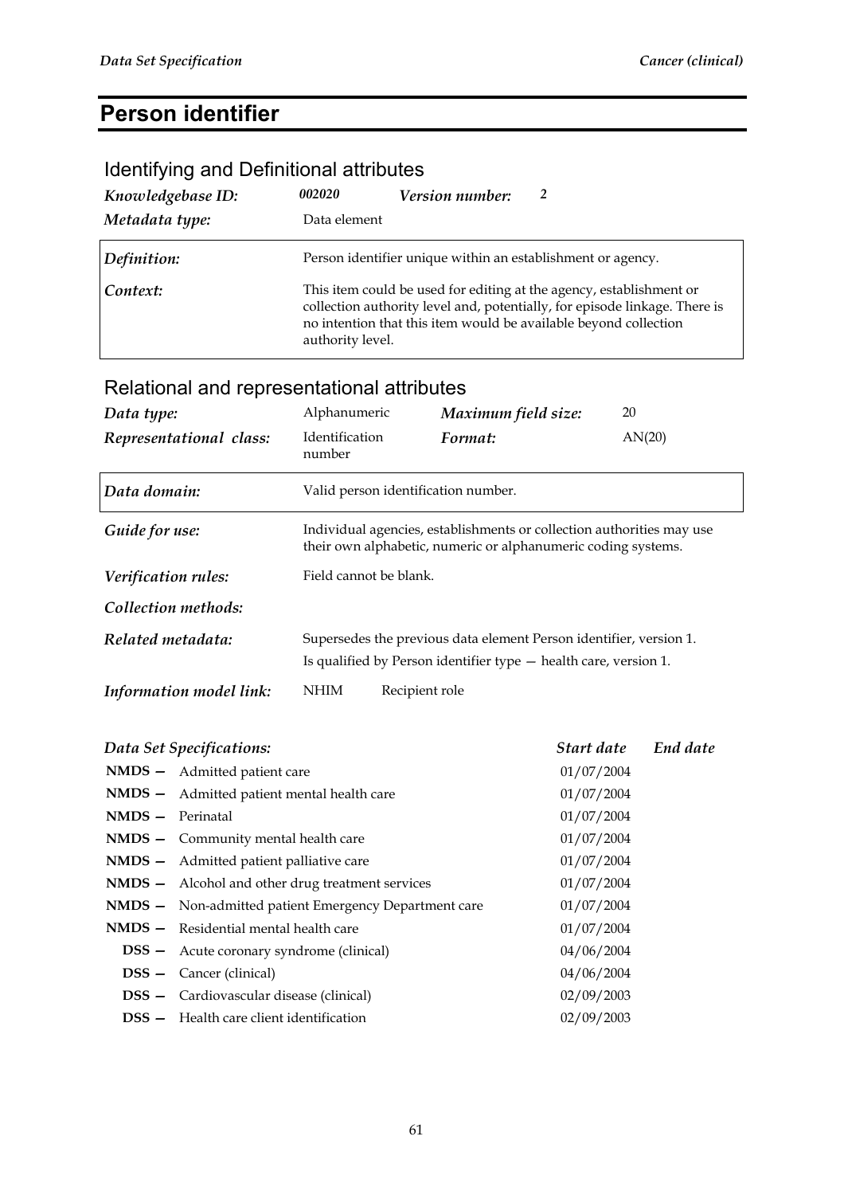# Person identifier

## Identifying and Definitional attributes

| | | | |
|---|---|---|---|
| ***Knowledgebase ID:*** | ***002020*** | ***Version number:*** | ***2*** |
| ***Metadata type:*** | Data element | | |

| | |
|---|---|
| ***Definition:*** | Person identifier unique within an establishment or agency. |
| ***Context:*** | This item could be used for editing at the agency, establishment or collection authority level and, potentially, for episode linkage. There is no intention that this item would be available beyond collection authority level. |

## Relational and representational attributes

| | | | |
|---|---|---|---|
| ***Data type:*** | Alphanumeric | ***Maximum field size:*** | 20 |
| ***Representational class:*** | Identification number | ***Format:*** | AN(20) |

| | |
|---|---|
| ***Data domain:*** | Valid person identification number. |
| ***Guide for use:*** | Individual agencies, establishments or collection authorities may use their own alphabetic, numeric or alphanumeric coding systems. |
| ***Verification rules:*** | Field cannot be blank. |
| ***Collection methods:*** | |
| ***Related metadata:*** | Supersedes the previous data element Person identifier, version 1.<br>Is qualified by Person identifier type — health care, version 1. |
| ***Information model link:*** | NHIM Recipient role |

| ***Data Set Specifications:*** | | ***Start date*** | ***End date*** |
|---|---|---|---|
| **NMDS —** | Admitted patient care | 01/07/2004 | |
| **NMDS —** | Admitted patient mental health care | 01/07/2004 | |
| **NMDS —** | Perinatal | 01/07/2004 | |
| **NMDS —** | Community mental health care | 01/07/2004 | |
| **NMDS —** | Admitted patient palliative care | 01/07/2004 | |
| **NMDS —** | Alcohol and other drug treatment services | 01/07/2004 | |
| **NMDS —** | Non-admitted patient Emergency Department care | 01/07/2004 | |
| **NMDS —** | Residential mental health care | 01/07/2004 | |
| **DSS —** | Acute coronary syndrome (clinical) | 04/06/2004 | |
| **DSS —** | Cancer (clinical) | 04/06/2004 | |
| **DSS —** | Cardiovascular disease (clinical) | 02/09/2003 | |
| **DSS —** | Health care client identification | 02/09/2003 | |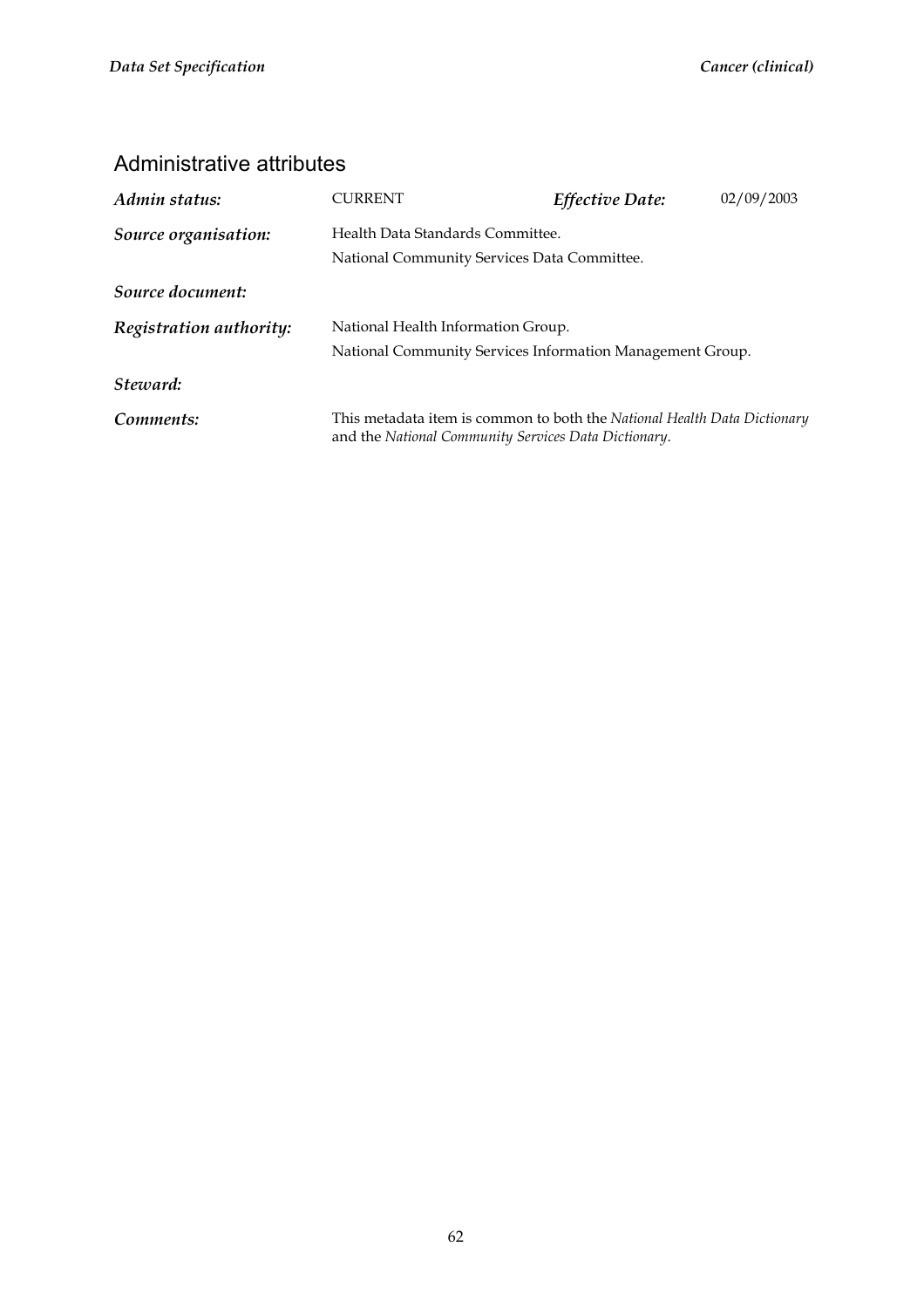## Administrative attributes

| | | | |
|---|---|---|---|
| ***Admin status:*** | CURRENT | ***Effective Date:*** | 02/09/2003 |
| ***Source organisation:*** | Health Data Standards Committee.<br>National Community Services Data Committee. | | |
| ***Source document:*** | | | |
| ***Registration authority:*** | National Health Information Group.<br>National Community Services Information Management Group. | | |
| ***Steward:*** | | | |
| ***Comments:*** | This metadata item is common to both the *National Health Data Dictionary* and the *National Community Services Data Dictionary*. | | |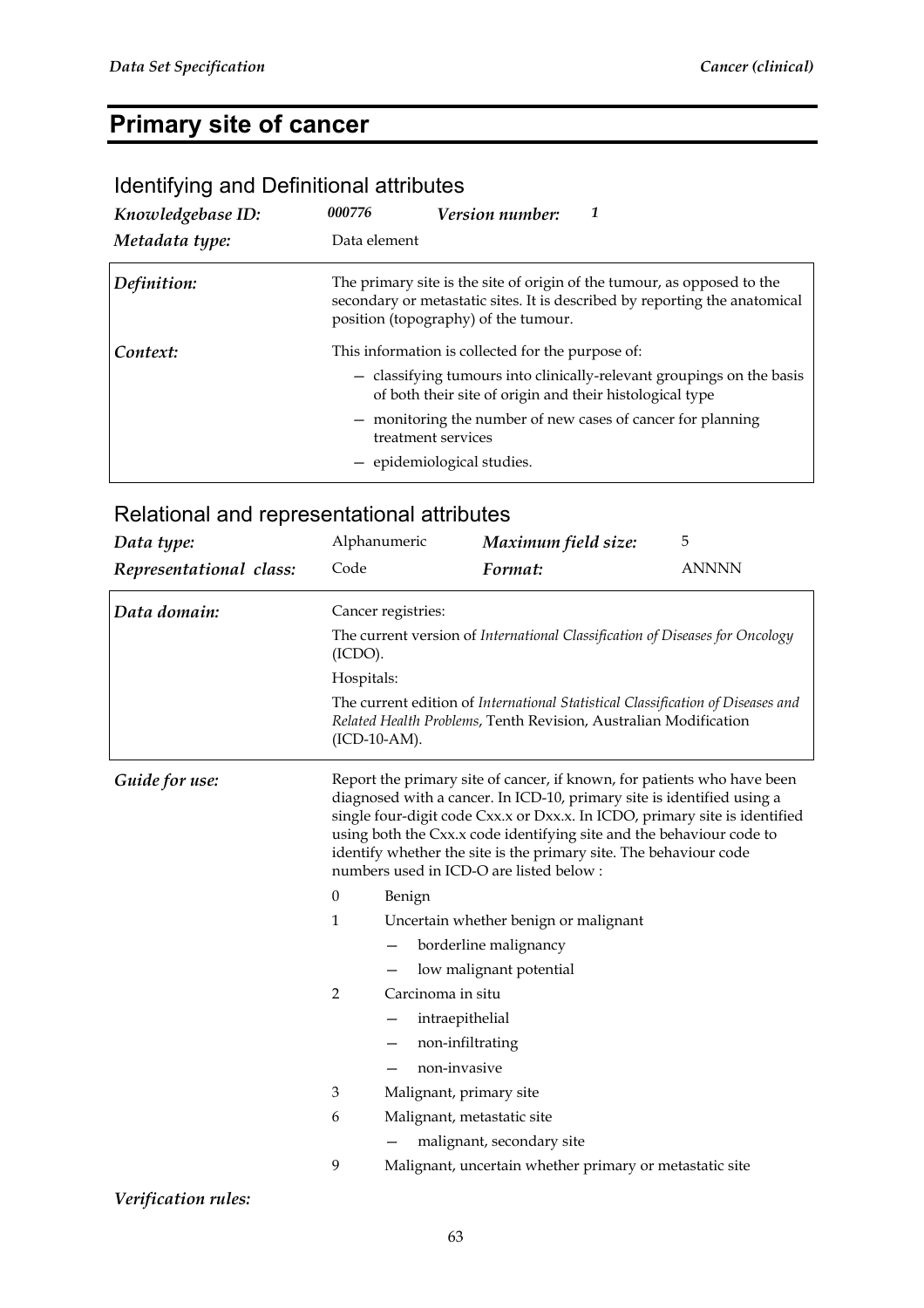# Primary site of cancer

## Identifying and Definitional attributes

| | | | |
|---|---|---|---|
| ***Knowledgebase ID:*** | ***000776*** | ***Version number:*** | ***1*** |
| ***Metadata type:*** | Data element | | |

***Definition:*** The primary site is the site of origin of the tumour, as opposed to the secondary or metastatic sites. It is described by reporting the anatomical position (topography) of the tumour.

***Context:*** This information is collected for the purpose of:

- classifying tumours into clinically-relevant groupings on the basis of both their site of origin and their histological type
- monitoring the number of new cases of cancer for planning treatment services
- epidemiological studies.

## Relational and representational attributes

| | | | |
|---|---|---|---|
| ***Data type:*** | Alphanumeric | ***Maximum field size:*** | 5 |
| ***Representational class:*** | Code | ***Format:*** | ANNNN |

***Data domain:***

Cancer registries:

The current version of *International Classification of Diseases for Oncology* (ICDO).

Hospitals:

The current edition of *International Statistical Classification of Diseases and Related Health Problems*, Tenth Revision, Australian Modification (ICD-10-AM).

***Guide for use:*** Report the primary site of cancer, if known, for patients who have been diagnosed with a cancer. In ICD-10, primary site is identified using a single four-digit code Cxx.x or Dxx.x. In ICDO, primary site is identified using both the Cxx.x code identifying site and the behaviour code to identify whether the site is the primary site. The behaviour code numbers used in ICD-O are listed below :

0 Benign

1 Uncertain whether benign or malignant
- borderline malignancy
- low malignant potential

2 Carcinoma in situ
- intraepithelial
- non-infiltrating
- non-invasive

3 Malignant, primary site

6 Malignant, metastatic site
- malignant, secondary site

9 Malignant, uncertain whether primary or metastatic site

***Verification rules:***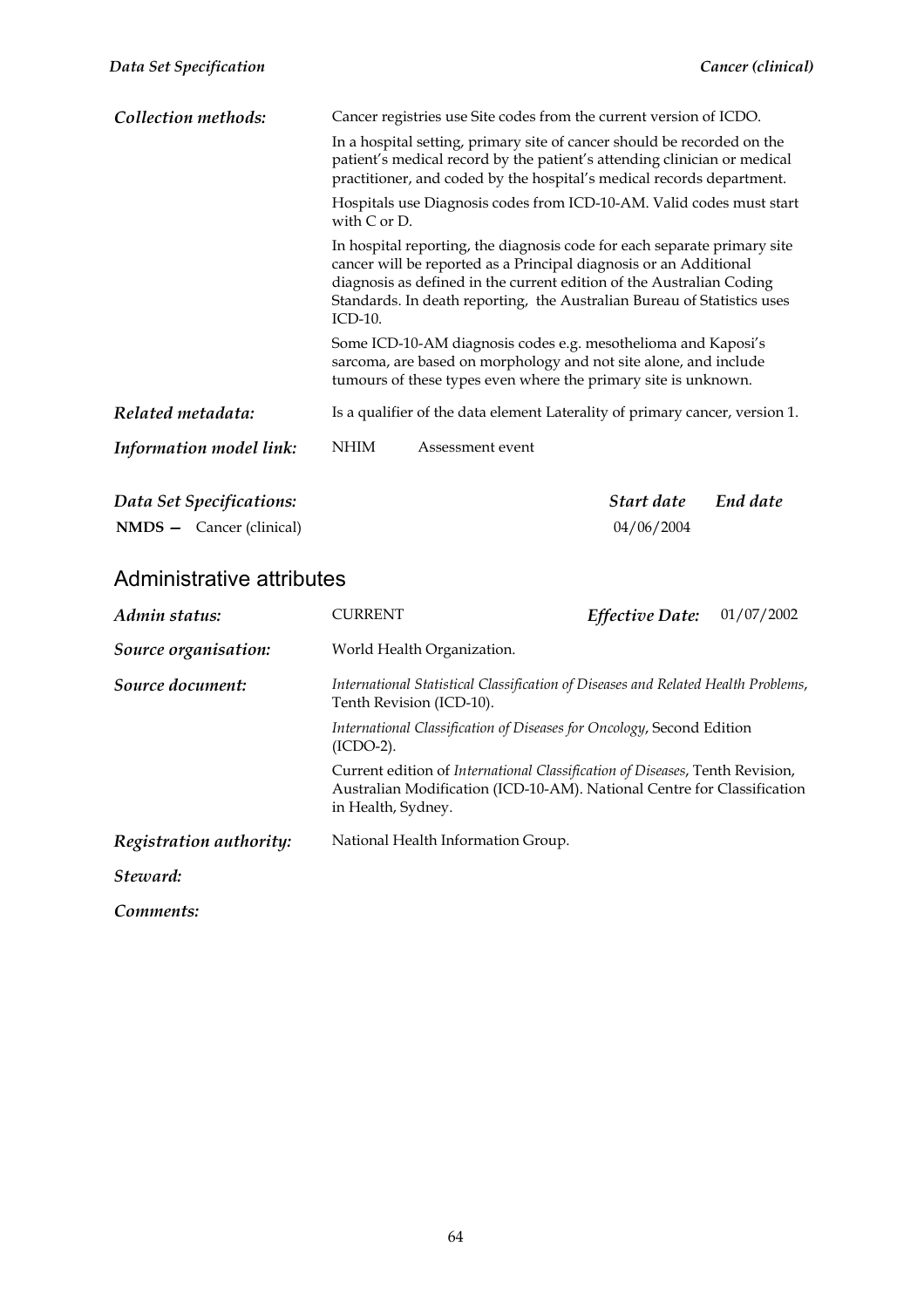***Collection methods:*** Cancer registries use Site codes from the current version of ICDO.

In a hospital setting, primary site of cancer should be recorded on the patient's medical record by the patient's attending clinician or medical practitioner, and coded by the hospital's medical records department.

Hospitals use Diagnosis codes from ICD-10-AM. Valid codes must start with C or D.

In hospital reporting, the diagnosis code for each separate primary site cancer will be reported as a Principal diagnosis or an Additional diagnosis as defined in the current edition of the Australian Coding Standards. In death reporting, the Australian Bureau of Statistics uses ICD-10.

Some ICD-10-AM diagnosis codes e.g. mesothelioma and Kaposi's sarcoma, are based on morphology and not site alone, and include tumours of these types even where the primary site is unknown.

***Related metadata:*** Is a qualifier of the data element Laterality of primary cancer, version 1.

***Information model link:*** NHIM Assessment event

| ***Data Set Specifications:*** | ***Start date*** | ***End date*** |
|---|---|---|
| **NMDS —** Cancer (clinical) | 04/06/2004 | |

## Administrative attributes

***Admin status:*** CURRENT ***Effective Date:*** 01/07/2002

***Source organisation:*** World Health Organization.

***Source document:*** *International Statistical Classification of Diseases and Related Health Problems*, Tenth Revision (ICD-10).

*International Classification of Diseases for Oncology*, Second Edition (ICDO-2).

Current edition of *International Classification of Diseases*, Tenth Revision, Australian Modification (ICD-10-AM). National Centre for Classification in Health, Sydney.

***Registration authority:*** National Health Information Group.

***Steward:***

***Comments:***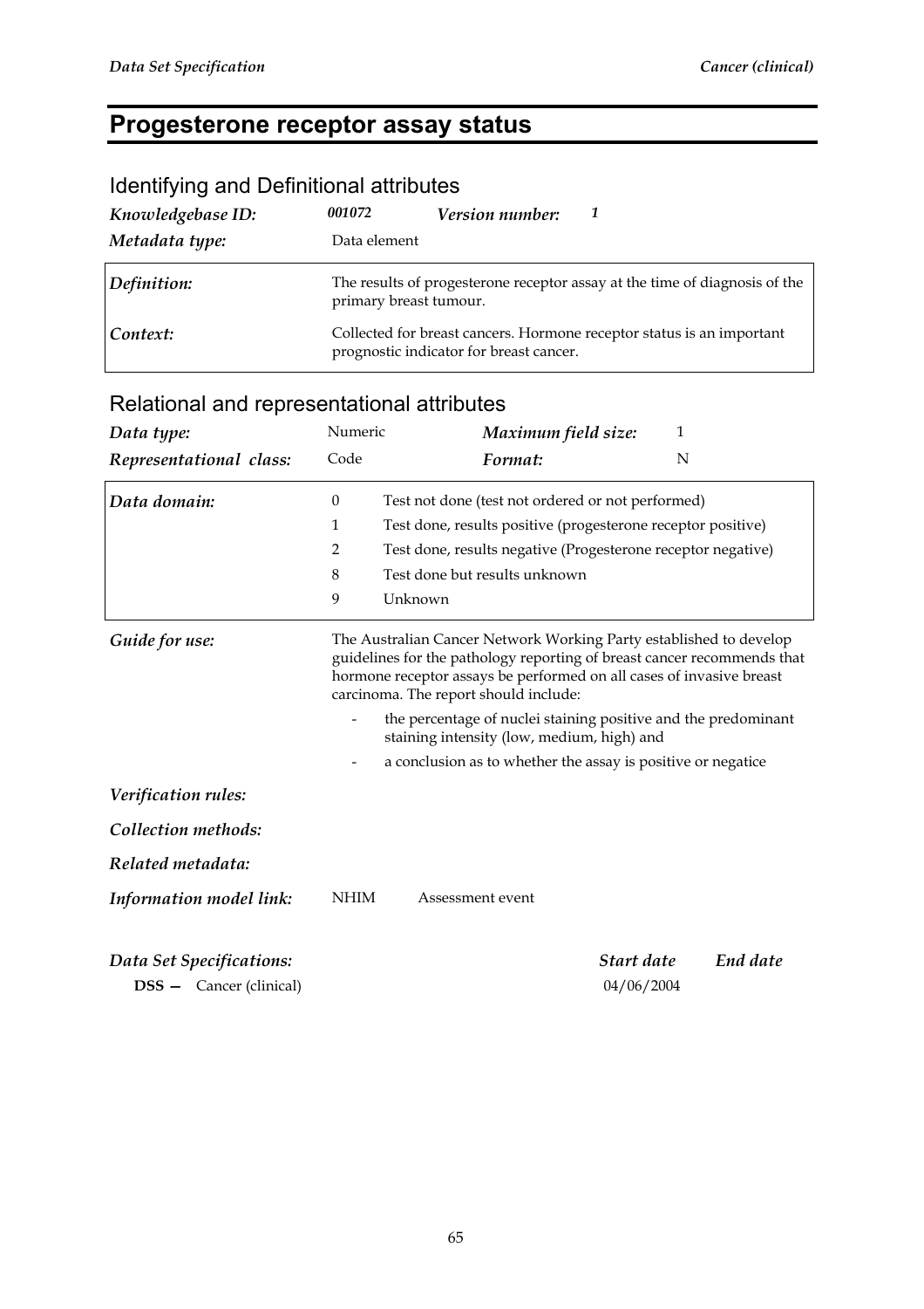# Progesterone receptor assay status

## Identifying and Definitional attributes

| | | | |
|---|---|---|---|
| ***Knowledgebase ID:*** | ***001072*** | ***Version number:*** | ***1*** |
| ***Metadata type:*** | Data element | | |

| | |
|---|---|
| ***Definition:*** | The results of progesterone receptor assay at the time of diagnosis of the primary breast tumour. |
| ***Context:*** | Collected for breast cancers. Hormone receptor status is an important prognostic indicator for breast cancer. |

## Relational and representational attributes

| | | | |
|---|---|---|---|
| ***Data type:*** | Numeric | ***Maximum field size:*** | 1 |
| ***Representational class:*** | Code | ***Format:*** | N |

***Data domain:***

| Code | Description |
|---|---|
| 0 | Test not done (test not ordered or not performed) |
| 1 | Test done, results positive (progesterone receptor positive) |
| 2 | Test done, results negative (Progesterone receptor negative) |
| 8 | Test done but results unknown |
| 9 | Unknown |

***Guide for use:*** The Australian Cancer Network Working Party established to develop guidelines for the pathology reporting of breast cancer recommends that hormone receptor assays be performed on all cases of invasive breast carcinoma. The report should include:

- the percentage of nuclei staining positive and the predominant staining intensity (low, medium, high) and
- a conclusion as to whether the assay is positive or negatice

***Verification rules:***

***Collection methods:***

***Related metadata:***

***Information model link:*** NHIM Assessment event

| ***Data Set Specifications:*** | ***Start date*** | ***End date*** |
|---|---|---|
| **DSS —** Cancer (clinical) | 04/06/2004 | |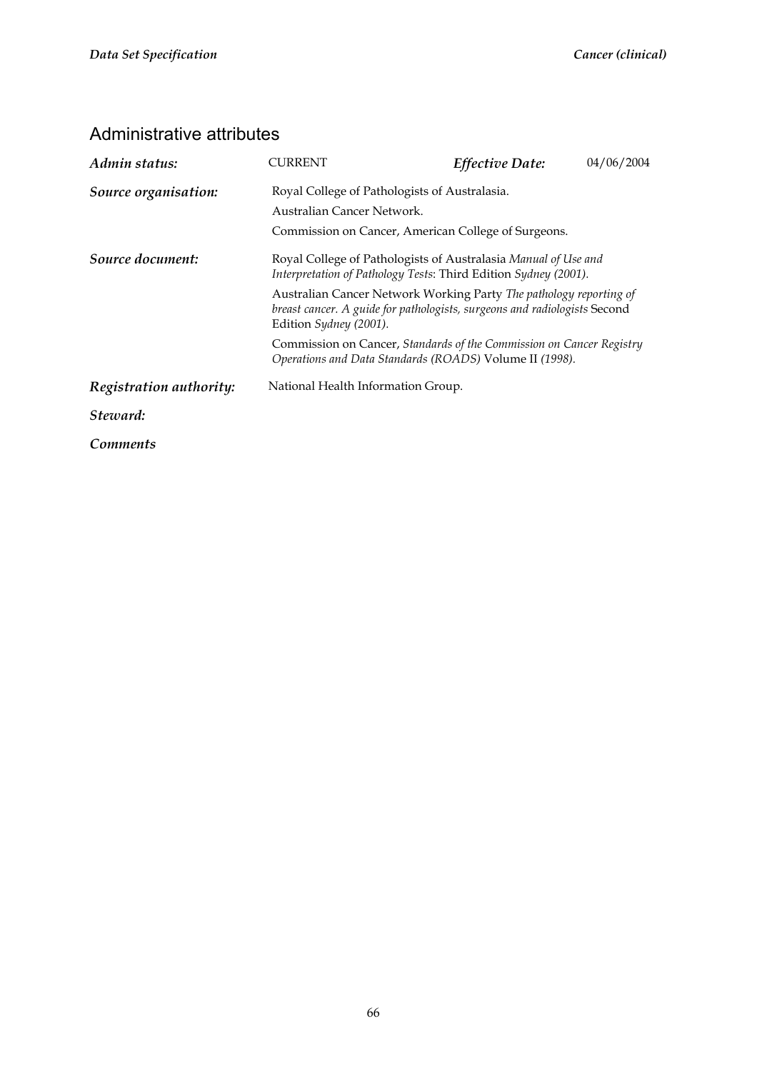## Administrative attributes

| | | | |
|---|---|---|---|
| ***Admin status:*** | CURRENT | ***Effective Date:*** | 04/06/2004 |

***Source organisation:*** Royal College of Pathologists of Australasia.

Australian Cancer Network.

Commission on Cancer, American College of Surgeons.

***Source document:*** Royal College of Pathologists of Australasia *Manual of Use and Interpretation of Pathology Tests*: Third Edition *Sydney (2001).*

Australian Cancer Network Working Party *The pathology reporting of breast cancer. A guide for pathologists, surgeons and radiologists* Second Edition *Sydney (2001).*

Commission on Cancer, *Standards of the Commission on Cancer Registry Operations and Data Standards (ROADS)* Volume II *(1998).*

***Registration authority:*** National Health Information Group.

***Steward:***

***Comments***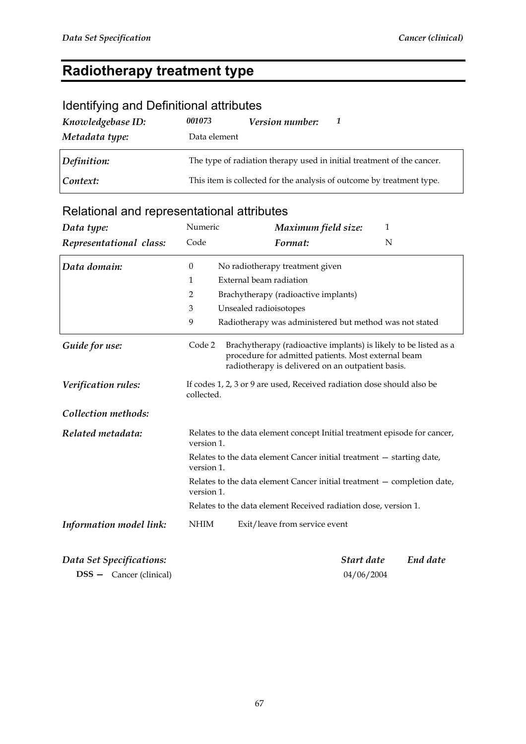# Radiotherapy treatment type

## Identifying and Definitional attributes

| | | | |
|---|---|---|---|
| ***Knowledgebase ID:*** | ***001073*** | ***Version number:*** | ***1*** |
| ***Metadata type:*** | Data element | | |

| | |
|---|---|
| ***Definition:*** | The type of radiation therapy used in initial treatment of the cancer. |
| ***Context:*** | This item is collected for the analysis of outcome by treatment type. |

## Relational and representational attributes

| | | | |
|---|---|---|---|
| ***Data type:*** | Numeric | ***Maximum field size:*** | 1 |
| ***Representational class:*** | Code | ***Format:*** | N |

***Data domain:***

| Code | Description |
|---|---|
| 0 | No radiotherapy treatment given |
| 1 | External beam radiation |
| 2 | Brachytherapy (radioactive implants) |
| 3 | Unsealed radioisotopes |
| 9 | Radiotherapy was administered but method was not stated |

***Guide for use:***

Code 2 Brachytherapy (radioactive implants) is likely to be listed as a procedure for admitted patients. Most external beam radiotherapy is delivered on an outpatient basis.

***Verification rules:***

If codes 1, 2, 3 or 9 are used, Received radiation dose should also be collected.

***Collection methods:***

***Related metadata:***

Relates to the data element concept Initial treatment episode for cancer, version 1.

Relates to the data element Cancer initial treatment — starting date, version 1.

Relates to the data element Cancer initial treatment — completion date, version 1.

Relates to the data element Received radiation dose, version 1.

***Information model link:*** NHIM Exit/leave from service event

| ***Data Set Specifications:*** | ***Start date*** | ***End date*** |
|---|---|---|
| **DSS —** Cancer (clinical) | 04/06/2004 | |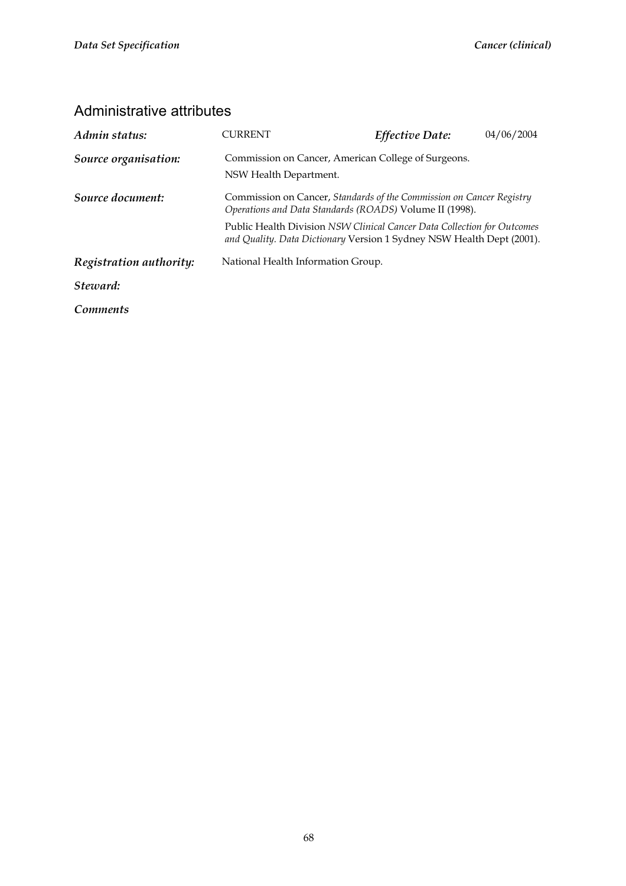## Administrative attributes

| | | | |
|---|---|---|---|
| ***Admin status:*** | CURRENT | ***Effective Date:*** | 04/06/2004 |
| ***Source organisation:*** | Commission on Cancer, American College of Surgeons.<br>NSW Health Department. | | |
| ***Source document:*** | Commission on Cancer, *Standards of the Commission on Cancer Registry Operations and Data Standards (ROADS)* Volume II (1998).<br>Public Health Division *NSW Clinical Cancer Data Collection for Outcomes and Quality. Data Dictionary* Version 1 Sydney NSW Health Dept (2001). | | |
| ***Registration authority:*** | National Health Information Group. | | |
| ***Steward:*** | | | |
| ***Comments*** | | | |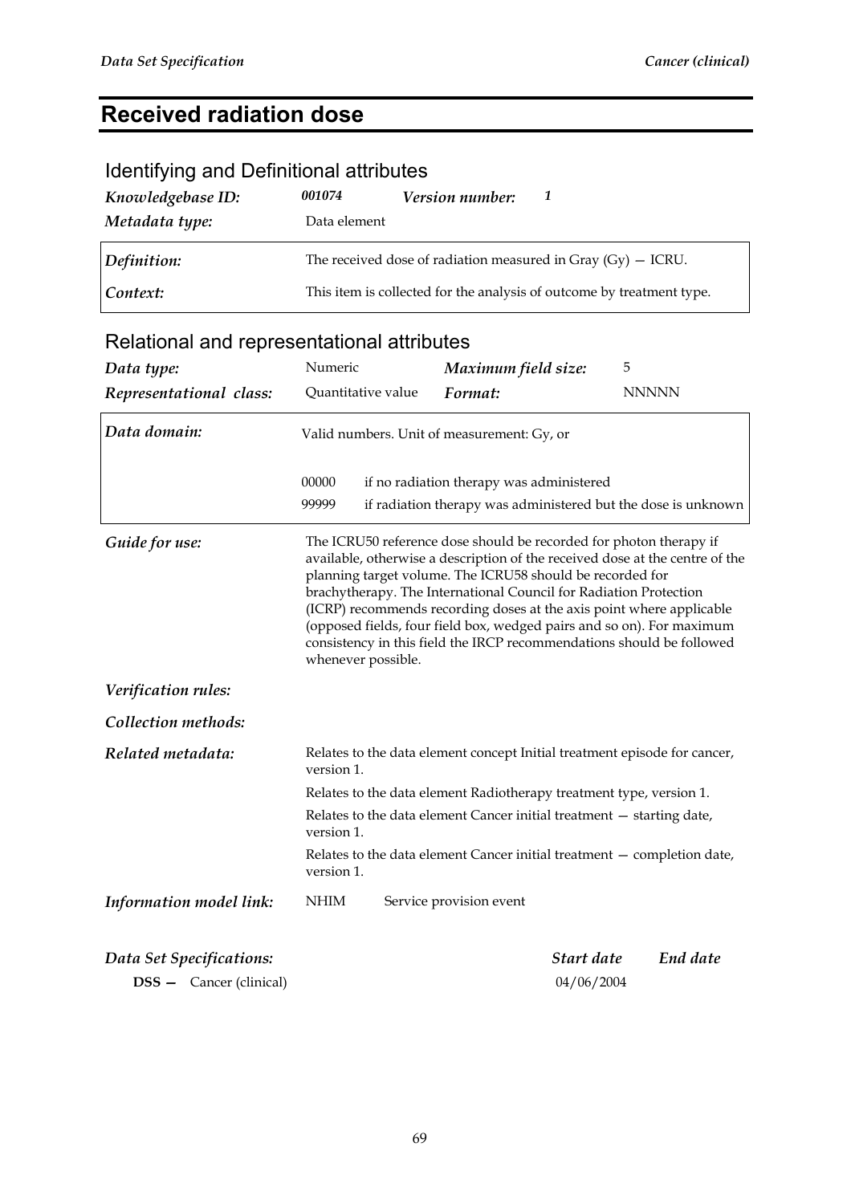# Received radiation dose

## Identifying and Definitional attributes

***Knowledgebase ID:*** ***001074*** ***Version number:*** ***1***

***Metadata type:*** Data element

| | |
|---|---|
| ***Definition:*** | The received dose of radiation measured in Gray (Gy) — ICRU. |
| ***Context:*** | This item is collected for the analysis of outcome by treatment type. |

## Relational and representational attributes

| | | | |
|---|---|---|---|
| ***Data type:*** | Numeric | ***Maximum field size:*** | 5 |
| ***Representational class:*** | Quantitative value | ***Format:*** | NNNNN |

***Data domain:*** Valid numbers. Unit of measurement: Gy, or

| | |
|---|---|
| 00000 | if no radiation therapy was administered |
| 99999 | if radiation therapy was administered but the dose is unknown |

***Guide for use:*** The ICRU50 reference dose should be recorded for photon therapy if available, otherwise a description of the received dose at the centre of the planning target volume. The ICRU58 should be recorded for brachytherapy. The International Council for Radiation Protection (ICRP) recommends recording doses at the axis point where applicable (opposed fields, four field box, wedged pairs and so on). For maximum consistency in this field the IRCP recommendations should be followed whenever possible.

***Verification rules:***

***Collection methods:***

***Related metadata:*** Relates to the data element concept Initial treatment episode for cancer, version 1.

Relates to the data element Radiotherapy treatment type, version 1.

Relates to the data element Cancer initial treatment — starting date, version 1.

Relates to the data element Cancer initial treatment — completion date, version 1.

***Information model link:*** NHIM Service provision event

| ***Data Set Specifications:*** | ***Start date*** | ***End date*** |
|---|---|---|
| **DSS —** Cancer (clinical) | 04/06/2004 | |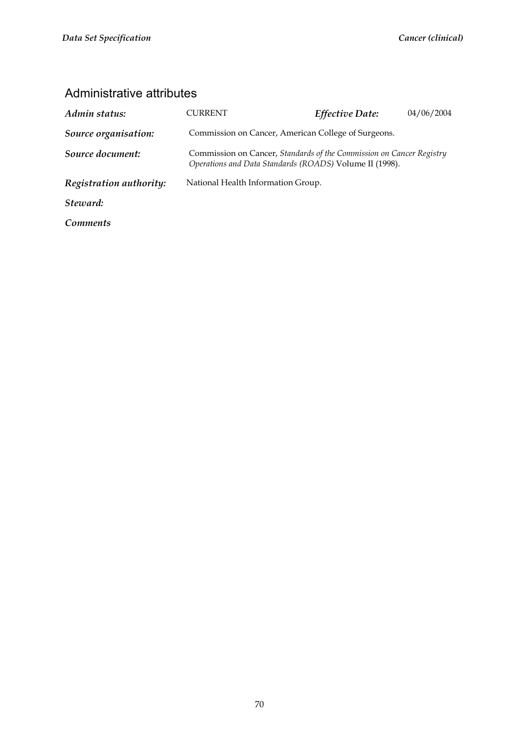## Administrative attributes

| | | | |
|---|---|---|---|
| ***Admin status:*** | CURRENT | ***Effective Date:*** | 04/06/2004 |
| ***Source organisation:*** | Commission on Cancer, American College of Surgeons. | | |
| ***Source document:*** | Commission on Cancer, *Standards of the Commission on Cancer Registry Operations and Data Standards (ROADS)* Volume II (1998). | | |
| ***Registration authority:*** | National Health Information Group. | | |
| ***Steward:*** | | | |
| ***Comments*** | | | |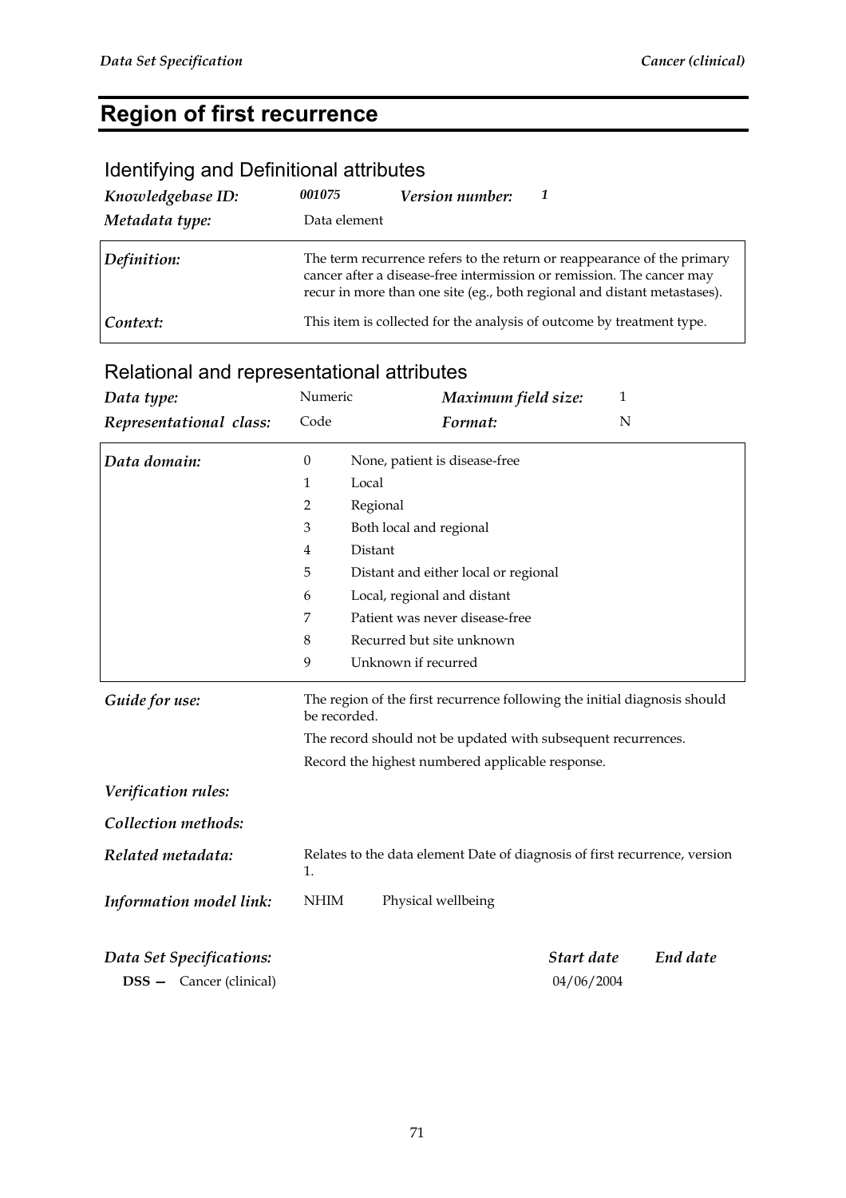# Region of first recurrence

## Identifying and Definitional attributes

| | | | |
|---|---|---|---|
| ***Knowledgebase ID:*** | ***001075*** | ***Version number:*** | ***1*** |
| ***Metadata type:*** | Data element | | |

| | |
|---|---|
| ***Definition:*** | The term recurrence refers to the return or reappearance of the primary cancer after a disease-free intermission or remission. The cancer may recur in more than one site (eg., both regional and distant metastases). |
| ***Context:*** | This item is collected for the analysis of outcome by treatment type. |

## Relational and representational attributes

| | | | |
|---|---|---|---|
| ***Data type:*** | Numeric | ***Maximum field size:*** | 1 |
| ***Representational class:*** | Code | ***Format:*** | N |

***Data domain:***

| Code | Description |
|---|---|
| 0 | None, patient is disease-free |
| 1 | Local |
| 2 | Regional |
| 3 | Both local and regional |
| 4 | Distant |
| 5 | Distant and either local or regional |
| 6 | Local, regional and distant |
| 7 | Patient was never disease-free |
| 8 | Recurred but site unknown |
| 9 | Unknown if recurred |

***Guide for use:*** The region of the first recurrence following the initial diagnosis should be recorded.

The record should not be updated with subsequent recurrences.

Record the highest numbered applicable response.

***Verification rules:***

***Collection methods:***

***Related metadata:*** Relates to the data element Date of diagnosis of first recurrence, version 1.

***Information model link:*** NHIM Physical wellbeing

| ***Data Set Specifications:*** | ***Start date*** | ***End date*** |
|---|---|---|
| **DSS —** Cancer (clinical) | 04/06/2004 | |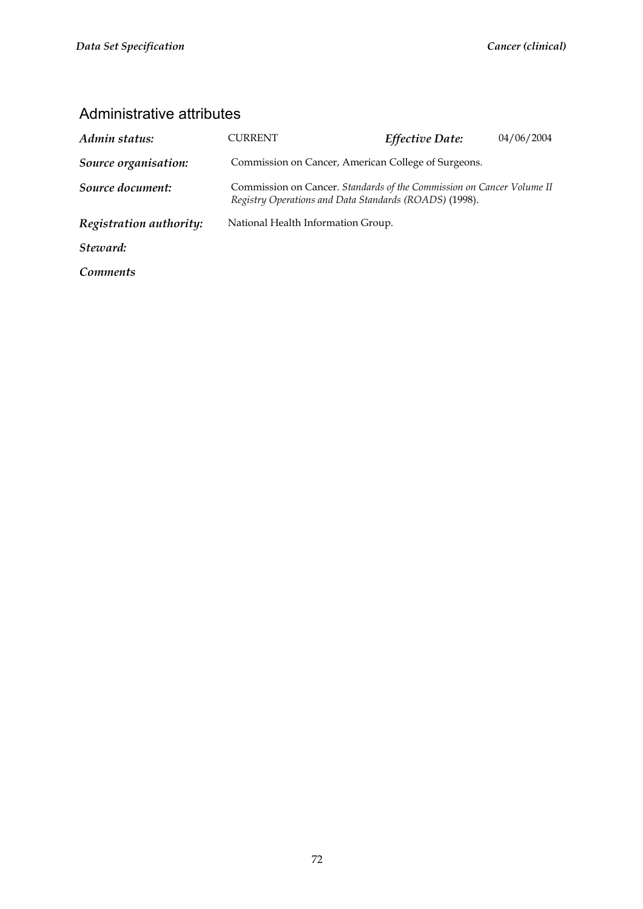## Administrative attributes

***Admin status:*** CURRENT ***Effective Date:*** 04/06/2004

***Source organisation:*** Commission on Cancer, American College of Surgeons.

***Source document:*** Commission on Cancer. *Standards of the Commission on Cancer Volume II Registry Operations and Data Standards (ROADS)* (1998).

***Registration authority:*** National Health Information Group.

***Steward:***

***Comments***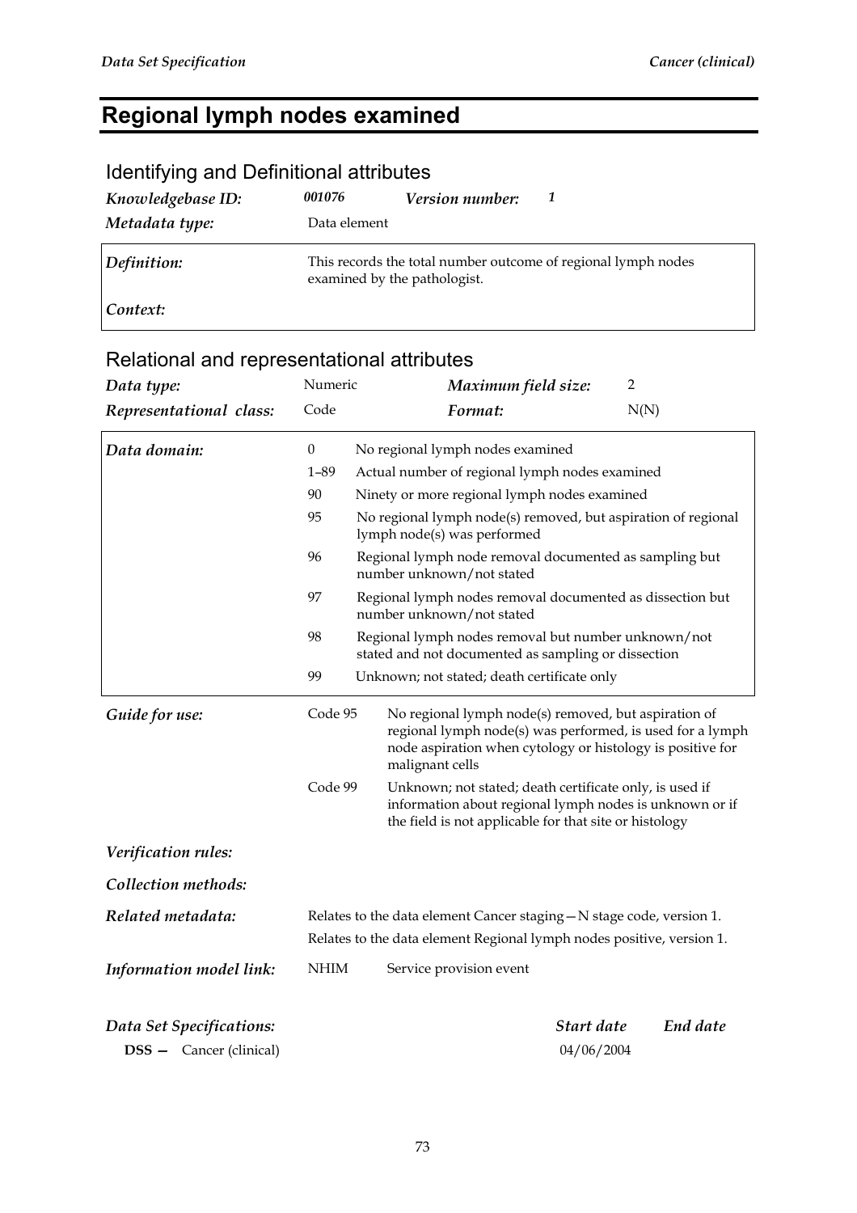# Regional lymph nodes examined

## Identifying and Definitional attributes

| | | | |
|---|---|---|---|
| ***Knowledgebase ID:*** | ***001076*** | ***Version number:*** | ***1*** |
| ***Metadata type:*** | Data element | | |

| | |
|---|---|
| ***Definition:*** | This records the total number outcome of regional lymph nodes examined by the pathologist. |
| ***Context:*** | |

## Relational and representational attributes

| | | | |
|---|---|---|---|
| ***Data type:*** | Numeric | ***Maximum field size:*** | 2 |
| ***Representational class:*** | Code | ***Format:*** | N(N) |

***Data domain:***

| Code | Description |
|---|---|
| 0 | No regional lymph nodes examined |
| 1–89 | Actual number of regional lymph nodes examined |
| 90 | Ninety or more regional lymph nodes examined |
| 95 | No regional lymph node(s) removed, but aspiration of regional lymph node(s) was performed |
| 96 | Regional lymph node removal documented as sampling but number unknown/not stated |
| 97 | Regional lymph nodes removal documented as dissection but number unknown/not stated |
| 98 | Regional lymph nodes removal but number unknown/not stated and not documented as sampling or dissection |
| 99 | Unknown; not stated; death certificate only |

***Guide for use:***

| | |
|---|---|
| Code 95 | No regional lymph node(s) removed, but aspiration of regional lymph node(s) was performed, is used for a lymph node aspiration when cytology or histology is positive for malignant cells |
| Code 99 | Unknown; not stated; death certificate only, is used if information about regional lymph nodes is unknown or if the field is not applicable for that site or histology |

***Verification rules:***

***Collection methods:***

***Related metadata:*** Relates to the data element Cancer staging—N stage code, version 1.
Relates to the data element Regional lymph nodes positive, version 1.

***Information model link:*** NHIM Service provision event

| ***Data Set Specifications:*** | ***Start date*** | ***End date*** |
|---|---|---|
| **DSS —** Cancer (clinical) | 04/06/2004 | |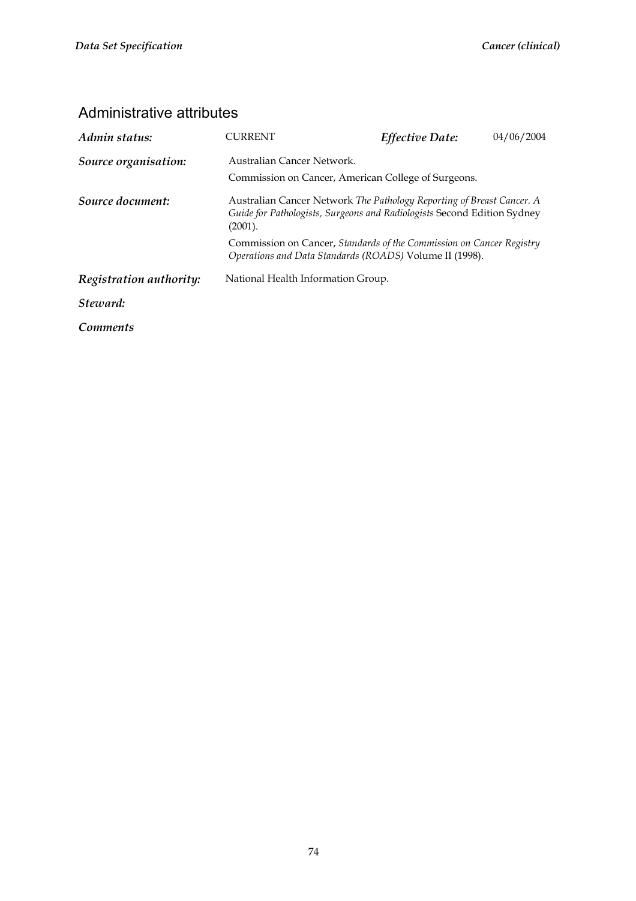## Administrative attributes

| | | | |
|---|---|---|---|
| ***Admin status:*** | CURRENT | ***Effective Date:*** | 04/06/2004 |

***Source organisation:*** Australian Cancer Network.

Commission on Cancer, American College of Surgeons.

***Source document:*** Australian Cancer Network *The Pathology Reporting of Breast Cancer. A Guide for Pathologists, Surgeons and Radiologists* Second Edition Sydney (2001).

Commission on Cancer, *Standards of the Commission on Cancer Registry Operations and Data Standards (ROADS)* Volume II (1998).

***Registration authority:*** National Health Information Group.

***Steward:***

***Comments***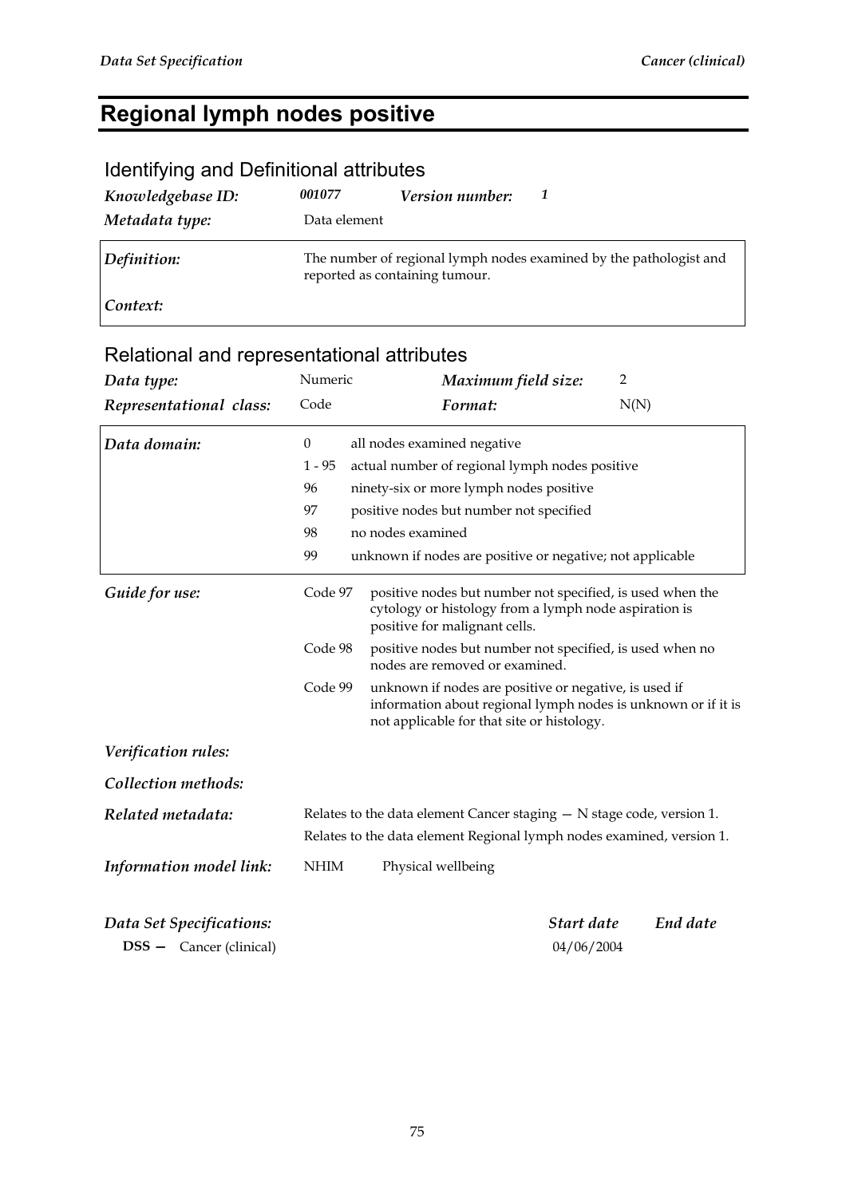# Regional lymph nodes positive

## Identifying and Definitional attributes

| | | | |
|---|---|---|---|
| ***Knowledgebase ID:*** | ***001077*** | ***Version number:*** | ***1*** |
| ***Metadata type:*** | Data element | | |

| | |
|---|---|
| ***Definition:*** | The number of regional lymph nodes examined by the pathologist and reported as containing tumour. |
| ***Context:*** | |

## Relational and representational attributes

| | | | |
|---|---|---|---|
| ***Data type:*** | Numeric | ***Maximum field size:*** | 2 |
| ***Representational class:*** | Code | ***Format:*** | N(N) |

***Data domain:***

| Code | Description |
|---|---|
| 0 | all nodes examined negative |
| 1 - 95 | actual number of regional lymph nodes positive |
| 96 | ninety-six or more lymph nodes positive |
| 97 | positive nodes but number not specified |
| 98 | no nodes examined |
| 99 | unknown if nodes are positive or negative; not applicable |

***Guide for use:***

| | |
|---|---|
| Code 97 | positive nodes but number not specified, is used when the cytology or histology from a lymph node aspiration is positive for malignant cells. |
| Code 98 | positive nodes but number not specified, is used when no nodes are removed or examined. |
| Code 99 | unknown if nodes are positive or negative, is used if information about regional lymph nodes is unknown or if it is not applicable for that site or histology. |

***Verification rules:***

***Collection methods:***

***Related metadata:*** Relates to the data element Cancer staging — N stage code, version 1.
Relates to the data element Regional lymph nodes examined, version 1.

***Information model link:*** NHIM Physical wellbeing

| ***Data Set Specifications:*** | ***Start date*** | ***End date*** |
|---|---|---|
| **DSS —** Cancer (clinical) | 04/06/2004 | |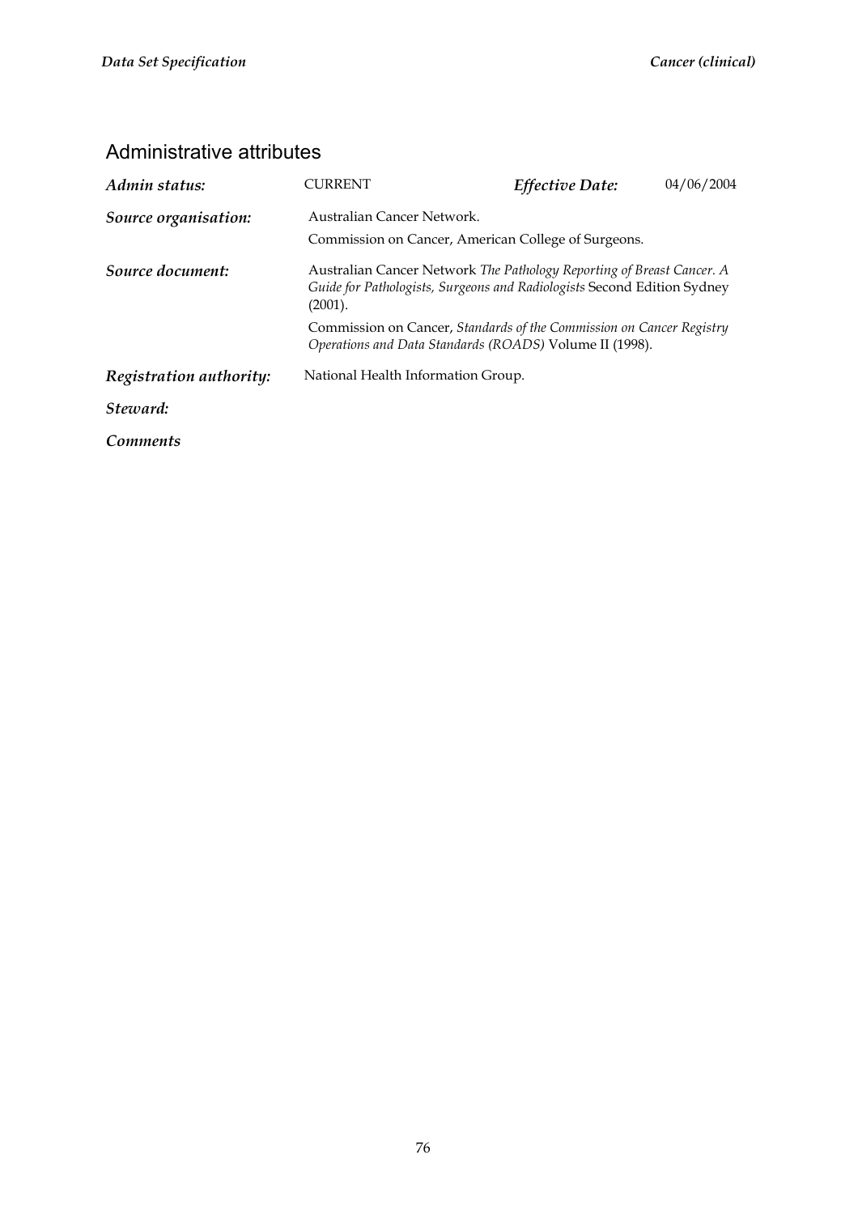## Administrative attributes

| | | | |
|---|---|---|---|
| ***Admin status:*** | CURRENT | ***Effective Date:*** | 04/06/2004 |

***Source organisation:*** Australian Cancer Network.

Commission on Cancer, American College of Surgeons.

***Source document:*** Australian Cancer Network *The Pathology Reporting of Breast Cancer. A Guide for Pathologists, Surgeons and Radiologists* Second Edition Sydney (2001).

Commission on Cancer, *Standards of the Commission on Cancer Registry Operations and Data Standards (ROADS)* Volume II (1998).

***Registration authority:*** National Health Information Group.

***Steward:***

***Comments***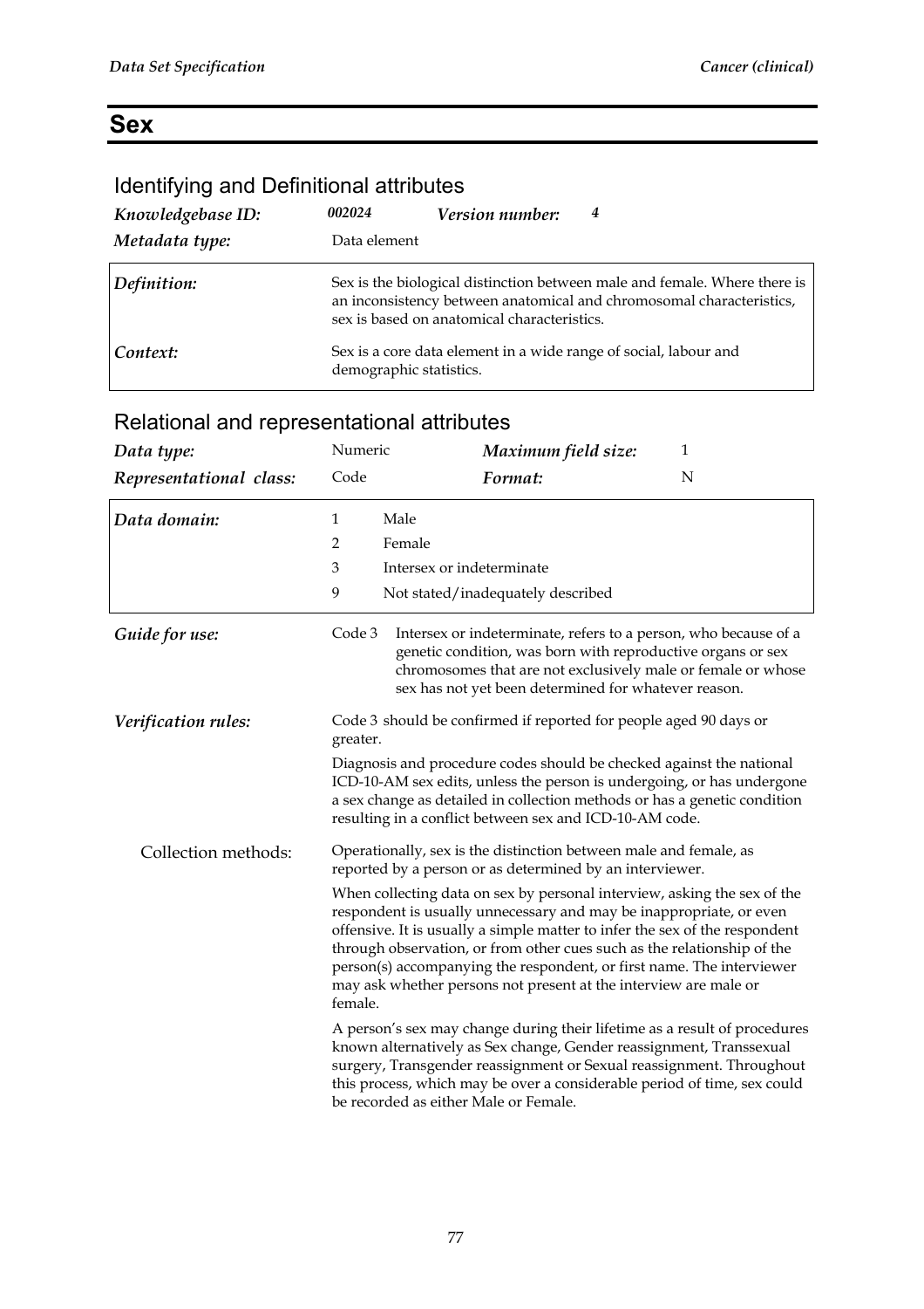# Sex

## Identifying and Definitional attributes

| | | | |
|---|---|---|---|
| *Knowledgebase ID:* | *002024* | *Version number:* | *4* |
| *Metadata type:* | Data element | | |

| | |
|---|---|
| *Definition:* | Sex is the biological distinction between male and female. Where there is an inconsistency between anatomical and chromosomal characteristics, sex is based on anatomical characteristics. |
| *Context:* | Sex is a core data element in a wide range of social, labour and demographic statistics. |

## Relational and representational attributes

| | | | |
|---|---|---|---|
| *Data type:* | Numeric | *Maximum field size:* | 1 |
| *Representational class:* | Code | *Format:* | N |

| | | |
|---|---|---|
| *Data domain:* | 1 | Male |
| | 2 | Female |
| | 3 | Intersex or indeterminate |
| | 9 | Not stated/inadequately described |

*Guide for use:*

Code 3 Intersex or indeterminate, refers to a person, who because of a genetic condition, was born with reproductive organs or sex chromosomes that are not exclusively male or female or whose sex has not yet been determined for whatever reason.

*Verification rules:*

Code 3 should be confirmed if reported for people aged 90 days or greater.

Diagnosis and procedure codes should be checked against the national ICD-10-AM sex edits, unless the person is undergoing, or has undergone a sex change as detailed in collection methods or has a genetic condition resulting in a conflict between sex and ICD-10-AM code.

Collection methods:

Operationally, sex is the distinction between male and female, as reported by a person or as determined by an interviewer.

When collecting data on sex by personal interview, asking the sex of the respondent is usually unnecessary and may be inappropriate, or even offensive. It is usually a simple matter to infer the sex of the respondent through observation, or from other cues such as the relationship of the person(s) accompanying the respondent, or first name. The interviewer may ask whether persons not present at the interview are male or female.

A person's sex may change during their lifetime as a result of procedures known alternatively as Sex change, Gender reassignment, Transsexual surgery, Transgender reassignment or Sexual reassignment. Throughout this process, which may be over a considerable period of time, sex could be recorded as either Male or Female.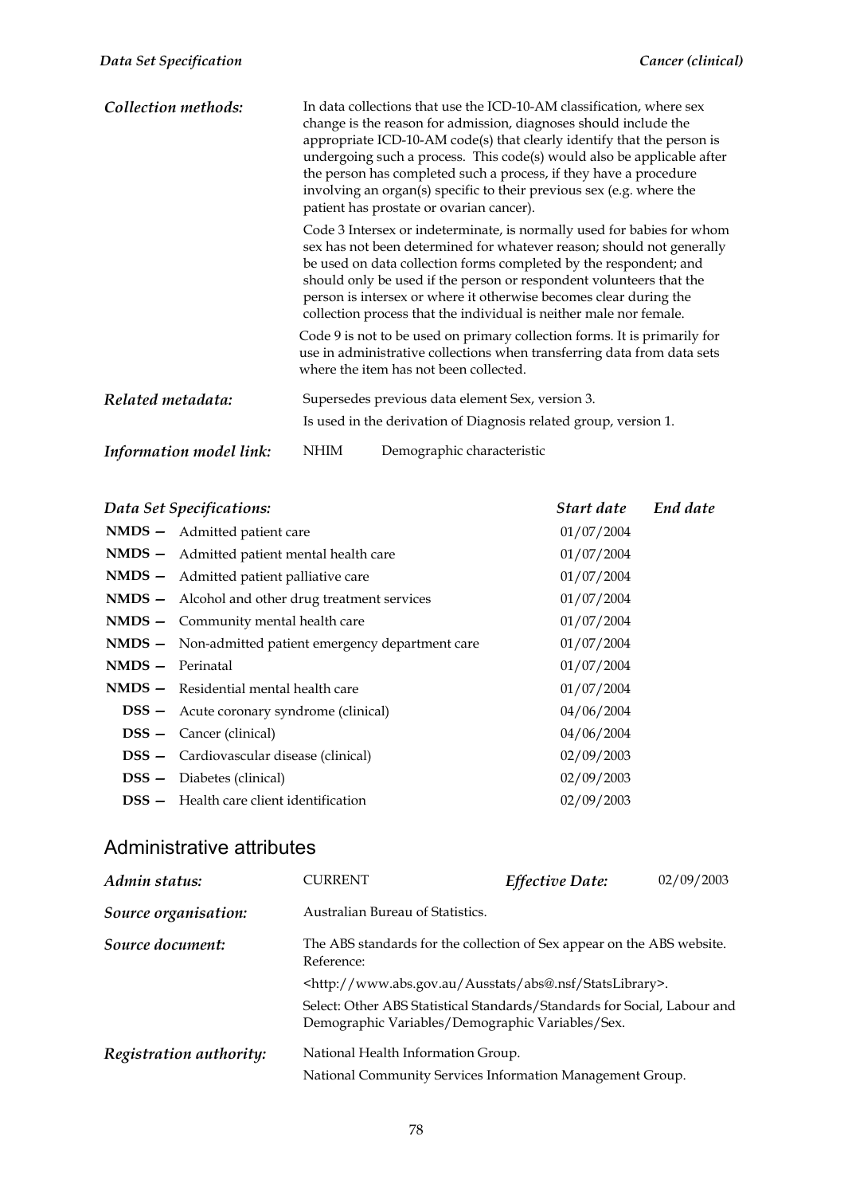| | |
|---|---|
| ***Collection methods:*** | In data collections that use the ICD-10-AM classification, where sex change is the reason for admission, diagnoses should include the appropriate ICD-10-AM code(s) that clearly identify that the person is undergoing such a process. This code(s) would also be applicable after the person has completed such a process, if they have a procedure involving an organ(s) specific to their previous sex (e.g. where the patient has prostate or ovarian cancer).<br><br>Code 3 Intersex or indeterminate, is normally used for babies for whom sex has not been determined for whatever reason; should not generally be used on data collection forms completed by the respondent; and should only be used if the person or respondent volunteers that the person is intersex or where it otherwise becomes clear during the collection process that the individual is neither male nor female.<br><br>Code 9 is not to be used on primary collection forms. It is primarily for use in administrative collections when transferring data from data sets where the item has not been collected. |
| ***Related metadata:*** | Supersedes previous data element Sex, version 3.<br><br>Is used in the derivation of Diagnosis related group, version 1. |
| ***Information model link:*** | NHIM Demographic characteristic |

| ***Data Set Specifications:*** | | ***Start date*** | ***End date*** |
|---|---|---|---|
| **NMDS —** | Admitted patient care | 01/07/2004 | |
| **NMDS —** | Admitted patient mental health care | 01/07/2004 | |
| **NMDS —** | Admitted patient palliative care | 01/07/2004 | |
| **NMDS —** | Alcohol and other drug treatment services | 01/07/2004 | |
| **NMDS —** | Community mental health care | 01/07/2004 | |
| **NMDS —** | Non-admitted patient emergency department care | 01/07/2004 | |
| **NMDS —** | Perinatal | 01/07/2004 | |
| **NMDS —** | Residential mental health care | 01/07/2004 | |
| **DSS —** | Acute coronary syndrome (clinical) | 04/06/2004 | |
| **DSS —** | Cancer (clinical) | 04/06/2004 | |
| **DSS —** | Cardiovascular disease (clinical) | 02/09/2003 | |
| **DSS —** | Diabetes (clinical) | 02/09/2003 | |
| **DSS —** | Health care client identification | 02/09/2003 | |

## Administrative attributes

| | | | |
|---|---|---|---|
| ***Admin status:*** | CURRENT | ***Effective Date:*** | 02/09/2003 |
| ***Source organisation:*** | Australian Bureau of Statistics. | | |
| ***Source document:*** | The ABS standards for the collection of Sex appear on the ABS website. Reference:<br><br><http://www.abs.gov.au/Ausstats/abs@.nsf/StatsLibrary>.<br><br>Select: Other ABS Statistical Standards/Standards for Social, Labour and Demographic Variables/Demographic Variables/Sex. | | |
| ***Registration authority:*** | National Health Information Group.<br><br>National Community Services Information Management Group. | | |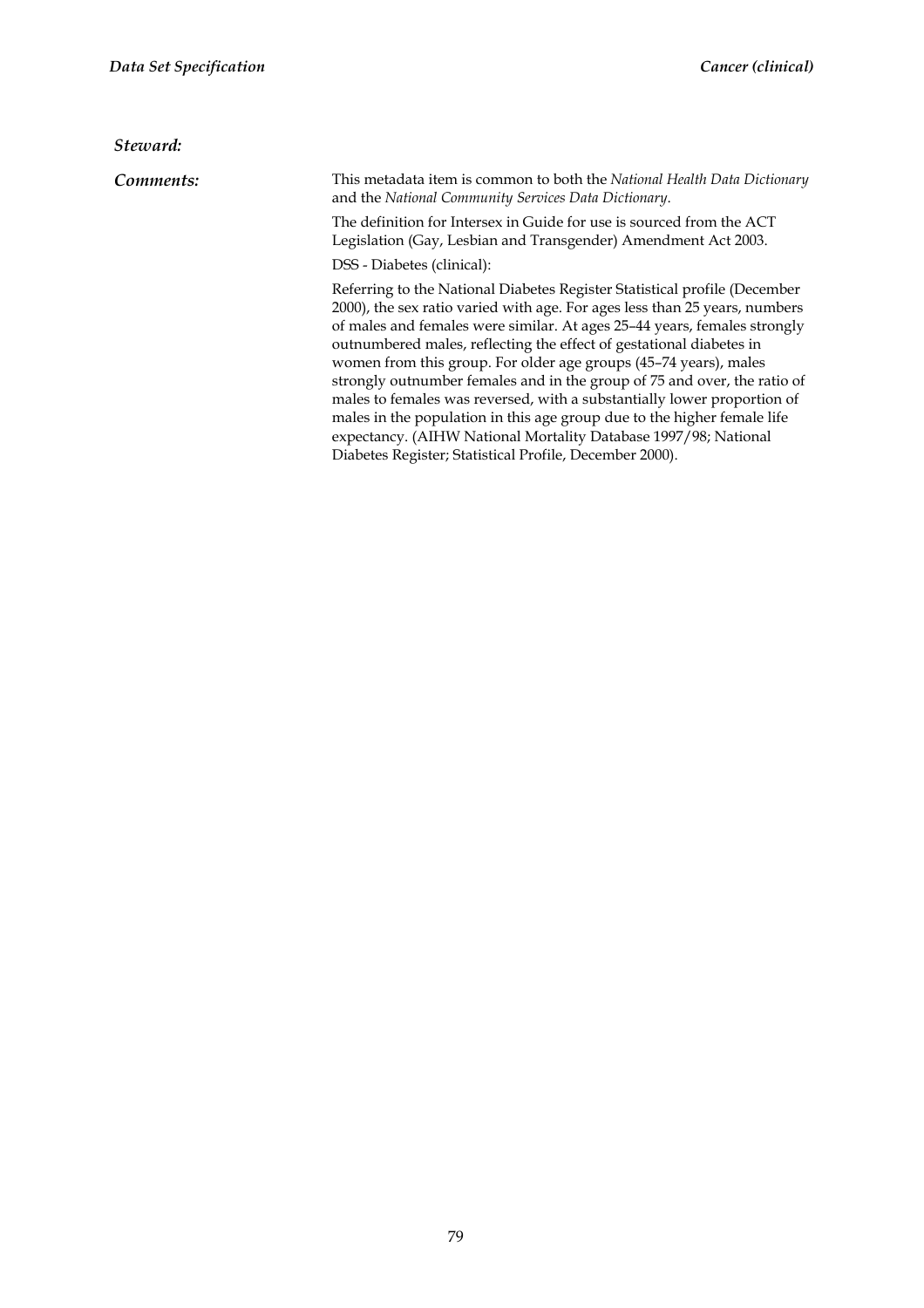***Steward:***

***Comments:*** This metadata item is common to both the *National Health Data Dictionary* and the *National Community Services Data Dictionary*.

The definition for Intersex in Guide for use is sourced from the ACT Legislation (Gay, Lesbian and Transgender) Amendment Act 2003.

DSS - Diabetes (clinical):

Referring to the National Diabetes Register Statistical profile (December 2000), the sex ratio varied with age. For ages less than 25 years, numbers of males and females were similar. At ages 25–44 years, females strongly outnumbered males, reflecting the effect of gestational diabetes in women from this group. For older age groups (45–74 years), males strongly outnumber females and in the group of 75 and over, the ratio of males to females was reversed, with a substantially lower proportion of males in the population in this age group due to the higher female life expectancy. (AIHW National Mortality Database 1997/98; National Diabetes Register; Statistical Profile, December 2000).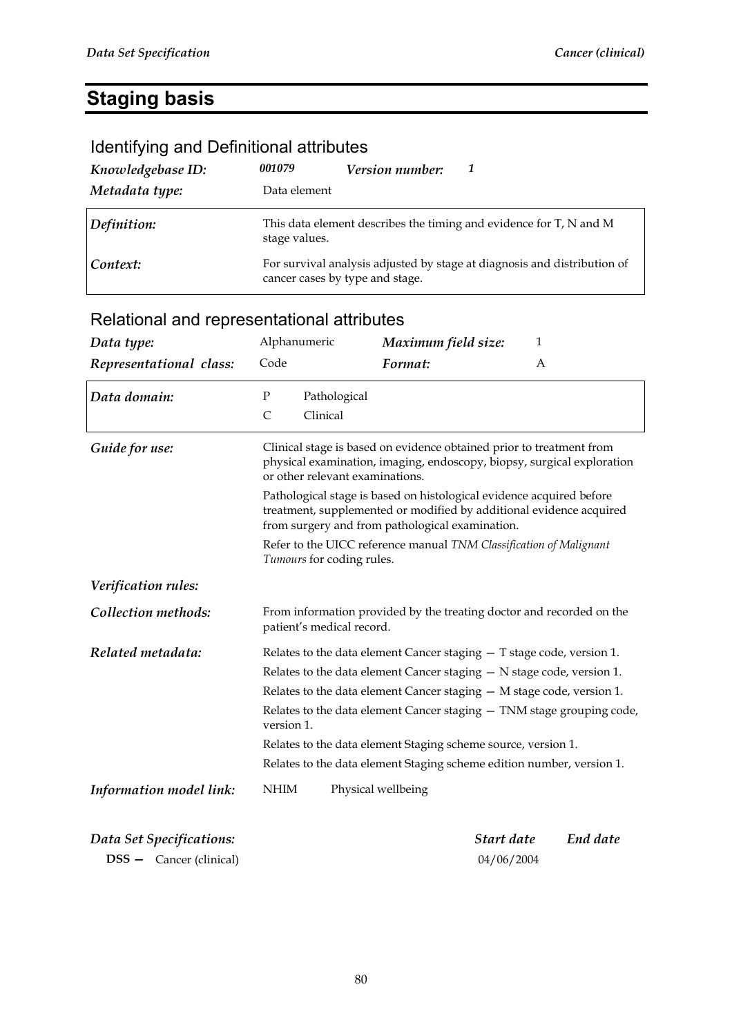# Staging basis

## Identifying and Definitional attributes

| | | | |
|---|---|---|---|
| *Knowledgebase ID:* | *001079* | *Version number:* | *1* |
| *Metadata type:* | Data element | | |

| | |
|---|---|
| *Definition:* | This data element describes the timing and evidence for T, N and M stage values. |
| *Context:* | For survival analysis adjusted by stage at diagnosis and distribution of cancer cases by type and stage. |

## Relational and representational attributes

| | | | |
|---|---|---|---|
| *Data type:* | Alphanumeric | *Maximum field size:* | 1 |
| *Representational class:* | Code | *Format:* | A |

| | | |
|---|---|---|
| *Data domain:* | P | Pathological |
| | C | Clinical |

*Guide for use:*

Clinical stage is based on evidence obtained prior to treatment from physical examination, imaging, endoscopy, biopsy, surgical exploration or other relevant examinations.

Pathological stage is based on histological evidence acquired before treatment, supplemented or modified by additional evidence acquired from surgery and from pathological examination.

Refer to the UICC reference manual *TNM Classification of Malignant Tumours* for coding rules.

*Verification rules:*

*Collection methods:*

From information provided by the treating doctor and recorded on the patient's medical record.

*Related metadata:*

Relates to the data element Cancer staging — T stage code, version 1.

Relates to the data element Cancer staging — N stage code, version 1.

Relates to the data element Cancer staging — M stage code, version 1.

Relates to the data element Cancer staging — TNM stage grouping code, version 1.

Relates to the data element Staging scheme source, version 1.

Relates to the data element Staging scheme edition number, version 1.

*Information model link:* NHIM Physical wellbeing

| *Data Set Specifications:* | *Start date* | *End date* |
|---|---|---|
| **DSS —** Cancer (clinical) | 04/06/2004 | |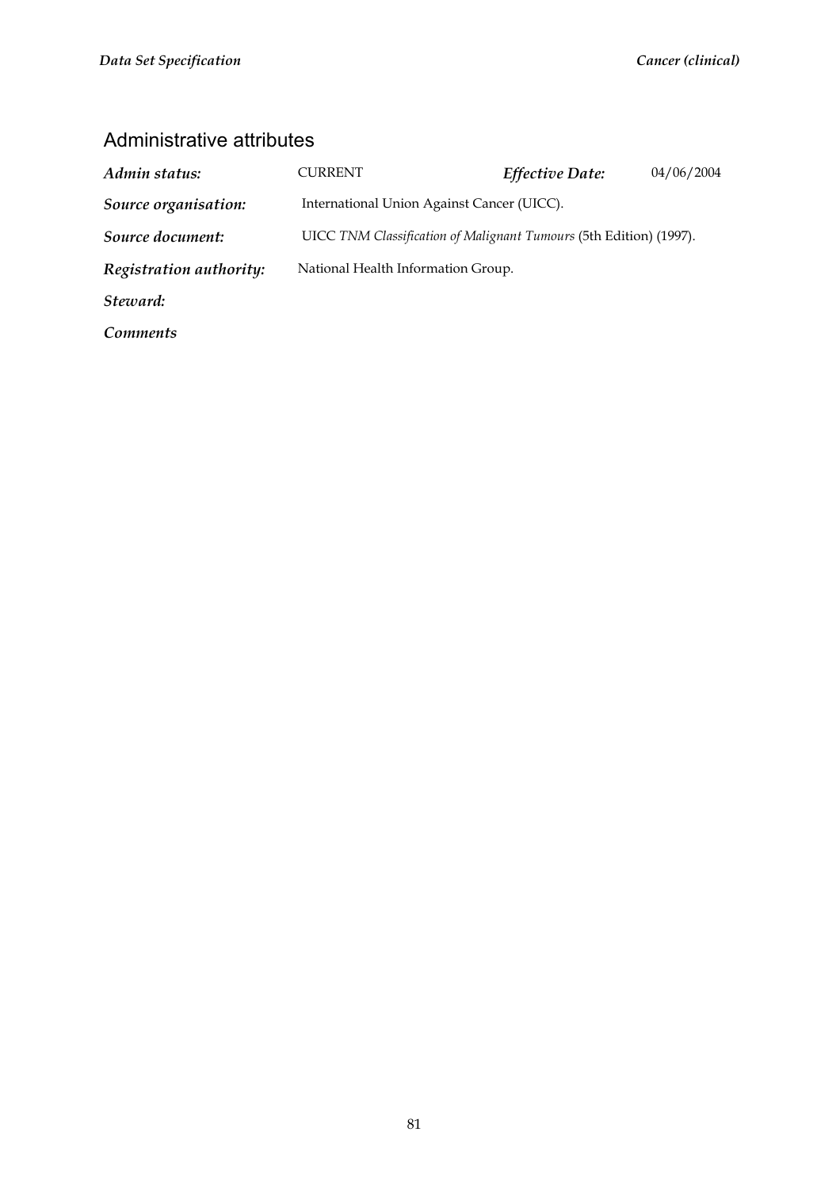## Administrative attributes

| | | | |
|---|---|---|---|
| ***Admin status:*** | CURRENT | ***Effective Date:*** | 04/06/2004 |
| ***Source organisation:*** | International Union Against Cancer (UICC). | | |
| ***Source document:*** | UICC *TNM Classification of Malignant Tumours* (5th Edition) (1997). | | |
| ***Registration authority:*** | National Health Information Group. | | |
| ***Steward:*** | | | |
| ***Comments*** | | | |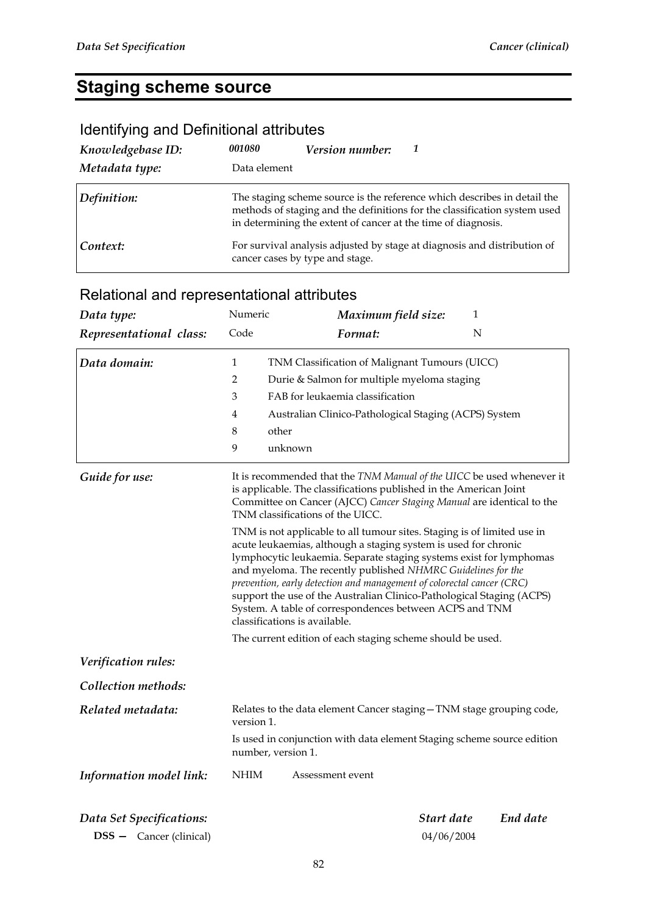# Staging scheme source

## Identifying and Definitional attributes

| | | | |
|---|---|---|---|
| ***Knowledgebase ID:*** | ***001080*** | ***Version number:*** | ***1*** |
| ***Metadata type:*** | Data element | | |

| | |
|---|---|
| ***Definition:*** | The staging scheme source is the reference which describes in detail the methods of staging and the definitions for the classification system used in determining the extent of cancer at the time of diagnosis. |
| ***Context:*** | For survival analysis adjusted by stage at diagnosis and distribution of cancer cases by type and stage. |

## Relational and representational attributes

| | | | |
|---|---|---|---|
| ***Data type:*** | Numeric | ***Maximum field size:*** | 1 |
| ***Representational class:*** | Code | ***Format:*** | N |

***Data domain:***

| | |
|---|---|
| 1 | TNM Classification of Malignant Tumours (UICC) |
| 2 | Durie & Salmon for multiple myeloma staging |
| 3 | FAB for leukaemia classification |
| 4 | Australian Clinico-Pathological Staging (ACPS) System |
| 8 | other |
| 9 | unknown |

***Guide for use:***

It is recommended that the *TNM Manual of the UICC* be used whenever it is applicable. The classifications published in the American Joint Committee on Cancer (AJCC) *Cancer Staging Manual* are identical to the TNM classifications of the UICC.

TNM is not applicable to all tumour sites. Staging is of limited use in acute leukaemias, although a staging system is used for chronic lymphocytic leukaemia. Separate staging systems exist for lymphomas and myeloma. The recently published *NHMRC Guidelines for the prevention, early detection and management of colorectal cancer (CRC)* support the use of the Australian Clinico-Pathological Staging (ACPS) System. A table of correspondences between ACPS and TNM classifications is available.

The current edition of each staging scheme should be used.

***Verification rules:***

***Collection methods:***

***Related metadata:***

Relates to the data element Cancer staging—TNM stage grouping code, version 1.

Is used in conjunction with data element Staging scheme source edition number, version 1.

***Information model link:*** NHIM Assessment event

| ***Data Set Specifications:*** | ***Start date*** | ***End date*** |
|---|---|---|
| **DSS —** Cancer (clinical) | 04/06/2004 | |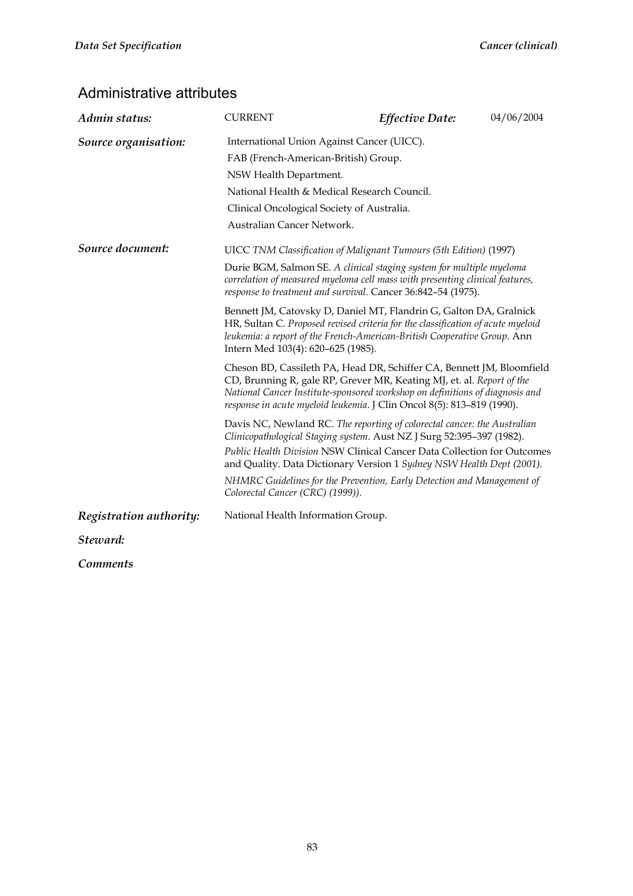## Administrative attributes

| | | | |
|---|---|---|---|
| ***Admin status:*** | CURRENT | ***Effective Date:*** | 04/06/2004 |

***Source organisation:***

International Union Against Cancer (UICC).

FAB (French-American-British) Group.

NSW Health Department.

National Health & Medical Research Council.

Clinical Oncological Society of Australia.

Australian Cancer Network.

***Source document:***

UICC *TNM Classification of Malignant Tumours (5th Edition)* (1997)

Durie BGM, Salmon SE. *A clinical staging system for multiple myeloma correlation of measured myeloma cell mass with presenting clinical features, response to treatment and survival.* Cancer 36:842–54 (1975).

Bennett JM, Catovsky D, Daniel MT, Flandrin G, Galton DA, Gralnick HR, Sultan C. *Proposed revised criteria for the classification of acute myeloid leukemia: a report of the French-American-British Cooperative Group.* Ann Intern Med 103(4): 620–625 (1985).

Cheson BD, Cassileth PA, Head DR, Schiffer CA, Bennett JM, Bloomfield CD, Brunning R, gale RP, Grever MR, Keating MJ, et. al. *Report of the National Cancer Institute-sponsored workshop on definitions of diagnosis and response in acute myeloid leukemia.* J Clin Oncol 8(5): 813–819 (1990).

Davis NC, Newland RC. *The reporting of colorectal cancer: the Australian Clinicopathological Staging system.* Aust NZ J Surg 52:395–397 (1982).

*Public Health Division* NSW Clinical Cancer Data Collection for Outcomes and Quality. Data Dictionary Version 1 *Sydney NSW Health Dept (2001).*

*NHMRC Guidelines for the Prevention, Early Detection and Management of Colorectal Cancer (CRC) (1999)).*

***Registration authority:*** National Health Information Group.

***Steward:***

***Comments***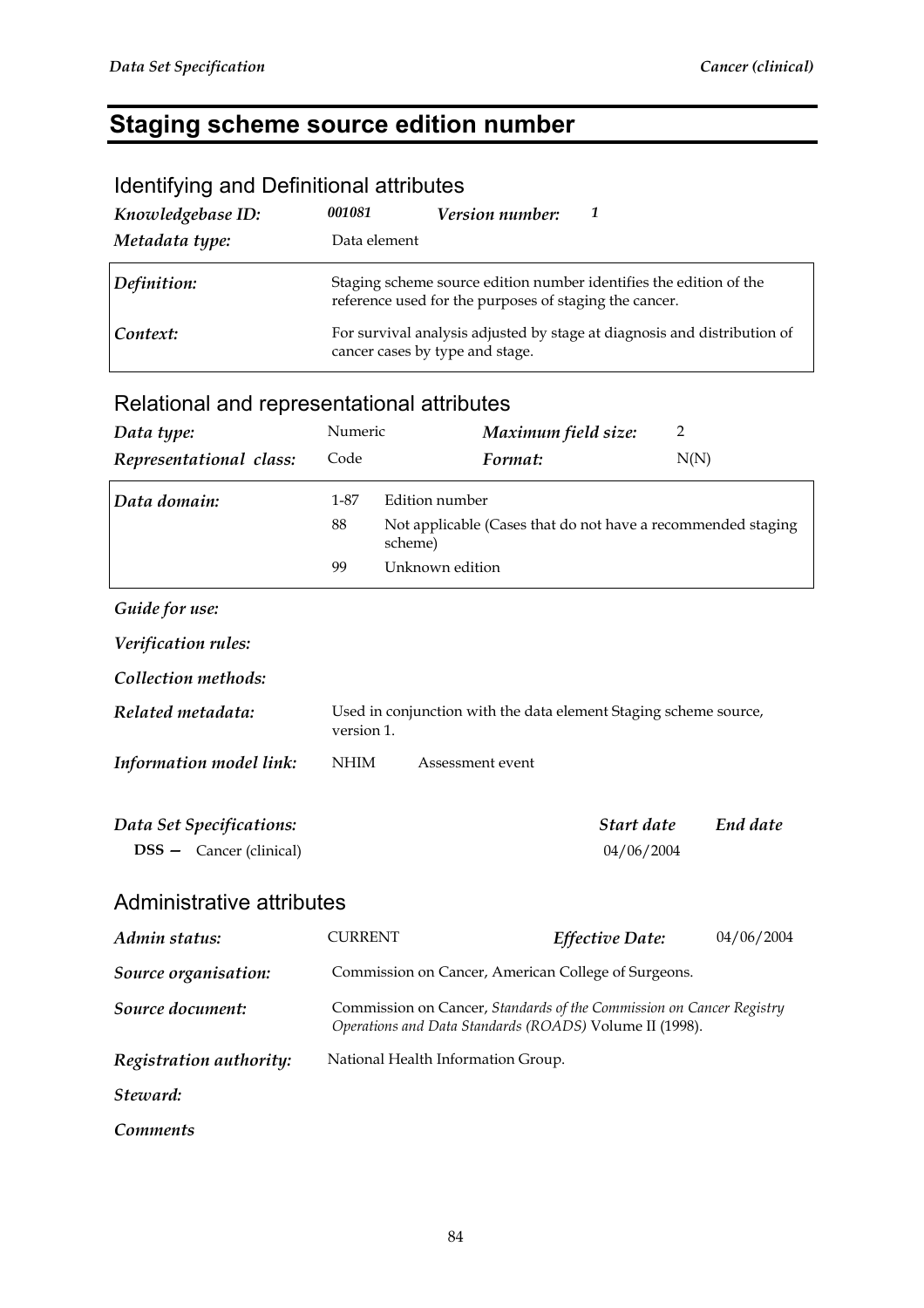# Staging scheme source edition number

## Identifying and Definitional attributes

***Knowledgebase ID:*** ***001081*** ***Version number:*** ***1***

***Metadata type:*** Data element

| | |
|---|---|
| ***Definition:*** | Staging scheme source edition number identifies the edition of the reference used for the purposes of staging the cancer. |
| ***Context:*** | For survival analysis adjusted by stage at diagnosis and distribution of cancer cases by type and stage. |

## Relational and representational attributes

***Data type:*** Numeric ***Maximum field size:*** 2

***Representational class:*** Code ***Format:*** N(N)

| | | |
|---|---|---|
| ***Data domain:*** | 1-87 | Edition number |
| | 88 | Not applicable (Cases that do not have a recommended staging scheme) |
| | 99 | Unknown edition |

***Guide for use:***

***Verification rules:***

***Collection methods:***

***Related metadata:*** Used in conjunction with the data element Staging scheme source, version 1.

***Information model link:*** NHIM Assessment event

| ***Data Set Specifications:*** | ***Start date*** | ***End date*** |
|---|---|---|
| **DSS —** Cancer (clinical) | 04/06/2004 | |

## Administrative attributes

***Admin status:*** CURRENT ***Effective Date:*** 04/06/2004

***Source organisation:*** Commission on Cancer, American College of Surgeons.

***Source document:*** Commission on Cancer, *Standards of the Commission on Cancer Registry Operations and Data Standards (ROADS)* Volume II (1998).

***Registration authority:*** National Health Information Group.

***Steward:***

***Comments***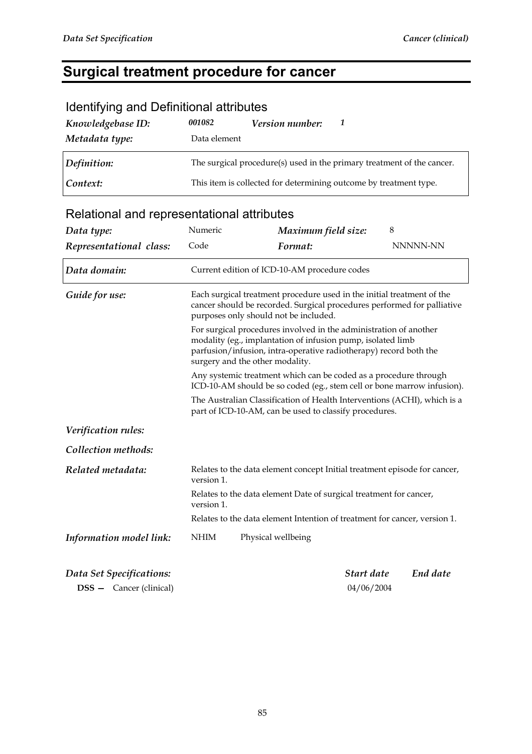# Surgical treatment procedure for cancer

## Identifying and Definitional attributes

| | | | |
|---|---|---|---|
| ***Knowledgebase ID:*** | ***001082*** | ***Version number:*** | ***1*** |
| ***Metadata type:*** | Data element | | |

| | |
|---|---|
| ***Definition:*** | The surgical procedure(s) used in the primary treatment of the cancer. |
| ***Context:*** | This item is collected for determining outcome by treatment type. |

## Relational and representational attributes

| | | | |
|---|---|---|---|
| ***Data type:*** | Numeric | ***Maximum field size:*** | 8 |
| ***Representational class:*** | Code | ***Format:*** | NNNNN-NN |

| | |
|---|---|
| ***Data domain:*** | Current edition of ICD-10-AM procedure codes |

***Guide for use:***

Each surgical treatment procedure used in the initial treatment of the cancer should be recorded. Surgical procedures performed for palliative purposes only should not be included.

For surgical procedures involved in the administration of another modality (eg., implantation of infusion pump, isolated limb parfusion/infusion, intra-operative radiotherapy) record both the surgery and the other modality.

Any systemic treatment which can be coded as a procedure through ICD-10-AM should be so coded (eg., stem cell or bone marrow infusion).

The Australian Classification of Health Interventions (ACHI), which is a part of ICD-10-AM, can be used to classify procedures.

***Verification rules:***

***Collection methods:***

***Related metadata:***

Relates to the data element concept Initial treatment episode for cancer, version 1.

Relates to the data element Date of surgical treatment for cancer, version 1.

Relates to the data element Intention of treatment for cancer, version 1.

***Information model link:*** NHIM Physical wellbeing

| ***Data Set Specifications:*** | ***Start date*** | ***End date*** |
|---|---|---|
| **DSS —** Cancer (clinical) | 04/06/2004 | |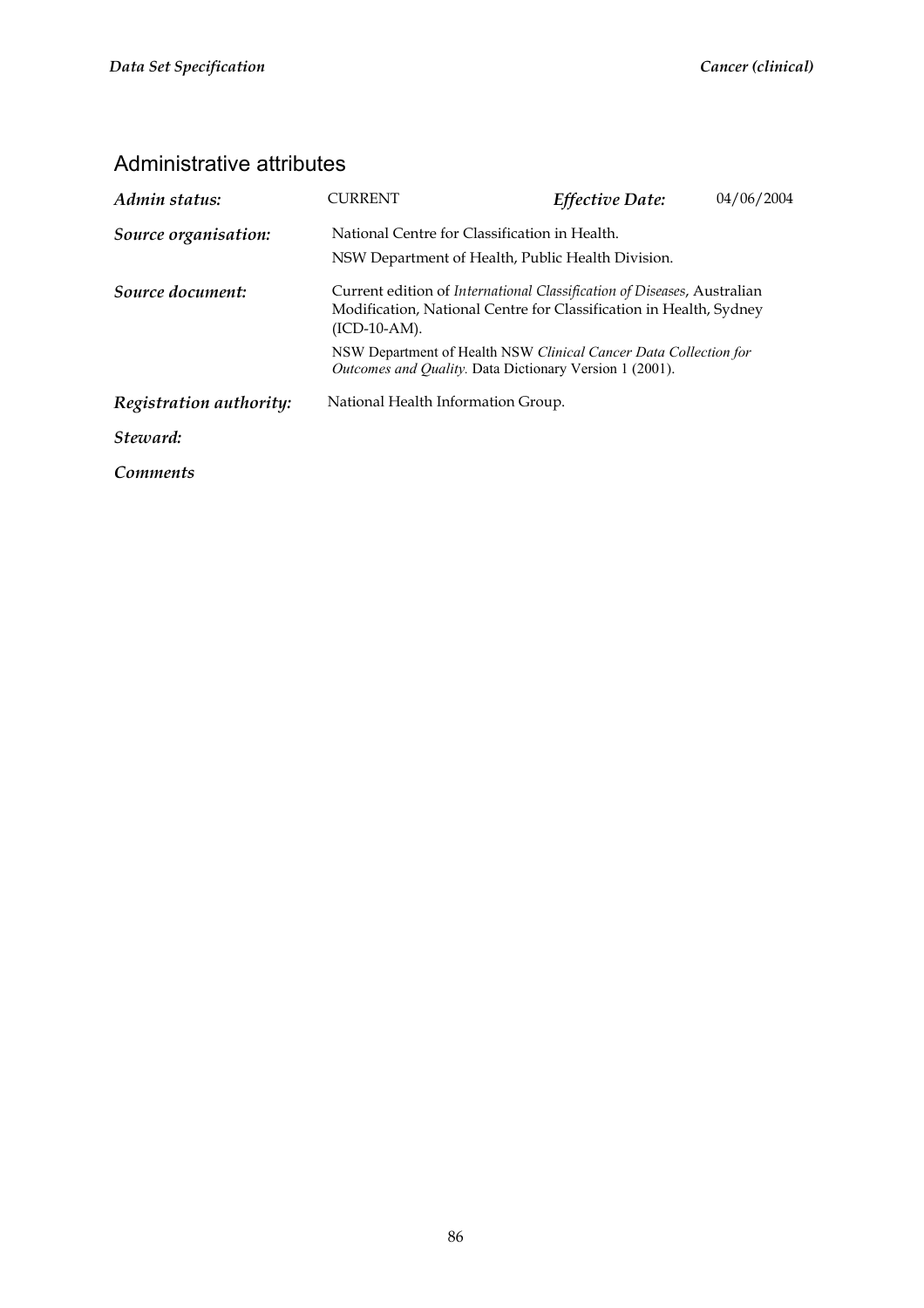## Administrative attributes

| | | | |
|---|---|---|---|
| ***Admin status:*** | CURRENT | ***Effective Date:*** | 04/06/2004 |

***Source organisation:*** National Centre for Classification in Health.

NSW Department of Health, Public Health Division.

***Source document:*** Current edition of *International Classification of Diseases*, Australian Modification, National Centre for Classification in Health, Sydney (ICD-10-AM).

NSW Department of Health NSW *Clinical Cancer Data Collection for Outcomes and Quality.* Data Dictionary Version 1 (2001).

***Registration authority:*** National Health Information Group.

***Steward:***

***Comments***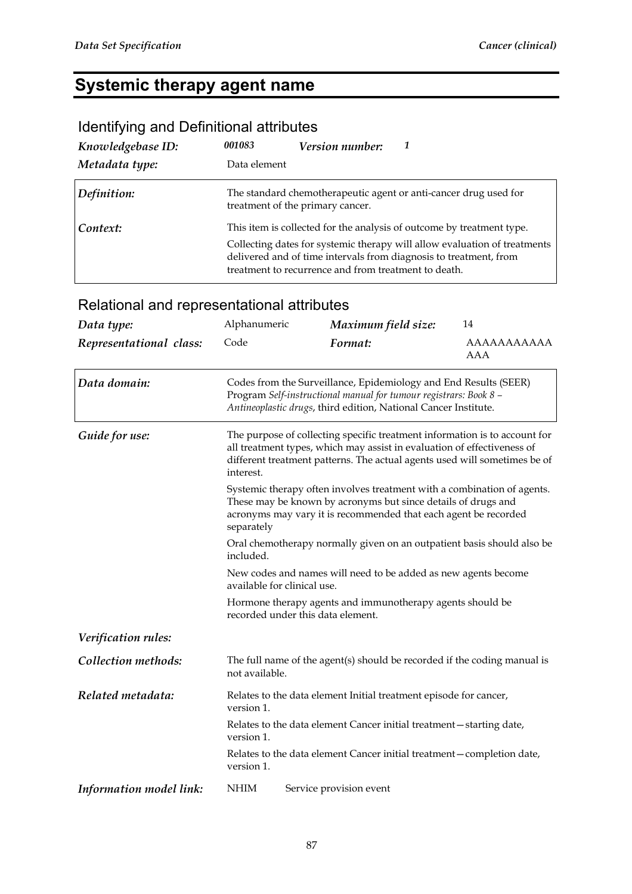# Systemic therapy agent name

## Identifying and Definitional attributes

| | | | |
|---|---|---|---|
| *Knowledgebase ID:* | *001083* | *Version number:* | *1* |
| *Metadata type:* | Data element | | |

| | |
|---|---|
| *Definition:* | The standard chemotherapeutic agent or anti-cancer drug used for treatment of the primary cancer. |
| *Context:* | This item is collected for the analysis of outcome by treatment type.<br><br>Collecting dates for systemic therapy will allow evaluation of treatments delivered and of time intervals from diagnosis to treatment, from treatment to recurrence and from treatment to death. |

## Relational and representational attributes

| | | | |
|---|---|---|---|
| *Data type:* | Alphanumeric | *Maximum field size:* | 14 |
| *Representational class:* | Code | *Format:* | AAAAAAAAAAAAAA |

| | |
|---|---|
| *Data domain:* | Codes from the Surveillance, Epidemiology and End Results (SEER) Program *Self-instructional manual for tumour registrars: Book 8 – Antineoplastic drugs*, third edition, National Cancer Institute. |

*Guide for use:*

The purpose of collecting specific treatment information is to account for all treatment types, which may assist in evaluation of effectiveness of different treatment patterns. The actual agents used will sometimes be of interest.

Systemic therapy often involves treatment with a combination of agents. These may be known by acronyms but since details of drugs and acronyms may vary it is recommended that each agent be recorded separately

Oral chemotherapy normally given on an outpatient basis should also be included.

New codes and names will need to be added as new agents become available for clinical use.

Hormone therapy agents and immunotherapy agents should be recorded under this data element.

*Verification rules:*

*Collection methods:*

The full name of the agent(s) should be recorded if the coding manual is not available.

*Related metadata:*

Relates to the data element Initial treatment episode for cancer, version 1.

Relates to the data element Cancer initial treatment—starting date, version 1.

Relates to the data element Cancer initial treatment—completion date, version 1.

*Information model link:* NHIM Service provision event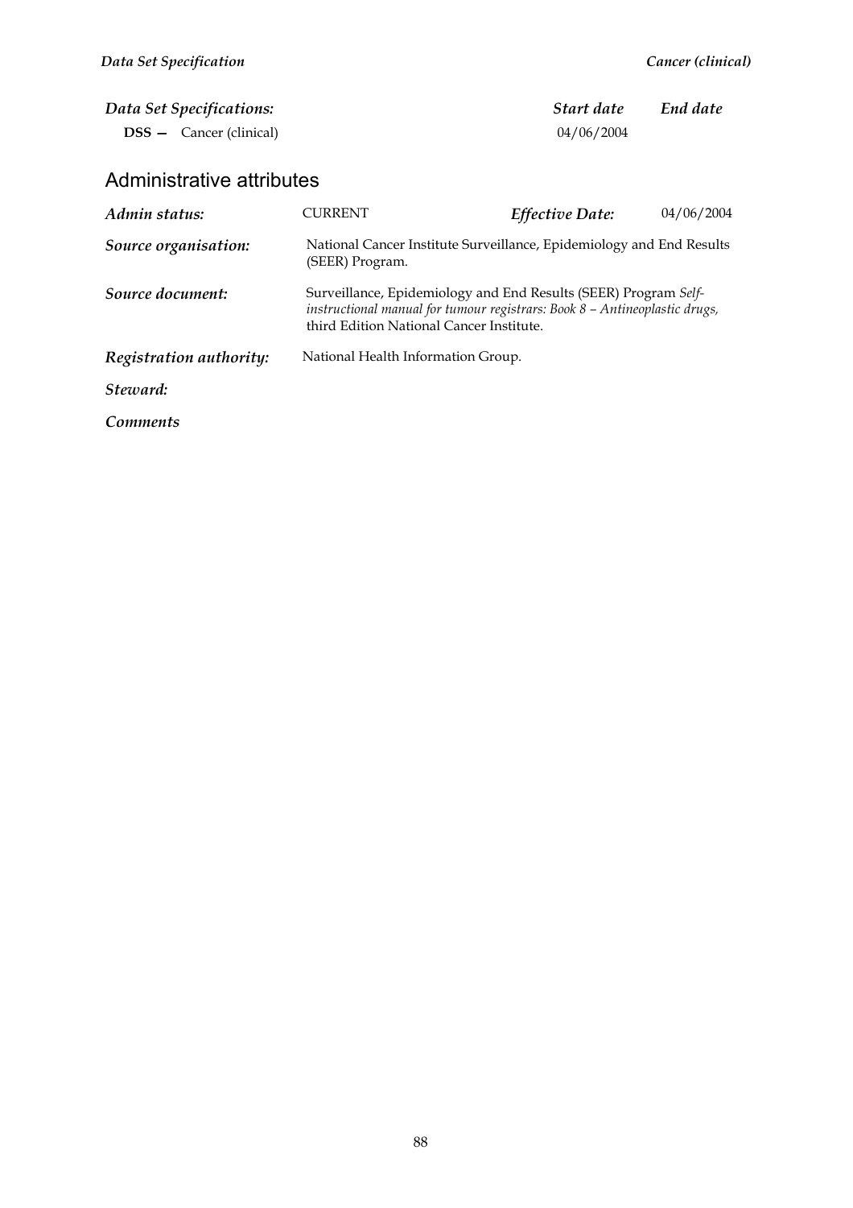| *Data Set Specifications:* | *Start date* | *End date* |
| --- | --- | --- |
| **DSS —** Cancer (clinical) | 04/06/2004 | |

## Administrative attributes

| | | | |
| --- | --- | --- | --- |
| ***Admin status:*** | CURRENT | ***Effective Date:*** | 04/06/2004 |
| ***Source organisation:*** | National Cancer Institute Surveillance, Epidemiology and End Results (SEER) Program. | | |
| ***Source document:*** | Surveillance, Epidemiology and End Results (SEER) Program *Self-instructional manual for tumour registrars: Book 8 – Antineoplastic drugs,* third Edition National Cancer Institute. | | |
| ***Registration authority:*** | National Health Information Group. | | |
| ***Steward:*** | | | |
| ***Comments*** | | | |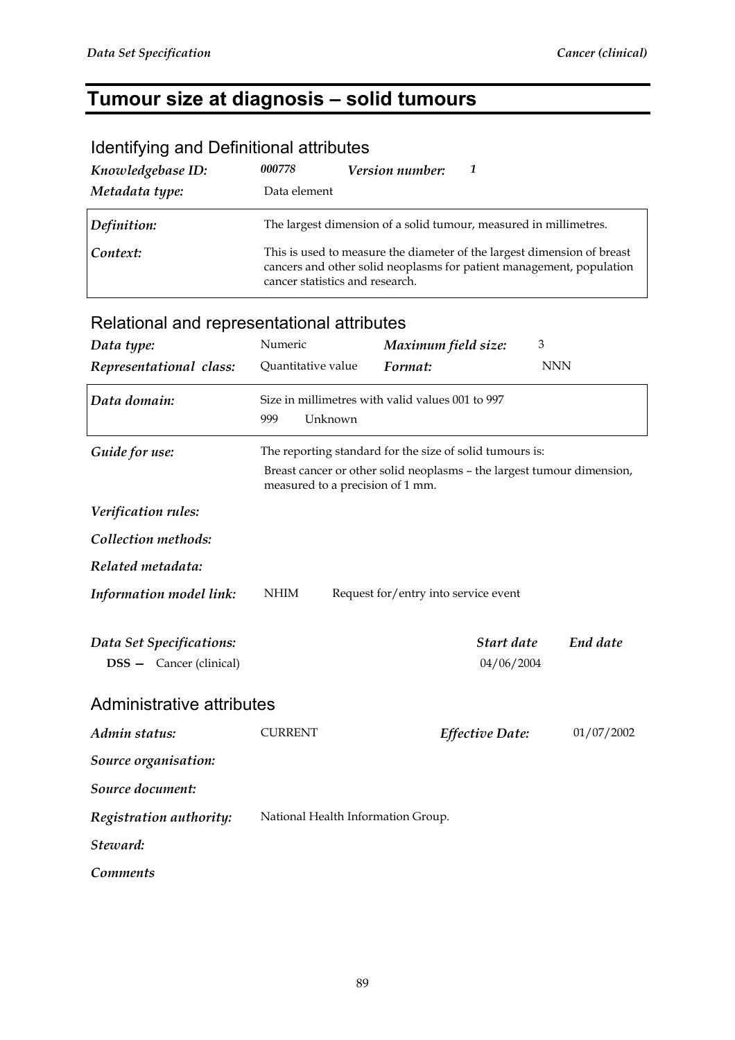# Tumour size at diagnosis – solid tumours

## Identifying and Definitional attributes

| | | | |
|---|---|---|---|
| ***Knowledgebase ID:*** | ***000778*** | ***Version number:*** | ***1*** |
| ***Metadata type:*** | Data element | | |

| | |
|---|---|
| ***Definition:*** | The largest dimension of a solid tumour, measured in millimetres. |
| ***Context:*** | This is used to measure the diameter of the largest dimension of breast cancers and other solid neoplasms for patient management, population cancer statistics and research. |

## Relational and representational attributes

| | | | |
|---|---|---|---|
| ***Data type:*** | Numeric | ***Maximum field size:*** | 3 |
| ***Representational class:*** | Quantitative value | ***Format:*** | NNN |

| | |
|---|---|
| ***Data domain:*** | Size in millimetres with valid values 001 to 997<br>999 Unknown |

***Guide for use:*** The reporting standard for the size of solid tumours is:

Breast cancer or other solid neoplasms – the largest tumour dimension, measured to a precision of 1 mm.

***Verification rules:***

***Collection methods:***

***Related metadata:***

***Information model link:*** NHIM Request for/entry into service event

| ***Data Set Specifications:*** | ***Start date*** | ***End date*** |
|---|---|---|
| **DSS —** Cancer (clinical) | 04/06/2004 | |

## Administrative attributes

| | | | |
|---|---|---|---|
| ***Admin status:*** | CURRENT | ***Effective Date:*** | 01/07/2002 |

***Source organisation:***

***Source document:***

***Registration authority:*** National Health Information Group.

***Steward:***

***Comments***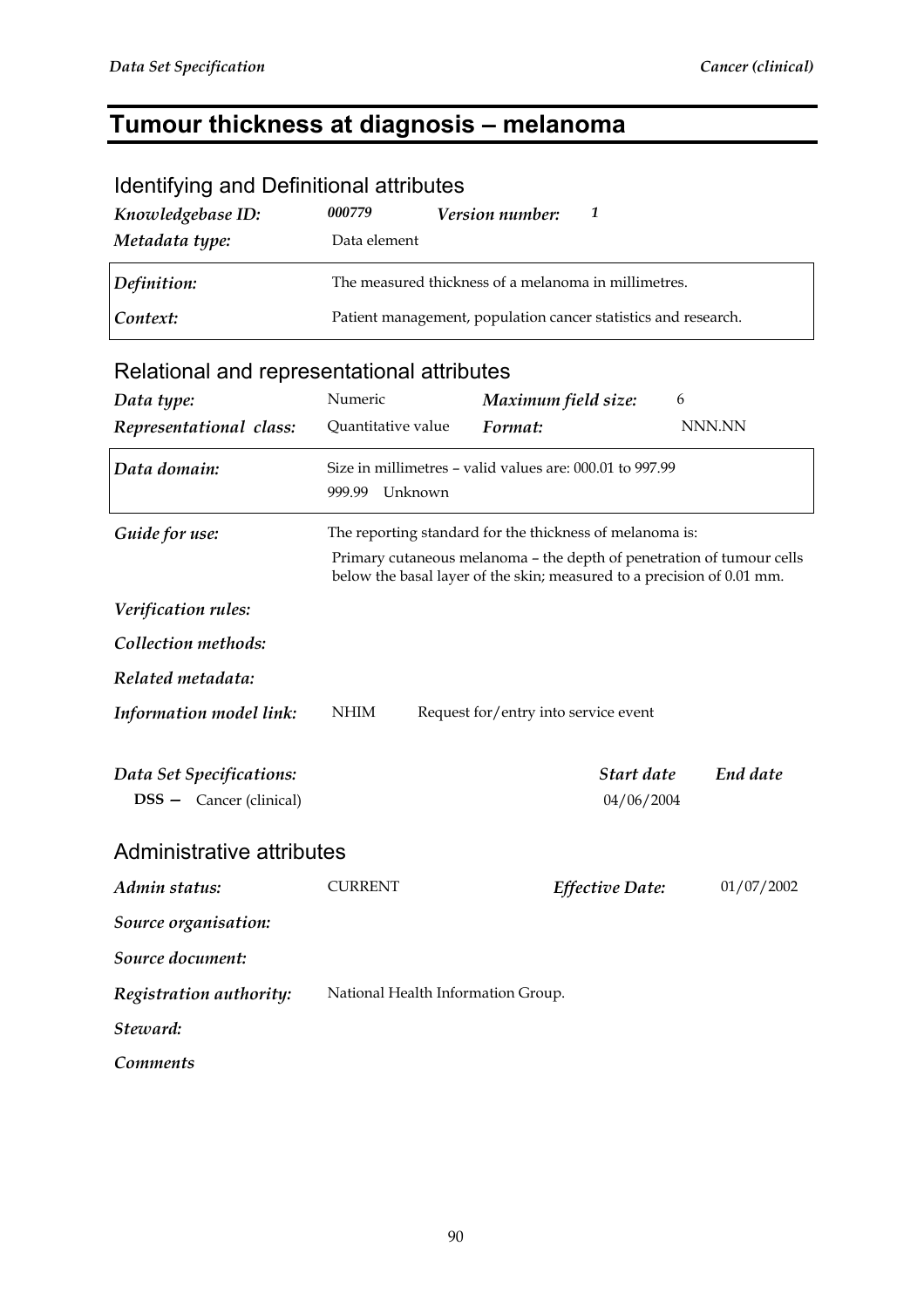# Tumour thickness at diagnosis – melanoma

## Identifying and Definitional attributes

| | | | |
|---|---|---|---|
| ***Knowledgebase ID:*** | ***000779*** | ***Version number:*** | ***1*** |
| ***Metadata type:*** | Data element | | |

| | |
|---|---|
| ***Definition:*** | The measured thickness of a melanoma in millimetres. |
| ***Context:*** | Patient management, population cancer statistics and research. |

## Relational and representational attributes

| | | | |
|---|---|---|---|
| ***Data type:*** | Numeric | ***Maximum field size:*** | 6 |
| ***Representational class:*** | Quantitative value | ***Format:*** | NNN.NN |

| | |
|---|---|
| ***Data domain:*** | Size in millimetres – valid values are: 000.01 to 997.99<br>999.99 Unknown |

***Guide for use:*** The reporting standard for the thickness of melanoma is:

Primary cutaneous melanoma – the depth of penetration of tumour cells below the basal layer of the skin; measured to a precision of 0.01 mm.

***Verification rules:***

***Collection methods:***

***Related metadata:***

***Information model link:*** NHIM Request for/entry into service event

| ***Data Set Specifications:*** | ***Start date*** | ***End date*** |
|---|---|---|
| **DSS –** Cancer (clinical) | 04/06/2004 | |

## Administrative attributes

| | | | |
|---|---|---|---|
| ***Admin status:*** | CURRENT | ***Effective Date:*** | 01/07/2002 |

***Source organisation:***

***Source document:***

***Registration authority:*** National Health Information Group.

***Steward:***

***Comments***